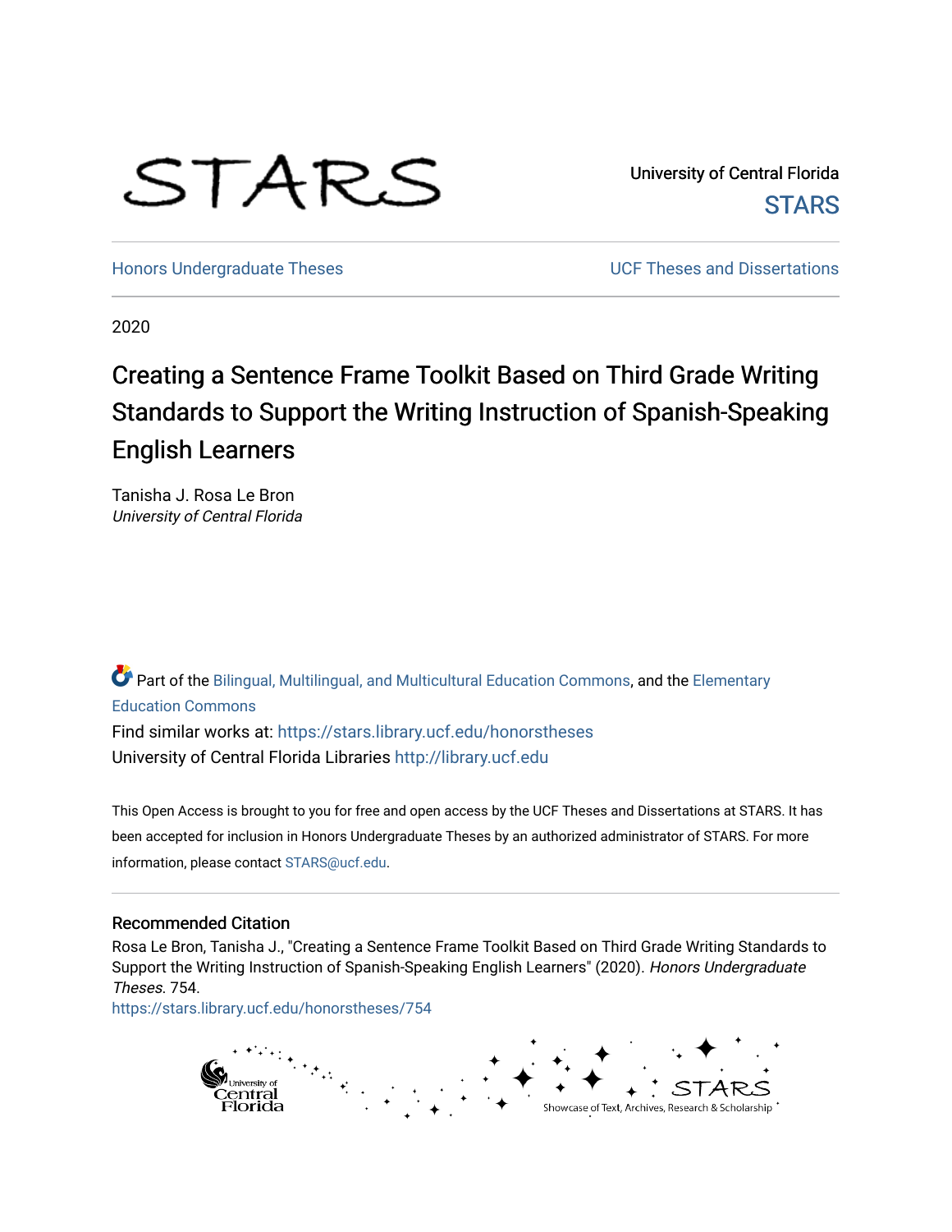STARS

University of Central Florida
STARS

Honors Undergraduate Theses UCF Theses and Dissertations

2020

# Creating a Sentence Frame Toolkit Based on Third Grade Writing Standards to Support the Writing Instruction of Spanish-Speaking English Learners

Tanisha J. Rosa Le Bron
*University of Central Florida*

Part of the Bilingual, Multilingual, and Multicultural Education Commons, and the Elementary Education Commons

Find similar works at: https://stars.library.ucf.edu/honorstheses
University of Central Florida Libraries http://library.ucf.edu

This Open Access is brought to you for free and open access by the UCF Theses and Dissertations at STARS. It has been accepted for inclusion in Honors Undergraduate Theses by an authorized administrator of STARS. For more information, please contact STARS@ucf.edu.

## Recommended Citation

Rosa Le Bron, Tanisha J., "Creating a Sentence Frame Toolkit Based on Third Grade Writing Standards to Support the Writing Instruction of Spanish-Speaking English Learners" (2020). *Honors Undergraduate Theses*. 754.
https://stars.library.ucf.edu/honorstheses/754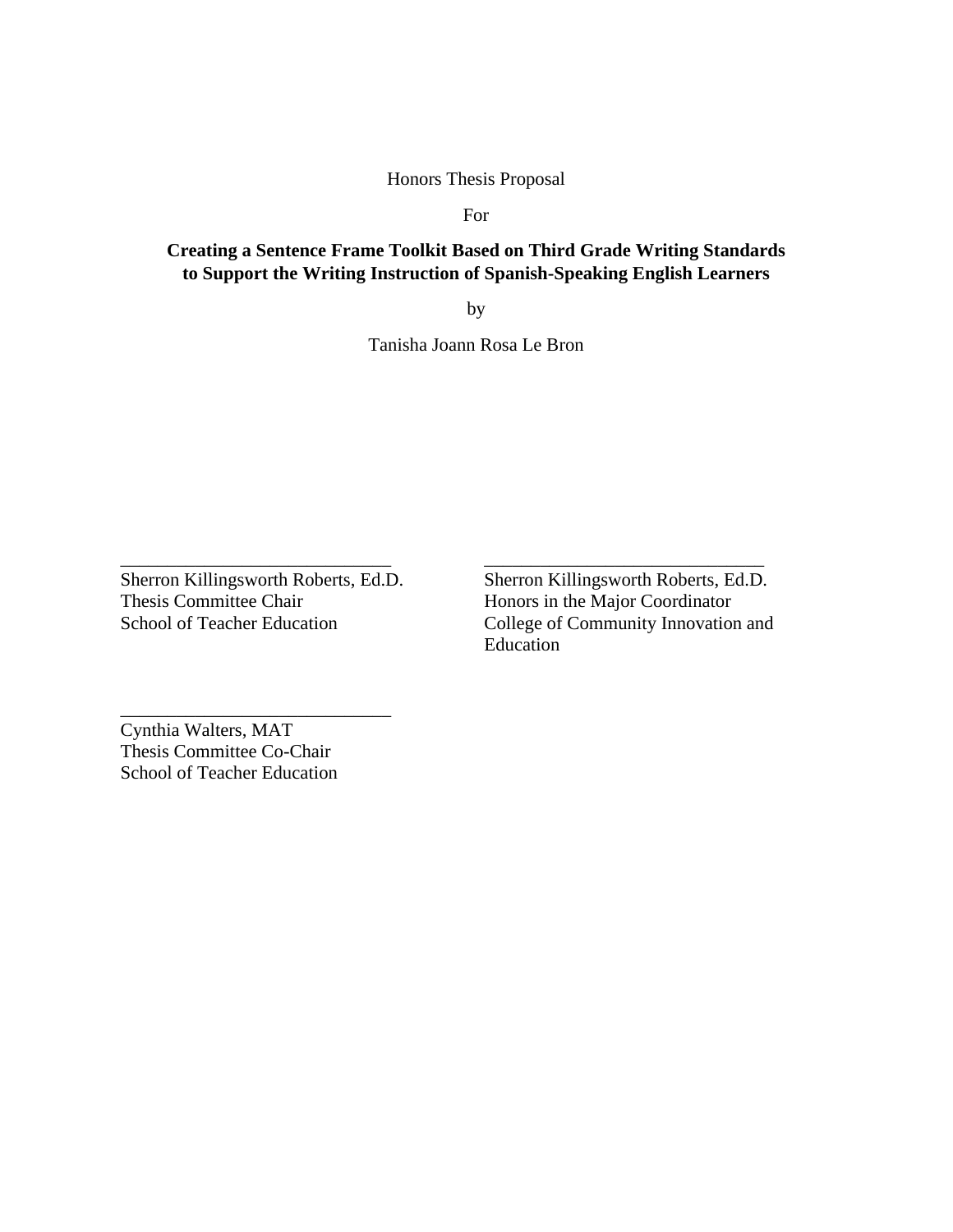Honors Thesis Proposal

For

**Creating a Sentence Frame Toolkit Based on Third Grade Writing Standards to Support the Writing Instruction of Spanish-Speaking English Learners**

by

Tanisha Joann Rosa Le Bron

\_\_\_\_\_\_\_\_\_\_\_\_\_\_\_\_\_\_\_\_\_\_\_\_\_\_\_\_\_\_
Sherron Killingsworth Roberts, Ed.D.
Thesis Committee Chair
School of Teacher Education

\_\_\_\_\_\_\_\_\_\_\_\_\_\_\_\_\_\_\_\_\_\_\_\_\_\_\_\_\_\_
Sherron Killingsworth Roberts, Ed.D.
Honors in the Major Coordinator
College of Community Innovation and Education

\_\_\_\_\_\_\_\_\_\_\_\_\_\_\_\_\_\_\_\_\_\_\_\_\_\_\_\_\_\_
Cynthia Walters, MAT
Thesis Committee Co-Chair
School of Teacher Education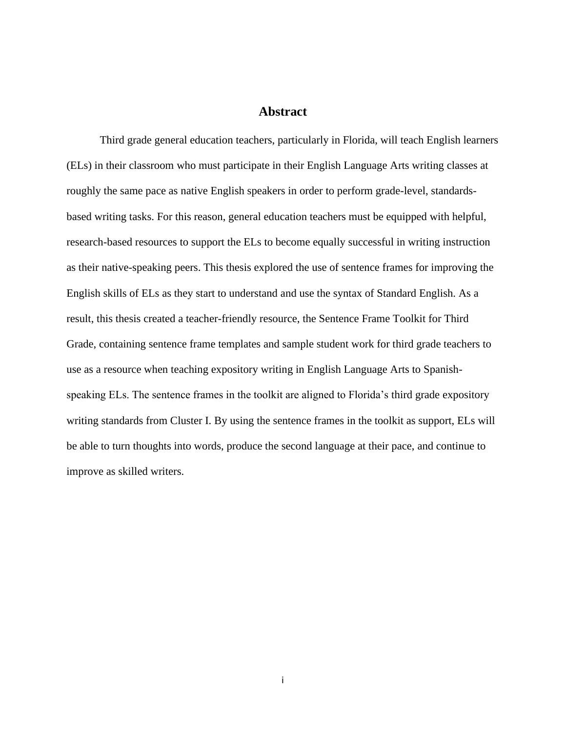# Abstract

Third grade general education teachers, particularly in Florida, will teach English learners (ELs) in their classroom who must participate in their English Language Arts writing classes at roughly the same pace as native English speakers in order to perform grade-level, standards-based writing tasks. For this reason, general education teachers must be equipped with helpful, research-based resources to support the ELs to become equally successful in writing instruction as their native-speaking peers. This thesis explored the use of sentence frames for improving the English skills of ELs as they start to understand and use the syntax of Standard English. As a result, this thesis created a teacher-friendly resource, the Sentence Frame Toolkit for Third Grade, containing sentence frame templates and sample student work for third grade teachers to use as a resource when teaching expository writing in English Language Arts to Spanish-speaking ELs. The sentence frames in the toolkit are aligned to Florida's third grade expository writing standards from Cluster I. By using the sentence frames in the toolkit as support, ELs will be able to turn thoughts into words, produce the second language at their pace, and continue to improve as skilled writers.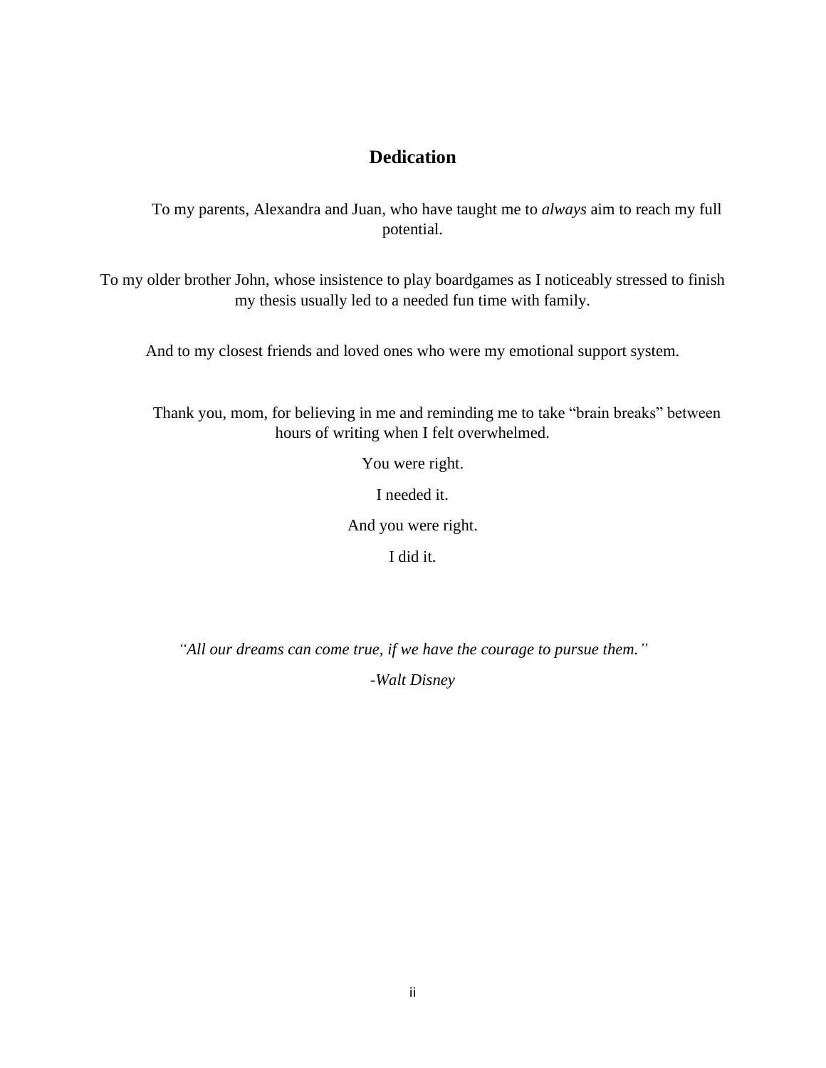# Dedication

To my parents, Alexandra and Juan, who have taught me to *always* aim to reach my full potential.

To my older brother John, whose insistence to play boardgames as I noticeably stressed to finish my thesis usually led to a needed fun time with family.

And to my closest friends and loved ones who were my emotional support system.

Thank you, mom, for believing in me and reminding me to take "brain breaks" between hours of writing when I felt overwhelmed.

You were right.

I needed it.

And you were right.

I did it.

*"All our dreams can come true, if we have the courage to pursue them."*

-*Walt Disney*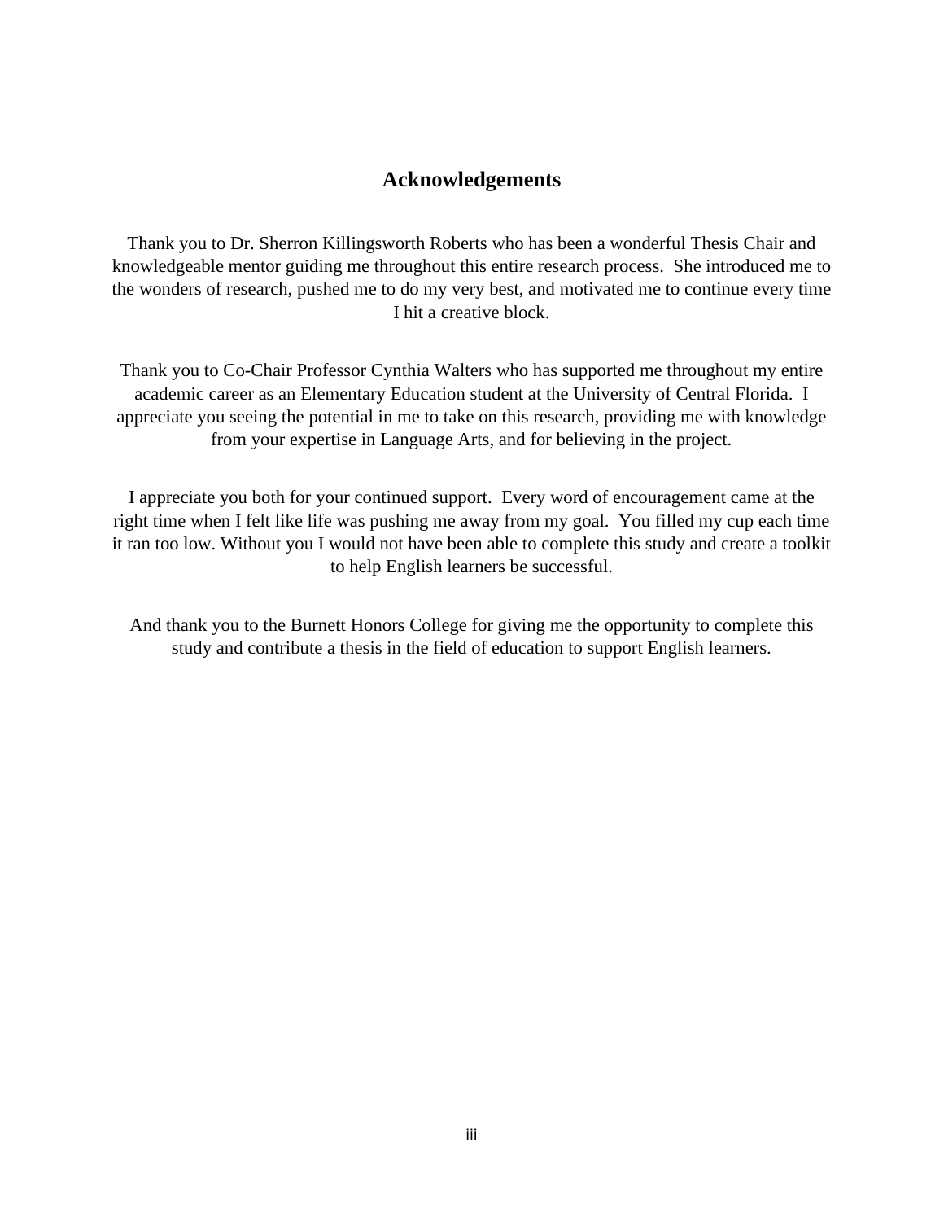# Acknowledgements

Thank you to Dr. Sherron Killingsworth Roberts who has been a wonderful Thesis Chair and knowledgeable mentor guiding me throughout this entire research process. She introduced me to the wonders of research, pushed me to do my very best, and motivated me to continue every time I hit a creative block.

Thank you to Co-Chair Professor Cynthia Walters who has supported me throughout my entire academic career as an Elementary Education student at the University of Central Florida. I appreciate you seeing the potential in me to take on this research, providing me with knowledge from your expertise in Language Arts, and for believing in the project.

I appreciate you both for your continued support. Every word of encouragement came at the right time when I felt like life was pushing me away from my goal. You filled my cup each time it ran too low. Without you I would not have been able to complete this study and create a toolkit to help English learners be successful.

And thank you to the Burnett Honors College for giving me the opportunity to complete this study and contribute a thesis in the field of education to support English learners.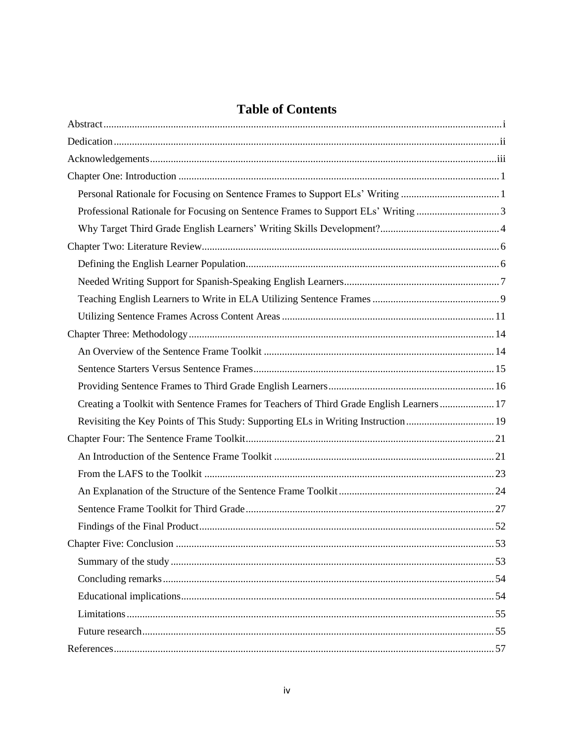# Table of Contents

Abstract ........................................................................................................................................ i

Dedication .................................................................................................................................... ii

Acknowledgements ..................................................................................................................... iii

Chapter One: Introduction ........................................................................................................... 1

- Personal Rationale for Focusing on Sentence Frames to Support ELs' Writing ...................................... 1
- Professional Rationale for Focusing on Sentence Frames to Support ELs' Writing ................................ 3
- Why Target Third Grade English Learners' Writing Skills Development? .............................................. 4

Chapter Two: Literature Review .................................................................................................. 6

- Defining the English Learner Population ................................................................................. 6
- Needed Writing Support for Spanish-Speaking English Learners ............................................................ 7
- Teaching English Learners to Write in ELA Utilizing Sentence Frames ................................................. 9
- Utilizing Sentence Frames Across Content Areas ................................................................................. 11

Chapter Three: Methodology ..................................................................................................... 14

- An Overview of the Sentence Frame Toolkit ........................................................................ 14
- Sentence Starters Versus Sentence Frames ............................................................................ 15
- Providing Sentence Frames to Third Grade English Learners ................................................................ 16
- Creating a Toolkit with Sentence Frames for Teachers of Third Grade English Learners ..................... 17
- Revisiting the Key Points of This Study: Supporting ELs in Writing Instruction .................................. 19

Chapter Four: The Sentence Frame Toolkit ............................................................................... 21

- An Introduction of the Sentence Frame Toolkit .................................................................... 21
- From the LAFS to the Toolkit ................................................................................................ 23
- An Explanation of the Structure of the Sentence Frame Toolkit ............................................................ 24
- Sentence Frame Toolkit for Third Grade ................................................................................ 27
- Findings of the Final Product ................................................................................................. 52

Chapter Five: Conclusion ........................................................................................................... 53

- Summary of the study ............................................................................................................ 53
- Concluding remarks ................................................................................................................ 54
- Educational implications ........................................................................................................ 54
- Limitations ............................................................................................................................. 55
- Future research ....................................................................................................................... 55

References .................................................................................................................................. 57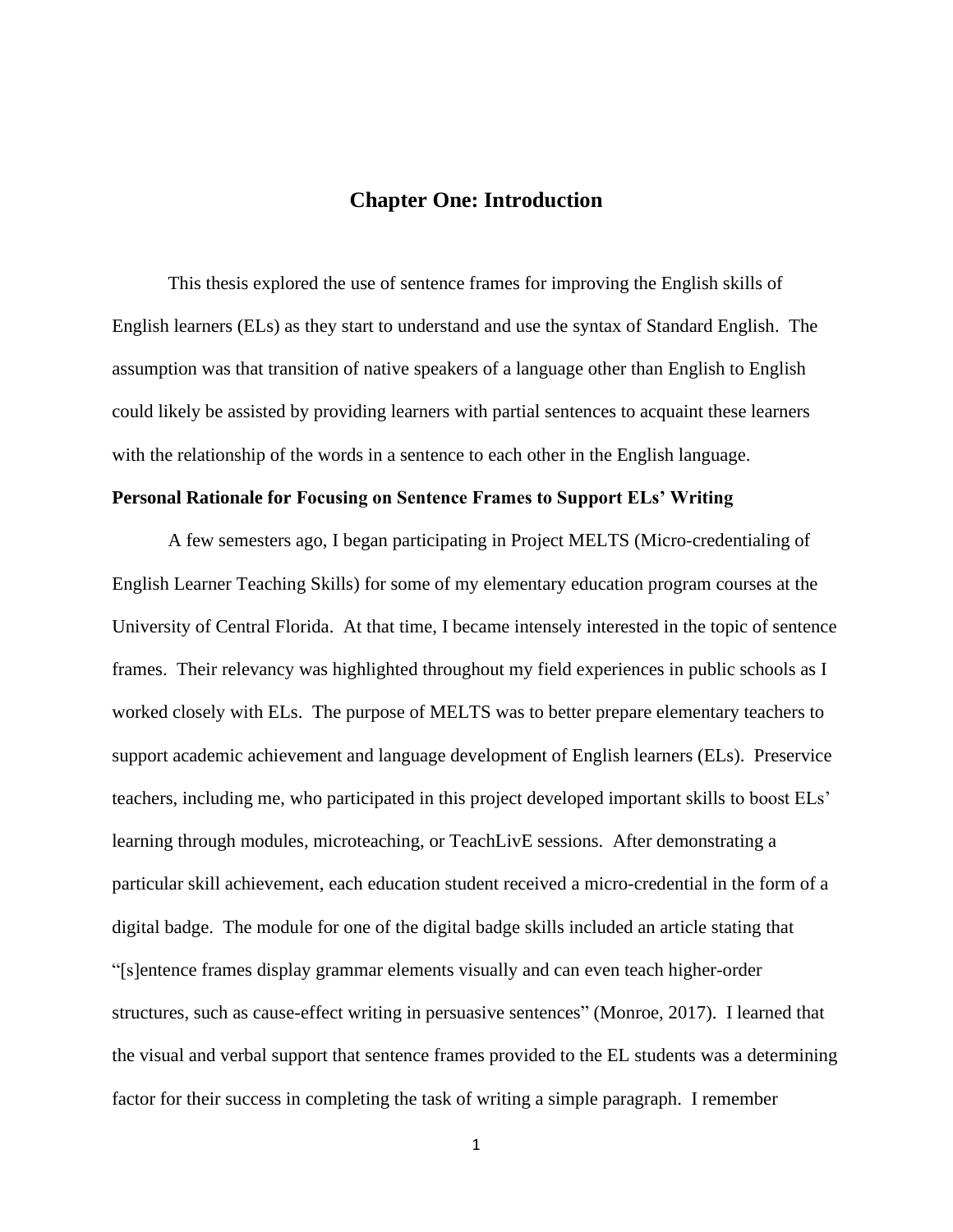# Chapter One: Introduction

This thesis explored the use of sentence frames for improving the English skills of English learners (ELs) as they start to understand and use the syntax of Standard English. The assumption was that transition of native speakers of a language other than English to English could likely be assisted by providing learners with partial sentences to acquaint these learners with the relationship of the words in a sentence to each other in the English language.

## Personal Rationale for Focusing on Sentence Frames to Support ELs' Writing

A few semesters ago, I began participating in Project MELTS (Micro-credentialing of English Learner Teaching Skills) for some of my elementary education program courses at the University of Central Florida. At that time, I became intensely interested in the topic of sentence frames. Their relevancy was highlighted throughout my field experiences in public schools as I worked closely with ELs. The purpose of MELTS was to better prepare elementary teachers to support academic achievement and language development of English learners (ELs). Preservice teachers, including me, who participated in this project developed important skills to boost ELs' learning through modules, microteaching, or TeachLivE sessions. After demonstrating a particular skill achievement, each education student received a micro-credential in the form of a digital badge. The module for one of the digital badge skills included an article stating that "[s]entence frames display grammar elements visually and can even teach higher-order structures, such as cause-effect writing in persuasive sentences" (Monroe, 2017). I learned that the visual and verbal support that sentence frames provided to the EL students was a determining factor for their success in completing the task of writing a simple paragraph. I remember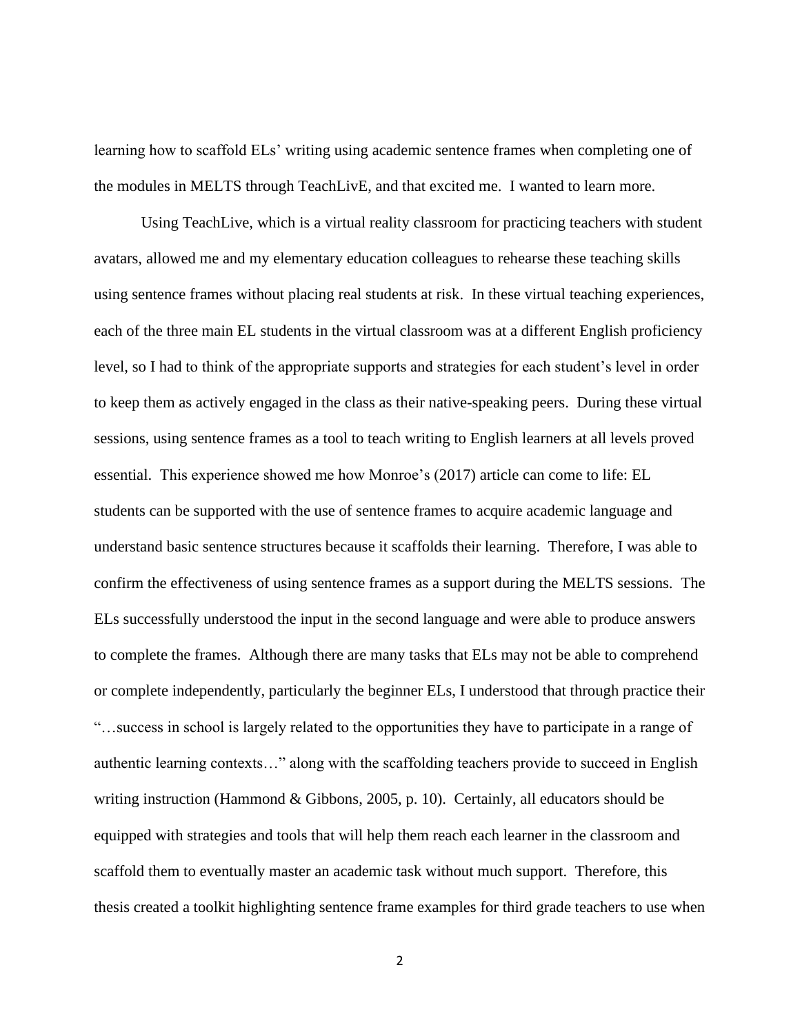learning how to scaffold ELs' writing using academic sentence frames when completing one of the modules in MELTS through TeachLivE, and that excited me. I wanted to learn more.

Using TeachLive, which is a virtual reality classroom for practicing teachers with student avatars, allowed me and my elementary education colleagues to rehearse these teaching skills using sentence frames without placing real students at risk. In these virtual teaching experiences, each of the three main EL students in the virtual classroom was at a different English proficiency level, so I had to think of the appropriate supports and strategies for each student's level in order to keep them as actively engaged in the class as their native-speaking peers. During these virtual sessions, using sentence frames as a tool to teach writing to English learners at all levels proved essential. This experience showed me how Monroe's (2017) article can come to life: EL students can be supported with the use of sentence frames to acquire academic language and understand basic sentence structures because it scaffolds their learning. Therefore, I was able to confirm the effectiveness of using sentence frames as a support during the MELTS sessions. The ELs successfully understood the input in the second language and were able to produce answers to complete the frames. Although there are many tasks that ELs may not be able to comprehend or complete independently, particularly the beginner ELs, I understood that through practice their "…success in school is largely related to the opportunities they have to participate in a range of authentic learning contexts…" along with the scaffolding teachers provide to succeed in English writing instruction (Hammond & Gibbons, 2005, p. 10). Certainly, all educators should be equipped with strategies and tools that will help them reach each learner in the classroom and scaffold them to eventually master an academic task without much support. Therefore, this thesis created a toolkit highlighting sentence frame examples for third grade teachers to use when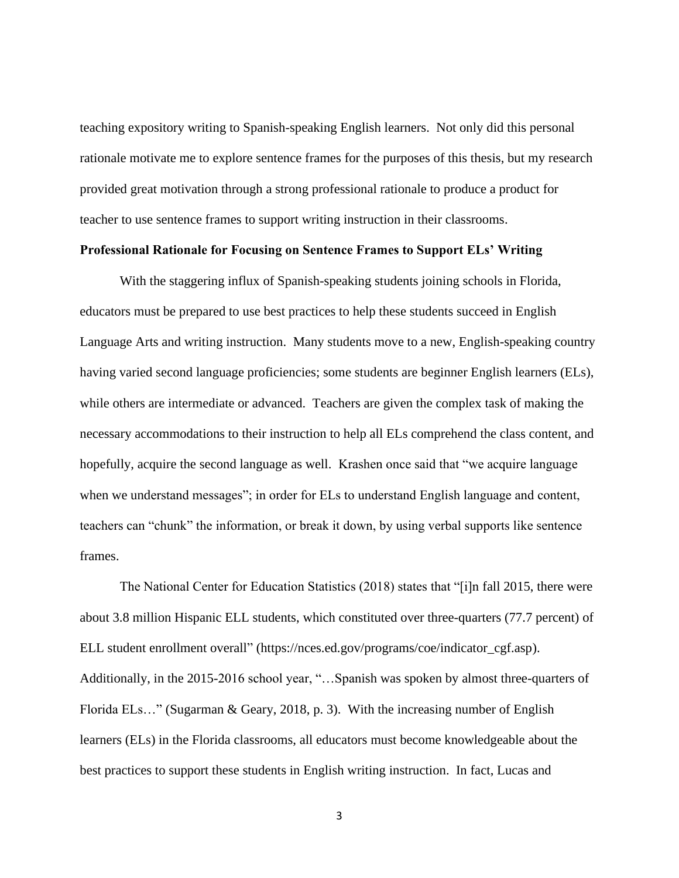teaching expository writing to Spanish-speaking English learners. Not only did this personal rationale motivate me to explore sentence frames for the purposes of this thesis, but my research provided great motivation through a strong professional rationale to produce a product for teacher to use sentence frames to support writing instruction in their classrooms.

**Professional Rationale for Focusing on Sentence Frames to Support ELs' Writing**

With the staggering influx of Spanish-speaking students joining schools in Florida, educators must be prepared to use best practices to help these students succeed in English Language Arts and writing instruction. Many students move to a new, English-speaking country having varied second language proficiencies; some students are beginner English learners (ELs), while others are intermediate or advanced. Teachers are given the complex task of making the necessary accommodations to their instruction to help all ELs comprehend the class content, and hopefully, acquire the second language as well. Krashen once said that "we acquire language when we understand messages"; in order for ELs to understand English language and content, teachers can "chunk" the information, or break it down, by using verbal supports like sentence frames.

The National Center for Education Statistics (2018) states that "[i]n fall 2015, there were about 3.8 million Hispanic ELL students, which constituted over three-quarters (77.7 percent) of ELL student enrollment overall" (https://nces.ed.gov/programs/coe/indicator_cgf.asp). Additionally, in the 2015-2016 school year, "…Spanish was spoken by almost three-quarters of Florida ELs…" (Sugarman & Geary, 2018, p. 3). With the increasing number of English learners (ELs) in the Florida classrooms, all educators must become knowledgeable about the best practices to support these students in English writing instruction. In fact, Lucas and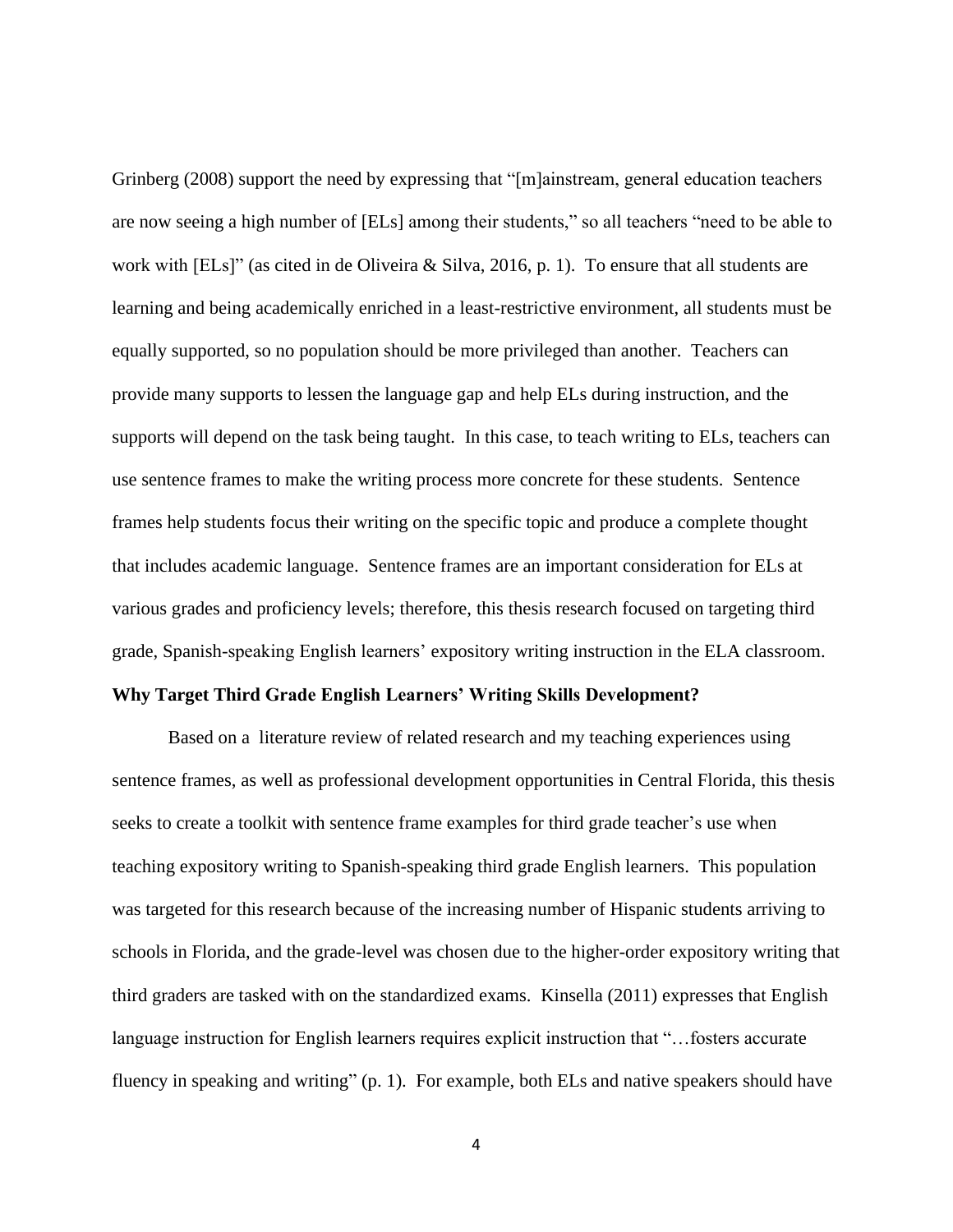Grinberg (2008) support the need by expressing that "[m]ainstream, general education teachers are now seeing a high number of [ELs] among their students," so all teachers "need to be able to work with [ELs]" (as cited in de Oliveira & Silva, 2016, p. 1). To ensure that all students are learning and being academically enriched in a least-restrictive environment, all students must be equally supported, so no population should be more privileged than another. Teachers can provide many supports to lessen the language gap and help ELs during instruction, and the supports will depend on the task being taught. In this case, to teach writing to ELs, teachers can use sentence frames to make the writing process more concrete for these students. Sentence frames help students focus their writing on the specific topic and produce a complete thought that includes academic language. Sentence frames are an important consideration for ELs at various grades and proficiency levels; therefore, this thesis research focused on targeting third grade, Spanish-speaking English learners' expository writing instruction in the ELA classroom.

**Why Target Third Grade English Learners' Writing Skills Development?**

Based on a literature review of related research and my teaching experiences using sentence frames, as well as professional development opportunities in Central Florida, this thesis seeks to create a toolkit with sentence frame examples for third grade teacher's use when teaching expository writing to Spanish-speaking third grade English learners. This population was targeted for this research because of the increasing number of Hispanic students arriving to schools in Florida, and the grade-level was chosen due to the higher-order expository writing that third graders are tasked with on the standardized exams. Kinsella (2011) expresses that English language instruction for English learners requires explicit instruction that "…fosters accurate fluency in speaking and writing" (p. 1). For example, both ELs and native speakers should have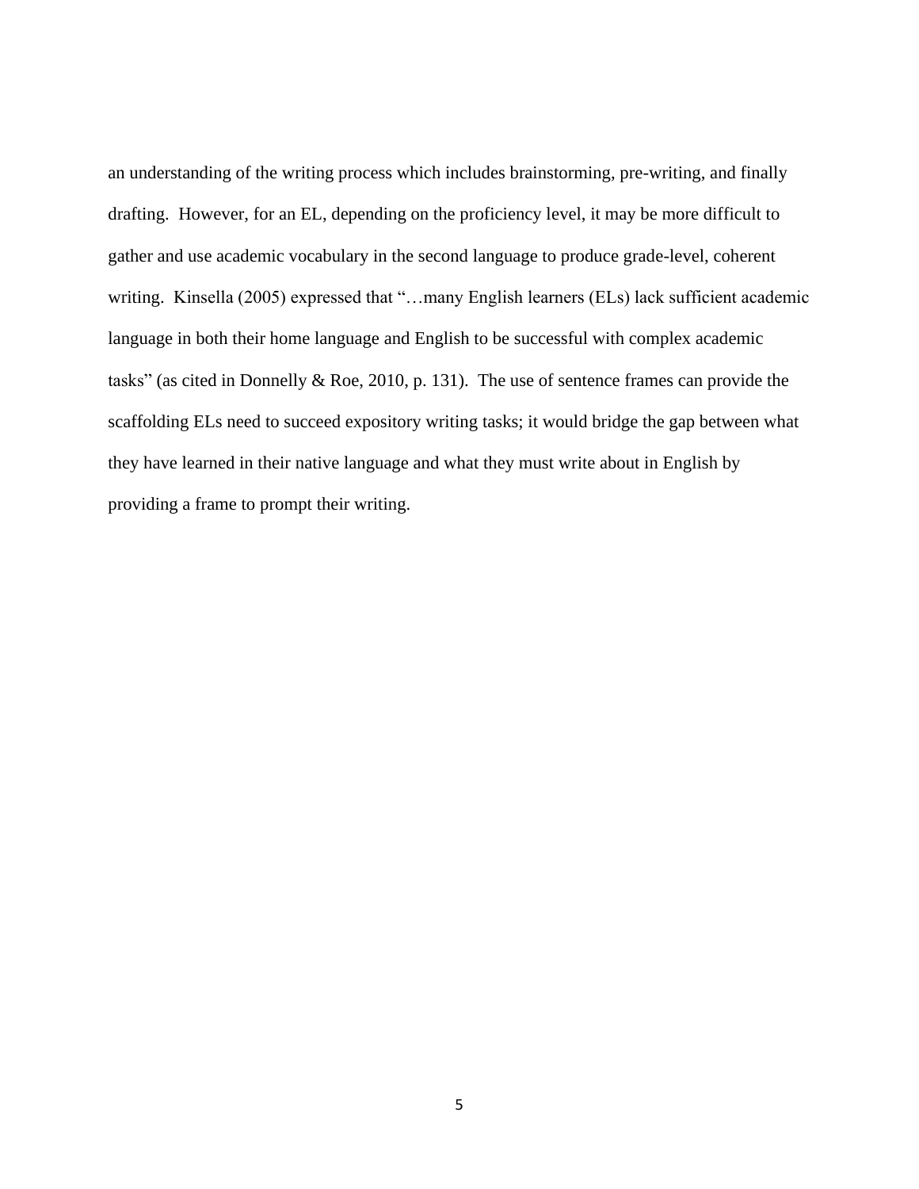an understanding of the writing process which includes brainstorming, pre-writing, and finally drafting. However, for an EL, depending on the proficiency level, it may be more difficult to gather and use academic vocabulary in the second language to produce grade-level, coherent writing. Kinsella (2005) expressed that "…many English learners (ELs) lack sufficient academic language in both their home language and English to be successful with complex academic tasks" (as cited in Donnelly & Roe, 2010, p. 131). The use of sentence frames can provide the scaffolding ELs need to succeed expository writing tasks; it would bridge the gap between what they have learned in their native language and what they must write about in English by providing a frame to prompt their writing.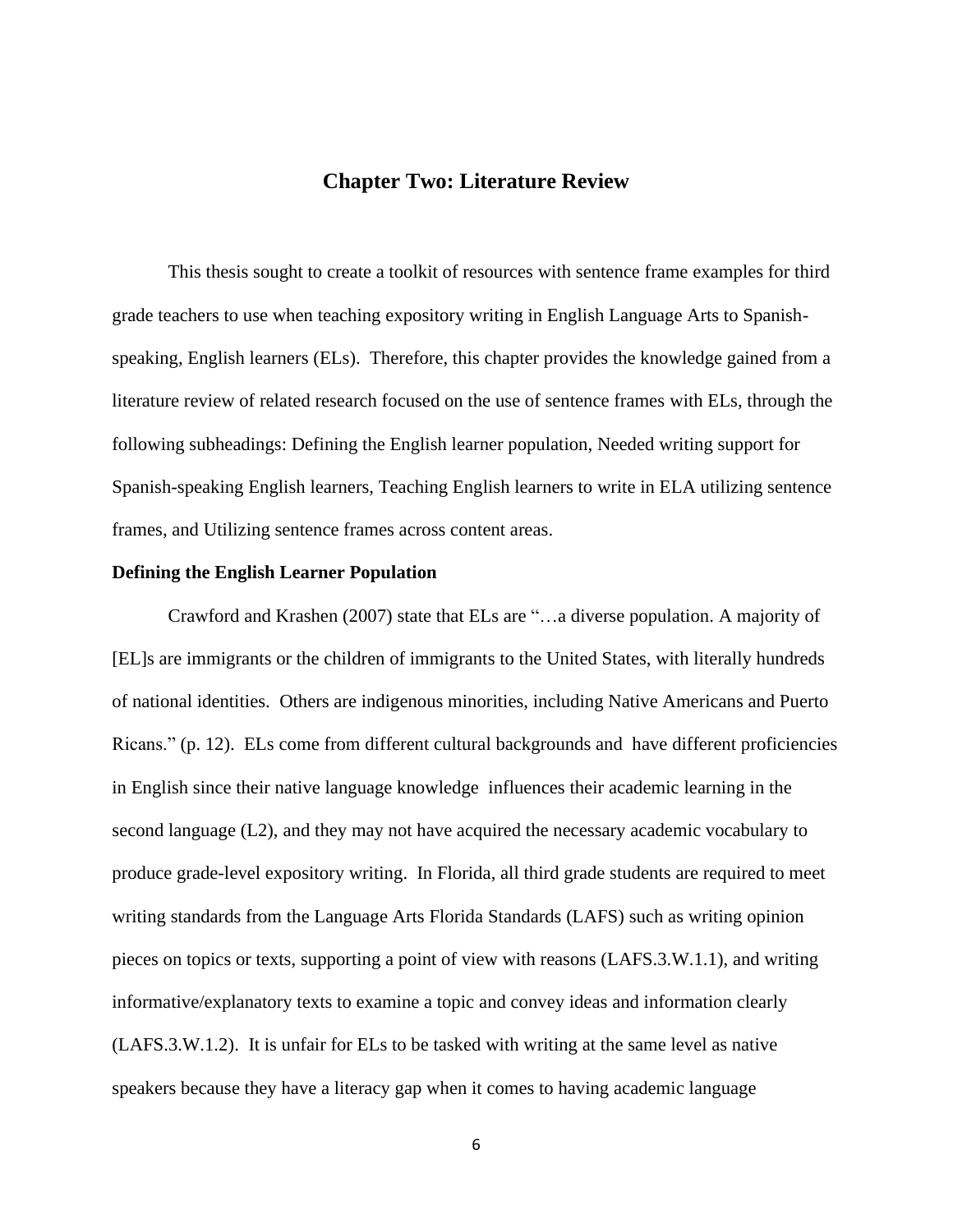# Chapter Two: Literature Review

This thesis sought to create a toolkit of resources with sentence frame examples for third grade teachers to use when teaching expository writing in English Language Arts to Spanish-speaking, English learners (ELs). Therefore, this chapter provides the knowledge gained from a literature review of related research focused on the use of sentence frames with ELs, through the following subheadings: Defining the English learner population, Needed writing support for Spanish-speaking English learners, Teaching English learners to write in ELA utilizing sentence frames, and Utilizing sentence frames across content areas.

**Defining the English Learner Population**

Crawford and Krashen (2007) state that ELs are "…a diverse population. A majority of [EL]s are immigrants or the children of immigrants to the United States, with literally hundreds of national identities. Others are indigenous minorities, including Native Americans and Puerto Ricans." (p. 12). ELs come from different cultural backgrounds and have different proficiencies in English since their native language knowledge influences their academic learning in the second language (L2), and they may not have acquired the necessary academic vocabulary to produce grade-level expository writing. In Florida, all third grade students are required to meet writing standards from the Language Arts Florida Standards (LAFS) such as writing opinion pieces on topics or texts, supporting a point of view with reasons (LAFS.3.W.1.1), and writing informative/explanatory texts to examine a topic and convey ideas and information clearly (LAFS.3.W.1.2). It is unfair for ELs to be tasked with writing at the same level as native speakers because they have a literacy gap when it comes to having academic language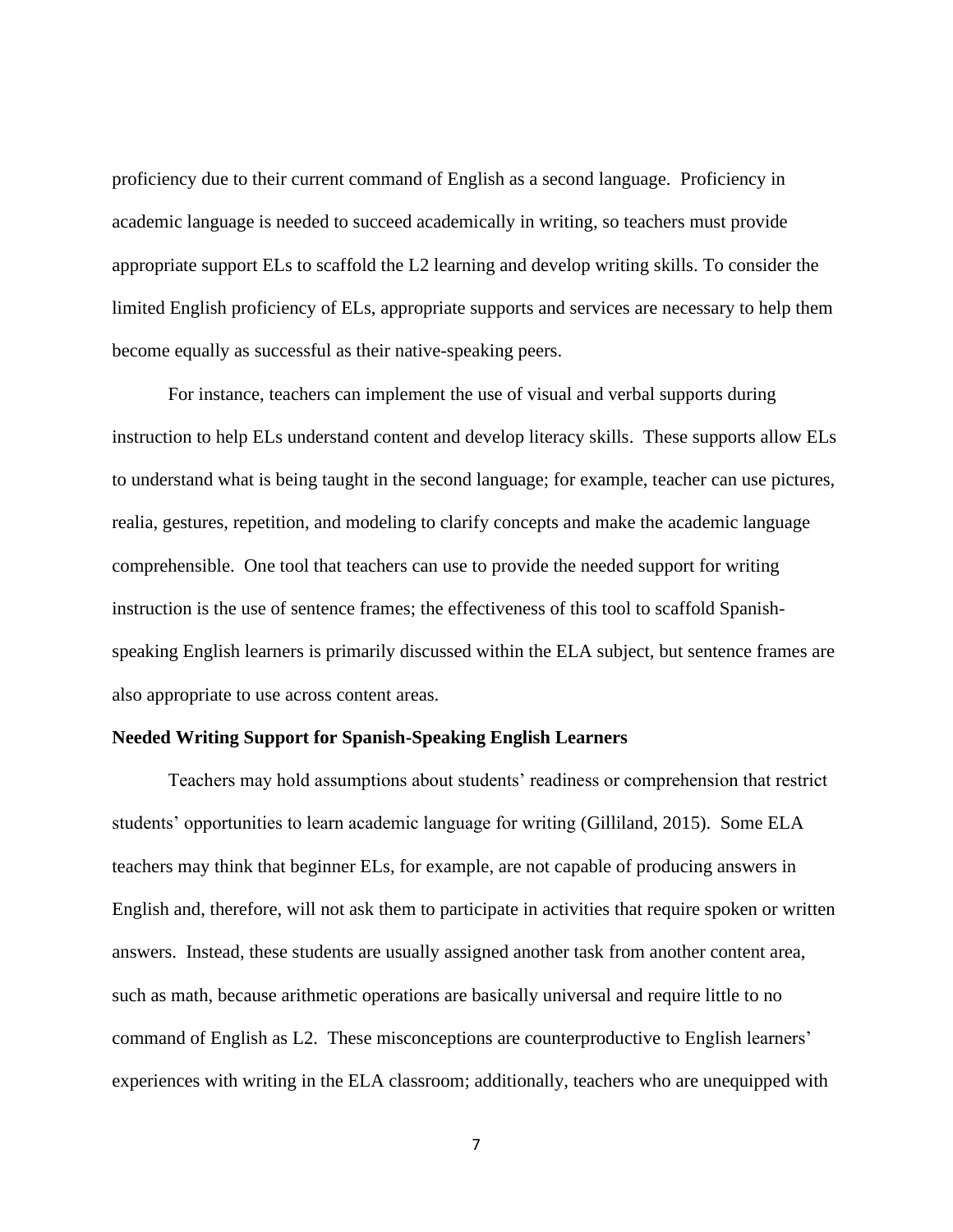proficiency due to their current command of English as a second language. Proficiency in academic language is needed to succeed academically in writing, so teachers must provide appropriate support ELs to scaffold the L2 learning and develop writing skills. To consider the limited English proficiency of ELs, appropriate supports and services are necessary to help them become equally as successful as their native-speaking peers.

For instance, teachers can implement the use of visual and verbal supports during instruction to help ELs understand content and develop literacy skills. These supports allow ELs to understand what is being taught in the second language; for example, teacher can use pictures, realia, gestures, repetition, and modeling to clarify concepts and make the academic language comprehensible. One tool that teachers can use to provide the needed support for writing instruction is the use of sentence frames; the effectiveness of this tool to scaffold Spanish-speaking English learners is primarily discussed within the ELA subject, but sentence frames are also appropriate to use across content areas.

**Needed Writing Support for Spanish-Speaking English Learners**

Teachers may hold assumptions about students' readiness or comprehension that restrict students' opportunities to learn academic language for writing (Gilliland, 2015). Some ELA teachers may think that beginner ELs, for example, are not capable of producing answers in English and, therefore, will not ask them to participate in activities that require spoken or written answers. Instead, these students are usually assigned another task from another content area, such as math, because arithmetic operations are basically universal and require little to no command of English as L2. These misconceptions are counterproductive to English learners' experiences with writing in the ELA classroom; additionally, teachers who are unequipped with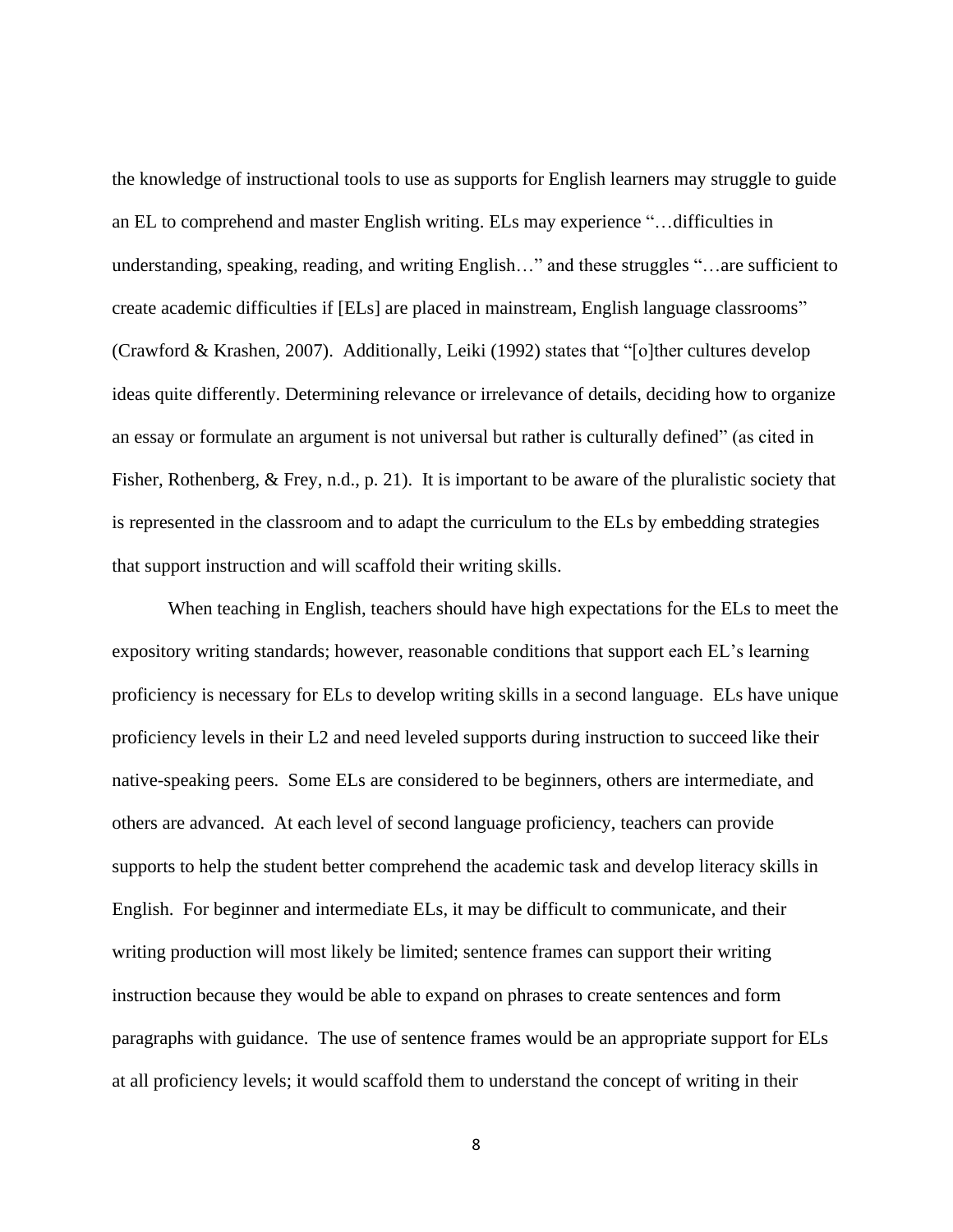the knowledge of instructional tools to use as supports for English learners may struggle to guide an EL to comprehend and master English writing. ELs may experience "…difficulties in understanding, speaking, reading, and writing English…" and these struggles "…are sufficient to create academic difficulties if [ELs] are placed in mainstream, English language classrooms" (Crawford & Krashen, 2007). Additionally, Leiki (1992) states that "[o]ther cultures develop ideas quite differently. Determining relevance or irrelevance of details, deciding how to organize an essay or formulate an argument is not universal but rather is culturally defined" (as cited in Fisher, Rothenberg, & Frey, n.d., p. 21). It is important to be aware of the pluralistic society that is represented in the classroom and to adapt the curriculum to the ELs by embedding strategies that support instruction and will scaffold their writing skills.

When teaching in English, teachers should have high expectations for the ELs to meet the expository writing standards; however, reasonable conditions that support each EL's learning proficiency is necessary for ELs to develop writing skills in a second language. ELs have unique proficiency levels in their L2 and need leveled supports during instruction to succeed like their native-speaking peers. Some ELs are considered to be beginners, others are intermediate, and others are advanced. At each level of second language proficiency, teachers can provide supports to help the student better comprehend the academic task and develop literacy skills in English. For beginner and intermediate ELs, it may be difficult to communicate, and their writing production will most likely be limited; sentence frames can support their writing instruction because they would be able to expand on phrases to create sentences and form paragraphs with guidance. The use of sentence frames would be an appropriate support for ELs at all proficiency levels; it would scaffold them to understand the concept of writing in their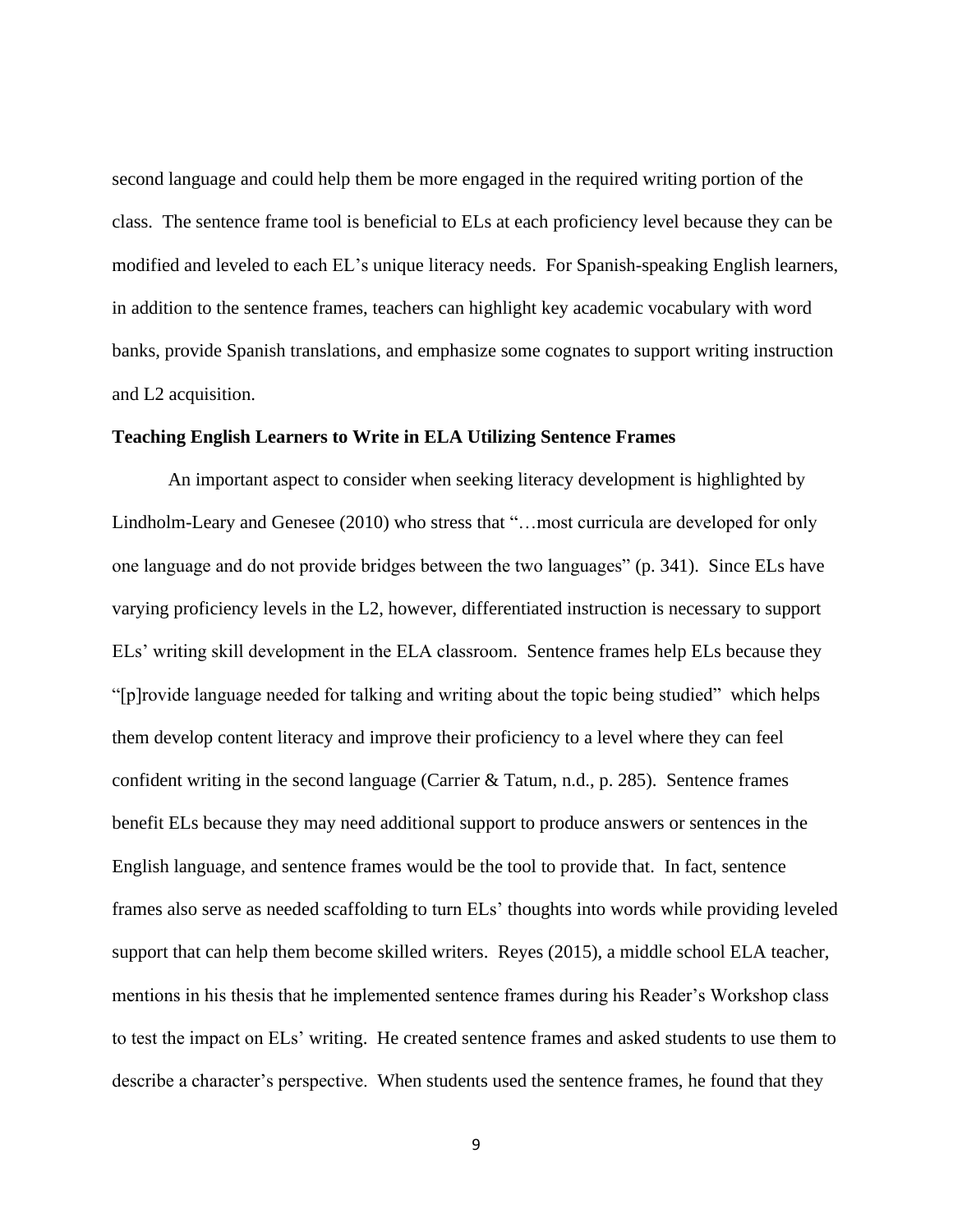second language and could help them be more engaged in the required writing portion of the class. The sentence frame tool is beneficial to ELs at each proficiency level because they can be modified and leveled to each EL's unique literacy needs. For Spanish-speaking English learners, in addition to the sentence frames, teachers can highlight key academic vocabulary with word banks, provide Spanish translations, and emphasize some cognates to support writing instruction and L2 acquisition.

**Teaching English Learners to Write in ELA Utilizing Sentence Frames**

An important aspect to consider when seeking literacy development is highlighted by Lindholm-Leary and Genesee (2010) who stress that "…most curricula are developed for only one language and do not provide bridges between the two languages" (p. 341). Since ELs have varying proficiency levels in the L2, however, differentiated instruction is necessary to support ELs' writing skill development in the ELA classroom. Sentence frames help ELs because they "[p]rovide language needed for talking and writing about the topic being studied" which helps them develop content literacy and improve their proficiency to a level where they can feel confident writing in the second language (Carrier & Tatum, n.d., p. 285). Sentence frames benefit ELs because they may need additional support to produce answers or sentences in the English language, and sentence frames would be the tool to provide that. In fact, sentence frames also serve as needed scaffolding to turn ELs' thoughts into words while providing leveled support that can help them become skilled writers. Reyes (2015), a middle school ELA teacher, mentions in his thesis that he implemented sentence frames during his Reader's Workshop class to test the impact on ELs' writing. He created sentence frames and asked students to use them to describe a character's perspective. When students used the sentence frames, he found that they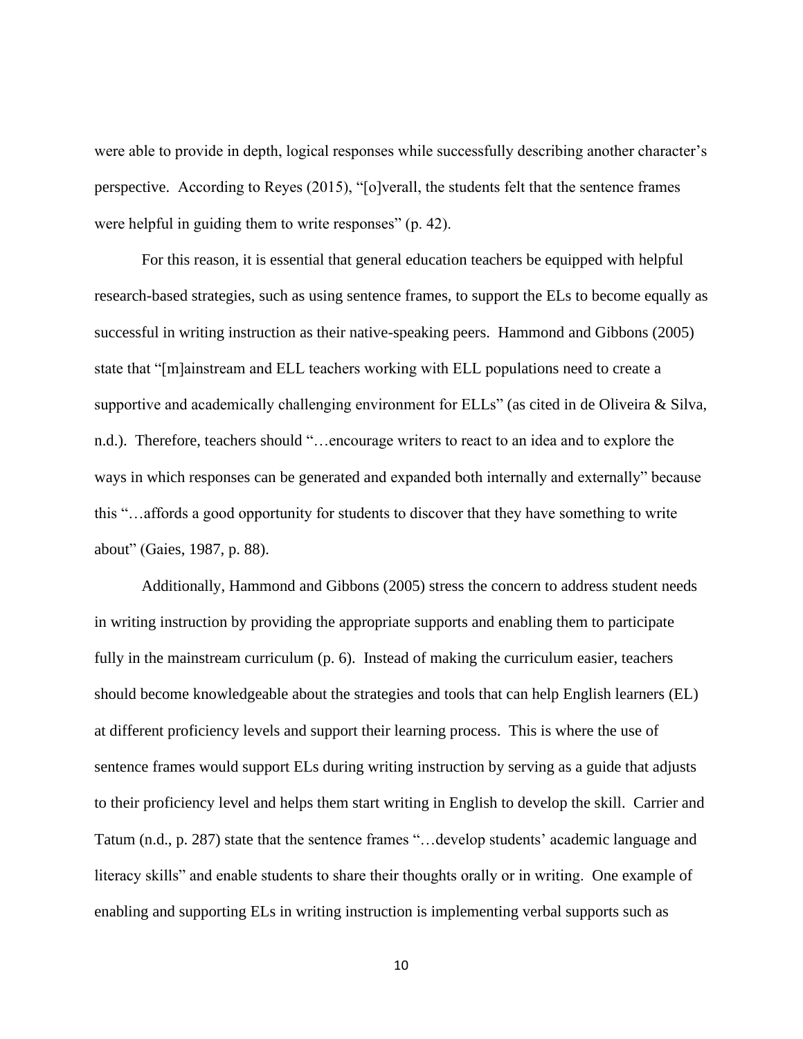were able to provide in depth, logical responses while successfully describing another character's perspective. According to Reyes (2015), "[o]verall, the students felt that the sentence frames were helpful in guiding them to write responses" (p. 42).

For this reason, it is essential that general education teachers be equipped with helpful research-based strategies, such as using sentence frames, to support the ELs to become equally as successful in writing instruction as their native-speaking peers. Hammond and Gibbons (2005) state that "[m]ainstream and ELL teachers working with ELL populations need to create a supportive and academically challenging environment for ELLs" (as cited in de Oliveira & Silva, n.d.). Therefore, teachers should "…encourage writers to react to an idea and to explore the ways in which responses can be generated and expanded both internally and externally" because this "…affords a good opportunity for students to discover that they have something to write about" (Gaies, 1987, p. 88).

Additionally, Hammond and Gibbons (2005) stress the concern to address student needs in writing instruction by providing the appropriate supports and enabling them to participate fully in the mainstream curriculum (p. 6). Instead of making the curriculum easier, teachers should become knowledgeable about the strategies and tools that can help English learners (EL) at different proficiency levels and support their learning process. This is where the use of sentence frames would support ELs during writing instruction by serving as a guide that adjusts to their proficiency level and helps them start writing in English to develop the skill. Carrier and Tatum (n.d., p. 287) state that the sentence frames "…develop students' academic language and literacy skills" and enable students to share their thoughts orally or in writing. One example of enabling and supporting ELs in writing instruction is implementing verbal supports such as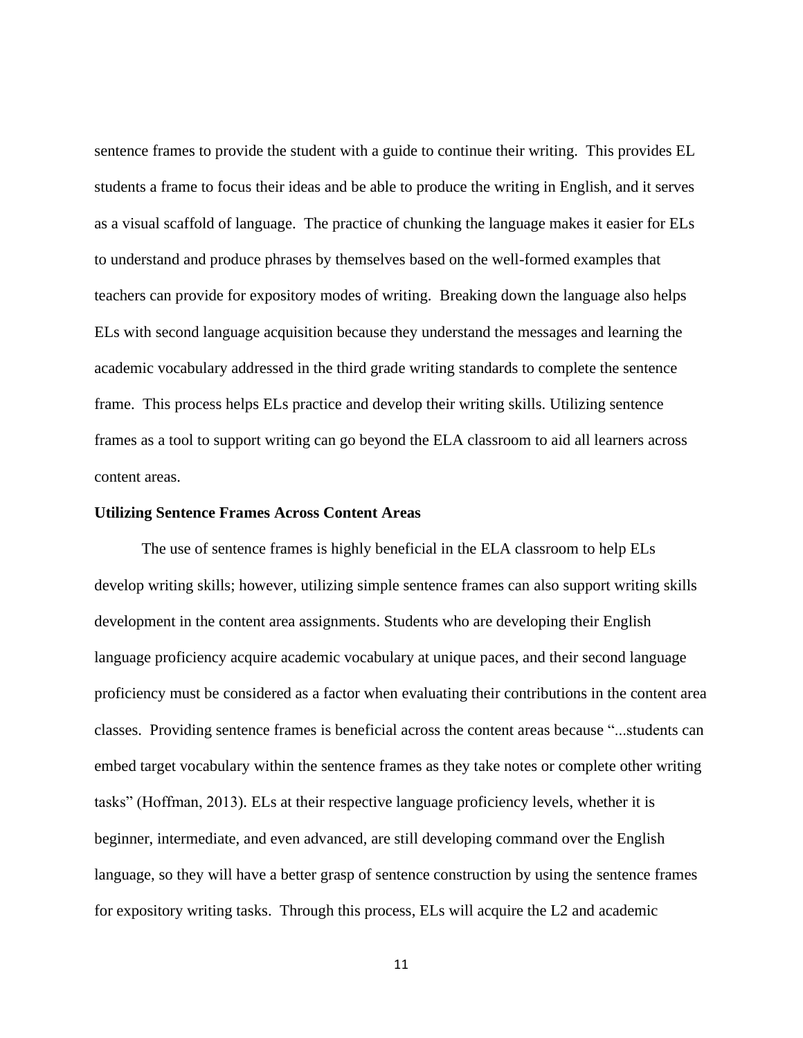sentence frames to provide the student with a guide to continue their writing. This provides EL students a frame to focus their ideas and be able to produce the writing in English, and it serves as a visual scaffold of language. The practice of chunking the language makes it easier for ELs to understand and produce phrases by themselves based on the well-formed examples that teachers can provide for expository modes of writing. Breaking down the language also helps ELs with second language acquisition because they understand the messages and learning the academic vocabulary addressed in the third grade writing standards to complete the sentence frame. This process helps ELs practice and develop their writing skills. Utilizing sentence frames as a tool to support writing can go beyond the ELA classroom to aid all learners across content areas.

**Utilizing Sentence Frames Across Content Areas**

The use of sentence frames is highly beneficial in the ELA classroom to help ELs develop writing skills; however, utilizing simple sentence frames can also support writing skills development in the content area assignments. Students who are developing their English language proficiency acquire academic vocabulary at unique paces, and their second language proficiency must be considered as a factor when evaluating their contributions in the content area classes. Providing sentence frames is beneficial across the content areas because "...students can embed target vocabulary within the sentence frames as they take notes or complete other writing tasks" (Hoffman, 2013). ELs at their respective language proficiency levels, whether it is beginner, intermediate, and even advanced, are still developing command over the English language, so they will have a better grasp of sentence construction by using the sentence frames for expository writing tasks. Through this process, ELs will acquire the L2 and academic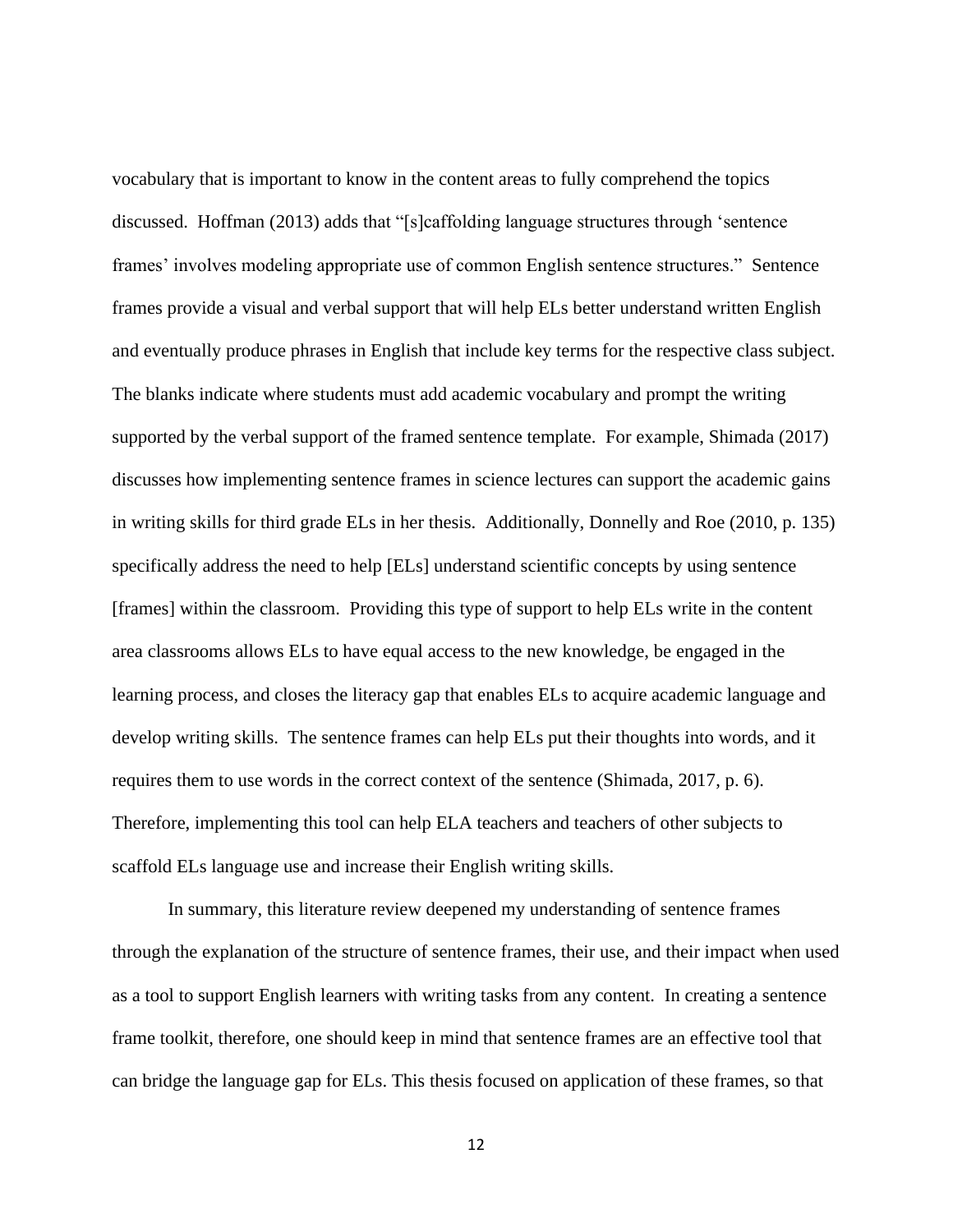vocabulary that is important to know in the content areas to fully comprehend the topics discussed. Hoffman (2013) adds that "[s]caffolding language structures through 'sentence frames' involves modeling appropriate use of common English sentence structures." Sentence frames provide a visual and verbal support that will help ELs better understand written English and eventually produce phrases in English that include key terms for the respective class subject. The blanks indicate where students must add academic vocabulary and prompt the writing supported by the verbal support of the framed sentence template. For example, Shimada (2017) discusses how implementing sentence frames in science lectures can support the academic gains in writing skills for third grade ELs in her thesis. Additionally, Donnelly and Roe (2010, p. 135) specifically address the need to help [ELs] understand scientific concepts by using sentence [frames] within the classroom. Providing this type of support to help ELs write in the content area classrooms allows ELs to have equal access to the new knowledge, be engaged in the learning process, and closes the literacy gap that enables ELs to acquire academic language and develop writing skills. The sentence frames can help ELs put their thoughts into words, and it requires them to use words in the correct context of the sentence (Shimada, 2017, p. 6). Therefore, implementing this tool can help ELA teachers and teachers of other subjects to scaffold ELs language use and increase their English writing skills.

In summary, this literature review deepened my understanding of sentence frames through the explanation of the structure of sentence frames, their use, and their impact when used as a tool to support English learners with writing tasks from any content. In creating a sentence frame toolkit, therefore, one should keep in mind that sentence frames are an effective tool that can bridge the language gap for ELs. This thesis focused on application of these frames, so that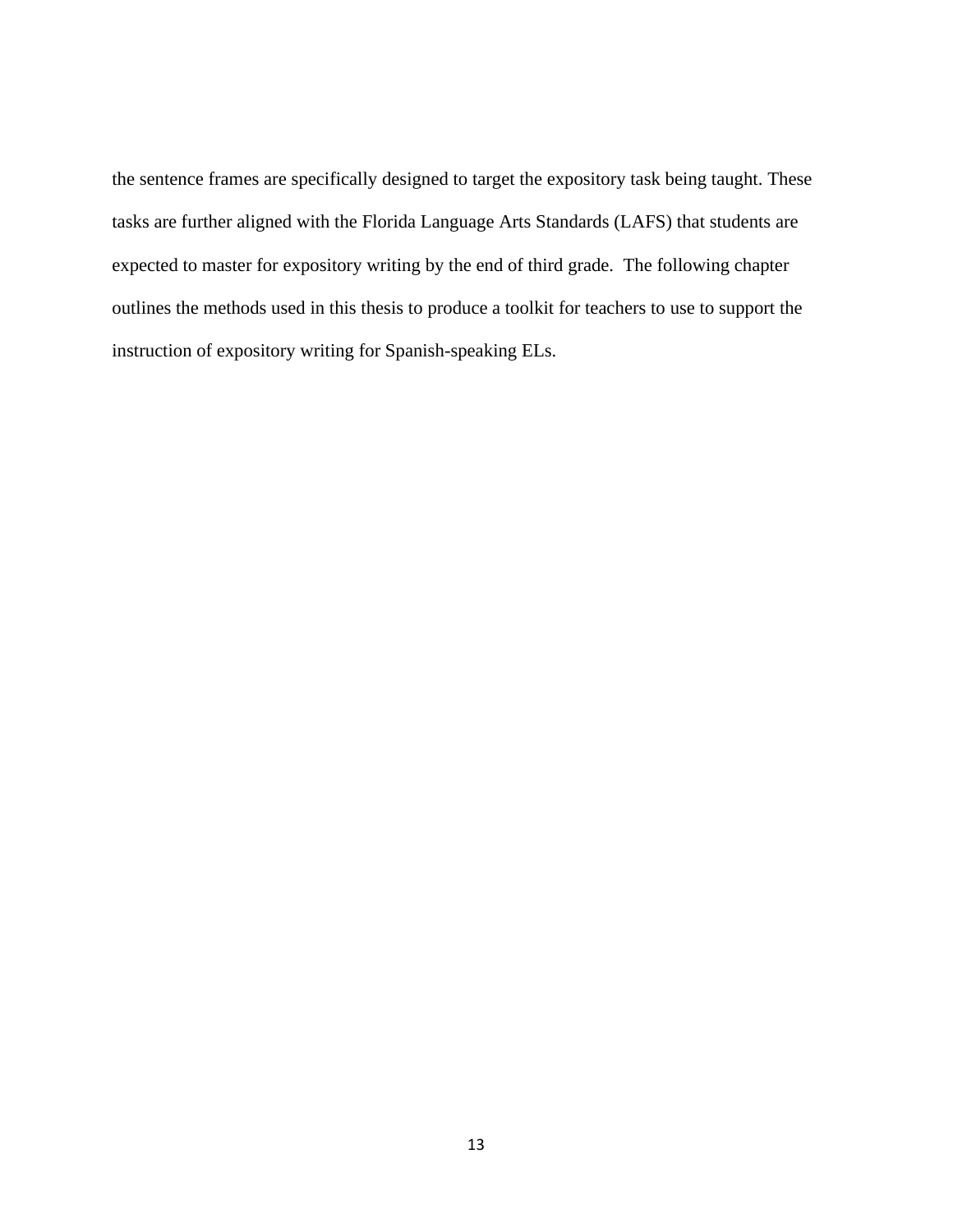the sentence frames are specifically designed to target the expository task being taught. These tasks are further aligned with the Florida Language Arts Standards (LAFS) that students are expected to master for expository writing by the end of third grade. The following chapter outlines the methods used in this thesis to produce a toolkit for teachers to use to support the instruction of expository writing for Spanish-speaking ELs.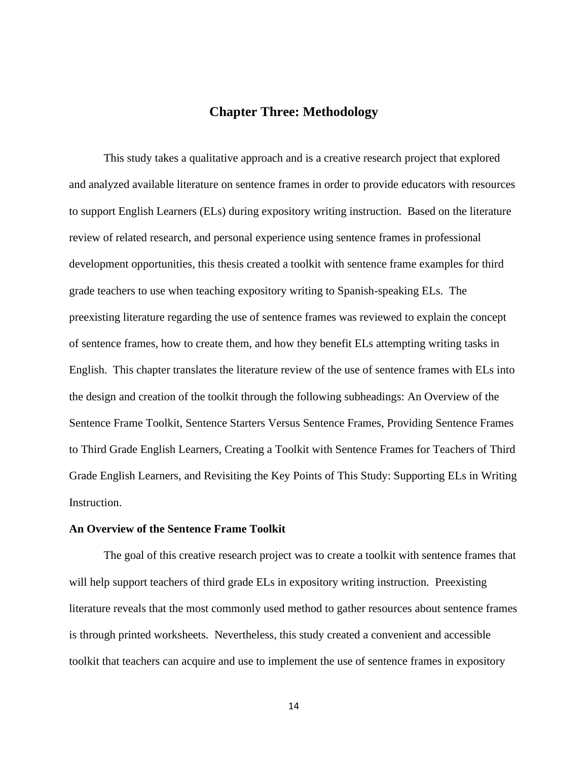# Chapter Three: Methodology

This study takes a qualitative approach and is a creative research project that explored and analyzed available literature on sentence frames in order to provide educators with resources to support English Learners (ELs) during expository writing instruction. Based on the literature review of related research, and personal experience using sentence frames in professional development opportunities, this thesis created a toolkit with sentence frame examples for third grade teachers to use when teaching expository writing to Spanish-speaking ELs. The preexisting literature regarding the use of sentence frames was reviewed to explain the concept of sentence frames, how to create them, and how they benefit ELs attempting writing tasks in English. This chapter translates the literature review of the use of sentence frames with ELs into the design and creation of the toolkit through the following subheadings: An Overview of the Sentence Frame Toolkit, Sentence Starters Versus Sentence Frames, Providing Sentence Frames to Third Grade English Learners, Creating a Toolkit with Sentence Frames for Teachers of Third Grade English Learners, and Revisiting the Key Points of This Study: Supporting ELs in Writing Instruction.

**An Overview of the Sentence Frame Toolkit**

The goal of this creative research project was to create a toolkit with sentence frames that will help support teachers of third grade ELs in expository writing instruction. Preexisting literature reveals that the most commonly used method to gather resources about sentence frames is through printed worksheets. Nevertheless, this study created a convenient and accessible toolkit that teachers can acquire and use to implement the use of sentence frames in expository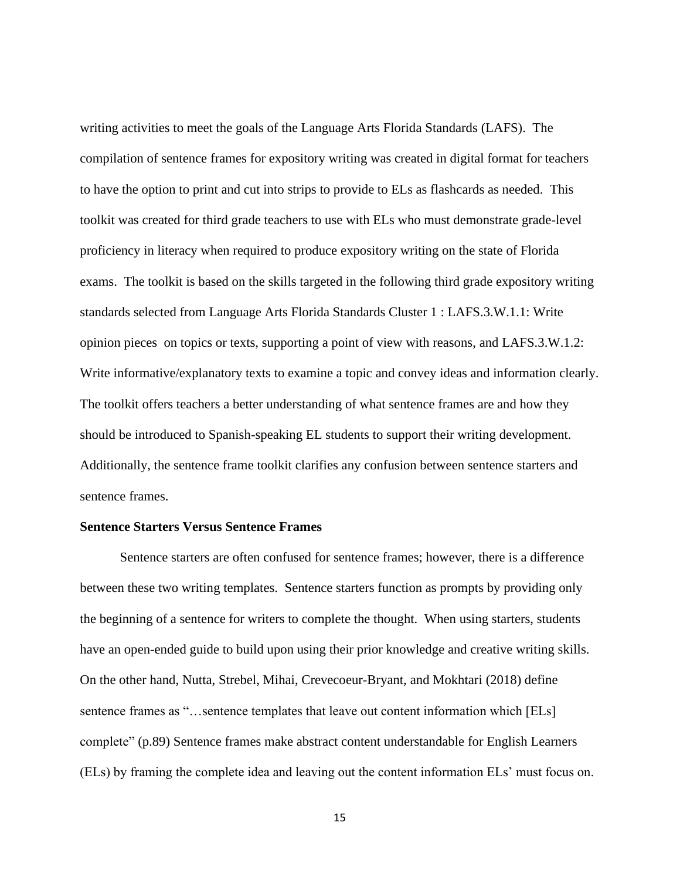writing activities to meet the goals of the Language Arts Florida Standards (LAFS). The compilation of sentence frames for expository writing was created in digital format for teachers to have the option to print and cut into strips to provide to ELs as flashcards as needed. This toolkit was created for third grade teachers to use with ELs who must demonstrate grade-level proficiency in literacy when required to produce expository writing on the state of Florida exams. The toolkit is based on the skills targeted in the following third grade expository writing standards selected from Language Arts Florida Standards Cluster 1 : LAFS.3.W.1.1: Write opinion pieces on topics or texts, supporting a point of view with reasons, and LAFS.3.W.1.2: Write informative/explanatory texts to examine a topic and convey ideas and information clearly. The toolkit offers teachers a better understanding of what sentence frames are and how they should be introduced to Spanish-speaking EL students to support their writing development. Additionally, the sentence frame toolkit clarifies any confusion between sentence starters and sentence frames.

**Sentence Starters Versus Sentence Frames**

Sentence starters are often confused for sentence frames; however, there is a difference between these two writing templates. Sentence starters function as prompts by providing only the beginning of a sentence for writers to complete the thought. When using starters, students have an open-ended guide to build upon using their prior knowledge and creative writing skills. On the other hand, Nutta, Strebel, Mihai, Crevecoeur-Bryant, and Mokhtari (2018) define sentence frames as "…sentence templates that leave out content information which [ELs] complete" (p.89) Sentence frames make abstract content understandable for English Learners (ELs) by framing the complete idea and leaving out the content information ELs' must focus on.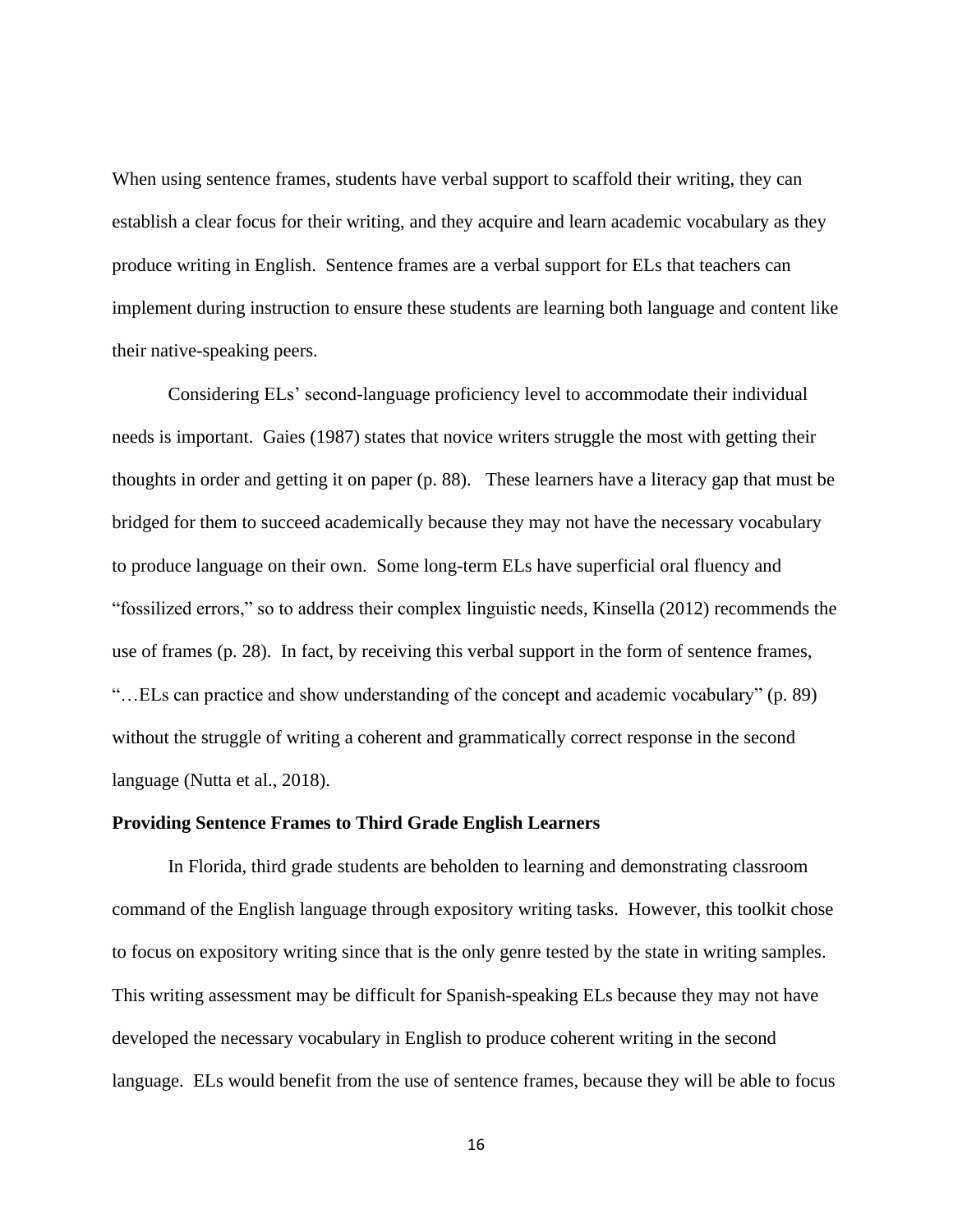When using sentence frames, students have verbal support to scaffold their writing, they can establish a clear focus for their writing, and they acquire and learn academic vocabulary as they produce writing in English. Sentence frames are a verbal support for ELs that teachers can implement during instruction to ensure these students are learning both language and content like their native-speaking peers.

Considering ELs' second-language proficiency level to accommodate their individual needs is important. Gaies (1987) states that novice writers struggle the most with getting their thoughts in order and getting it on paper (p. 88). These learners have a literacy gap that must be bridged for them to succeed academically because they may not have the necessary vocabulary to produce language on their own. Some long-term ELs have superficial oral fluency and "fossilized errors," so to address their complex linguistic needs, Kinsella (2012) recommends the use of frames (p. 28). In fact, by receiving this verbal support in the form of sentence frames, "…ELs can practice and show understanding of the concept and academic vocabulary" (p. 89) without the struggle of writing a coherent and grammatically correct response in the second language (Nutta et al., 2018).

**Providing Sentence Frames to Third Grade English Learners**

In Florida, third grade students are beholden to learning and demonstrating classroom command of the English language through expository writing tasks. However, this toolkit chose to focus on expository writing since that is the only genre tested by the state in writing samples. This writing assessment may be difficult for Spanish-speaking ELs because they may not have developed the necessary vocabulary in English to produce coherent writing in the second language. ELs would benefit from the use of sentence frames, because they will be able to focus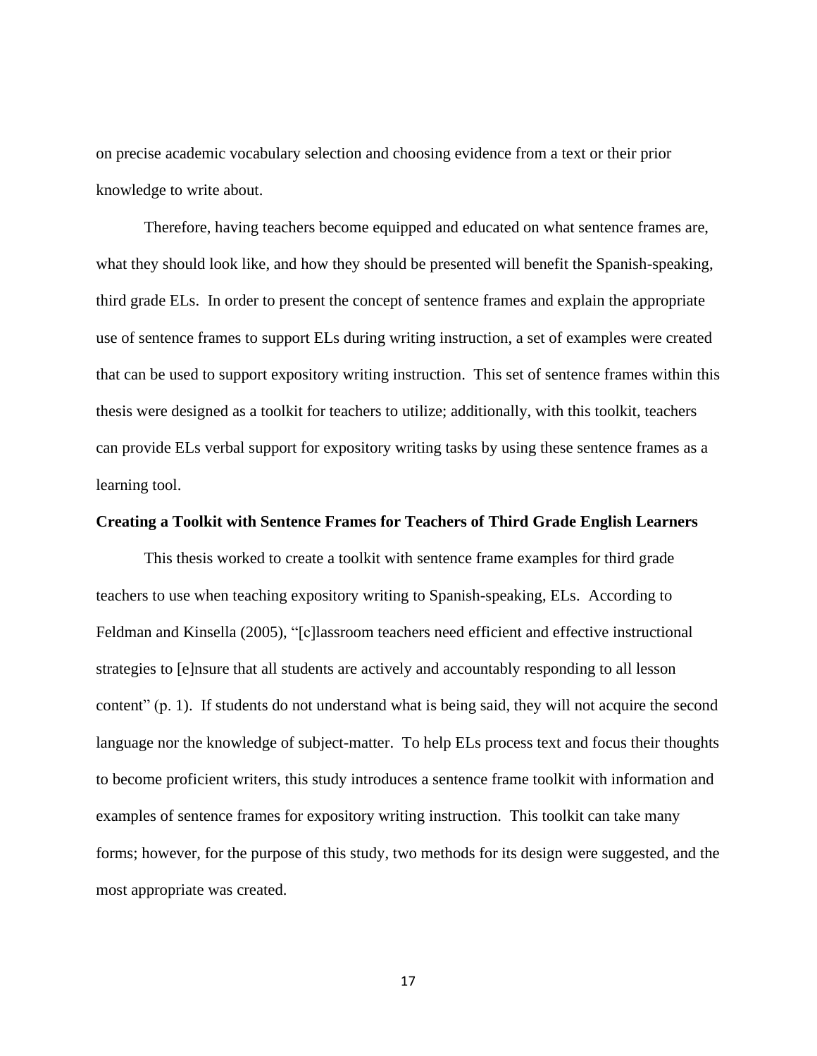on precise academic vocabulary selection and choosing evidence from a text or their prior knowledge to write about.

Therefore, having teachers become equipped and educated on what sentence frames are, what they should look like, and how they should be presented will benefit the Spanish-speaking, third grade ELs. In order to present the concept of sentence frames and explain the appropriate use of sentence frames to support ELs during writing instruction, a set of examples were created that can be used to support expository writing instruction. This set of sentence frames within this thesis were designed as a toolkit for teachers to utilize; additionally, with this toolkit, teachers can provide ELs verbal support for expository writing tasks by using these sentence frames as a learning tool.

**Creating a Toolkit with Sentence Frames for Teachers of Third Grade English Learners**

This thesis worked to create a toolkit with sentence frame examples for third grade teachers to use when teaching expository writing to Spanish-speaking, ELs. According to Feldman and Kinsella (2005), "[c]lassroom teachers need efficient and effective instructional strategies to [e]nsure that all students are actively and accountably responding to all lesson content" (p. 1). If students do not understand what is being said, they will not acquire the second language nor the knowledge of subject-matter. To help ELs process text and focus their thoughts to become proficient writers, this study introduces a sentence frame toolkit with information and examples of sentence frames for expository writing instruction. This toolkit can take many forms; however, for the purpose of this study, two methods for its design were suggested, and the most appropriate was created.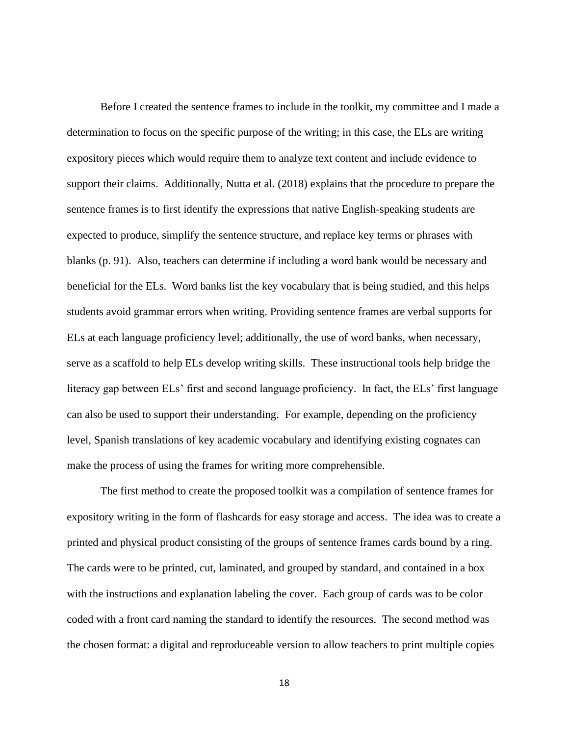Before I created the sentence frames to include in the toolkit, my committee and I made a determination to focus on the specific purpose of the writing; in this case, the ELs are writing expository pieces which would require them to analyze text content and include evidence to support their claims. Additionally, Nutta et al. (2018) explains that the procedure to prepare the sentence frames is to first identify the expressions that native English-speaking students are expected to produce, simplify the sentence structure, and replace key terms or phrases with blanks (p. 91). Also, teachers can determine if including a word bank would be necessary and beneficial for the ELs. Word banks list the key vocabulary that is being studied, and this helps students avoid grammar errors when writing. Providing sentence frames are verbal supports for ELs at each language proficiency level; additionally, the use of word banks, when necessary, serve as a scaffold to help ELs develop writing skills. These instructional tools help bridge the literacy gap between ELs' first and second language proficiency. In fact, the ELs' first language can also be used to support their understanding. For example, depending on the proficiency level, Spanish translations of key academic vocabulary and identifying existing cognates can make the process of using the frames for writing more comprehensible.

The first method to create the proposed toolkit was a compilation of sentence frames for expository writing in the form of flashcards for easy storage and access. The idea was to create a printed and physical product consisting of the groups of sentence frames cards bound by a ring. The cards were to be printed, cut, laminated, and grouped by standard, and contained in a box with the instructions and explanation labeling the cover. Each group of cards was to be color coded with a front card naming the standard to identify the resources. The second method was the chosen format: a digital and reproduceable version to allow teachers to print multiple copies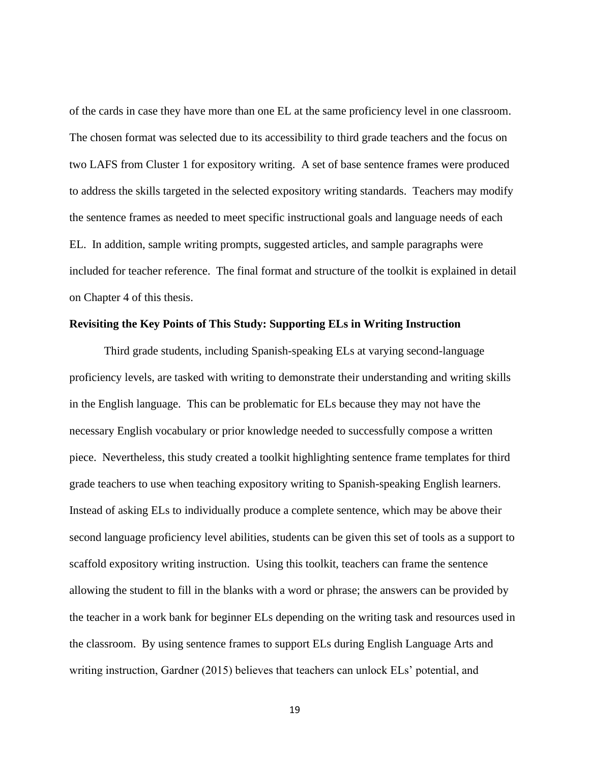of the cards in case they have more than one EL at the same proficiency level in one classroom. The chosen format was selected due to its accessibility to third grade teachers and the focus on two LAFS from Cluster 1 for expository writing. A set of base sentence frames were produced to address the skills targeted in the selected expository writing standards. Teachers may modify the sentence frames as needed to meet specific instructional goals and language needs of each EL. In addition, sample writing prompts, suggested articles, and sample paragraphs were included for teacher reference. The final format and structure of the toolkit is explained in detail on Chapter 4 of this thesis.

**Revisiting the Key Points of This Study: Supporting ELs in Writing Instruction**

Third grade students, including Spanish-speaking ELs at varying second-language proficiency levels, are tasked with writing to demonstrate their understanding and writing skills in the English language. This can be problematic for ELs because they may not have the necessary English vocabulary or prior knowledge needed to successfully compose a written piece. Nevertheless, this study created a toolkit highlighting sentence frame templates for third grade teachers to use when teaching expository writing to Spanish-speaking English learners. Instead of asking ELs to individually produce a complete sentence, which may be above their second language proficiency level abilities, students can be given this set of tools as a support to scaffold expository writing instruction. Using this toolkit, teachers can frame the sentence allowing the student to fill in the blanks with a word or phrase; the answers can be provided by the teacher in a work bank for beginner ELs depending on the writing task and resources used in the classroom. By using sentence frames to support ELs during English Language Arts and writing instruction, Gardner (2015) believes that teachers can unlock ELs' potential, and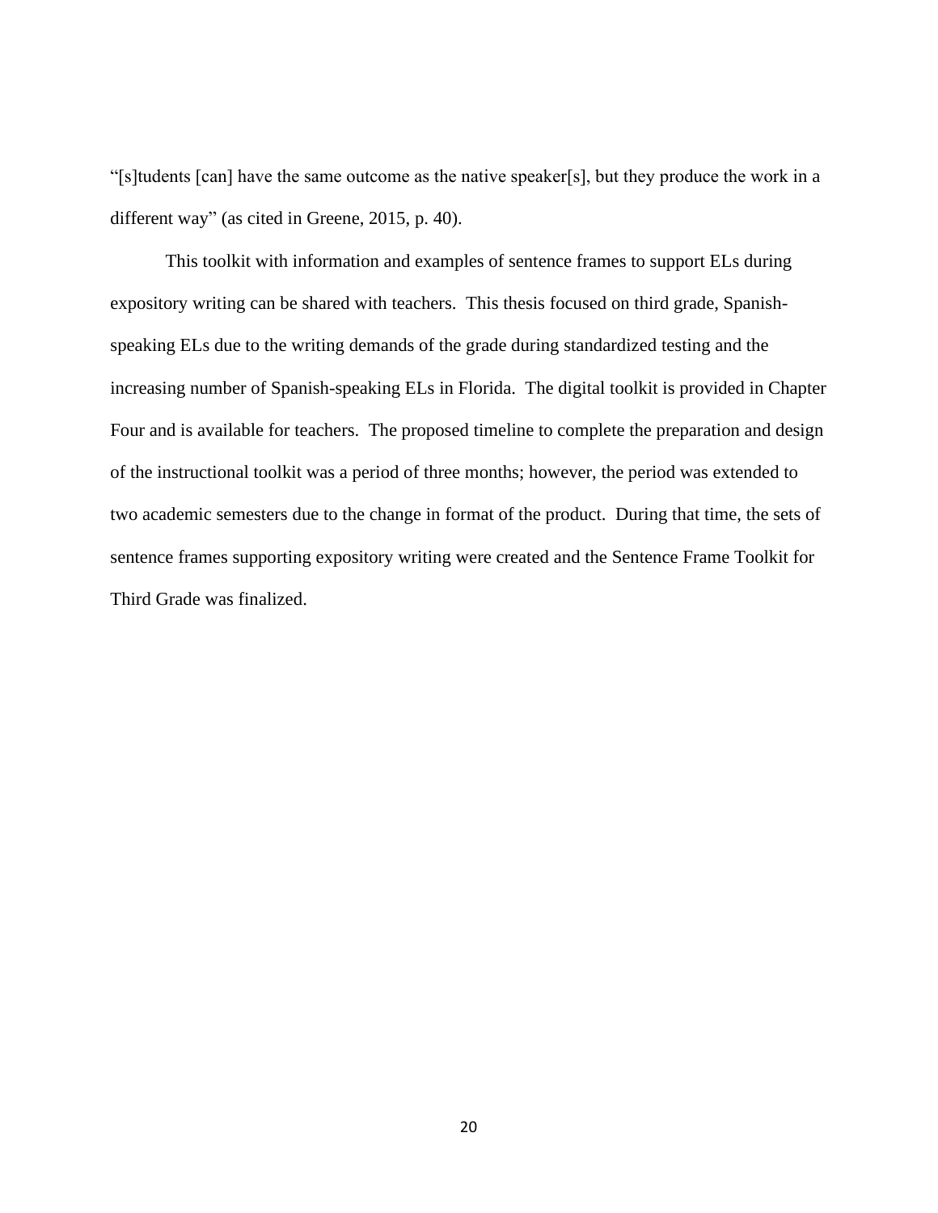"[s]tudents [can] have the same outcome as the native speaker[s], but they produce the work in a different way" (as cited in Greene, 2015, p. 40).

This toolkit with information and examples of sentence frames to support ELs during expository writing can be shared with teachers. This thesis focused on third grade, Spanish-speaking ELs due to the writing demands of the grade during standardized testing and the increasing number of Spanish-speaking ELs in Florida. The digital toolkit is provided in Chapter Four and is available for teachers. The proposed timeline to complete the preparation and design of the instructional toolkit was a period of three months; however, the period was extended to two academic semesters due to the change in format of the product. During that time, the sets of sentence frames supporting expository writing were created and the Sentence Frame Toolkit for Third Grade was finalized.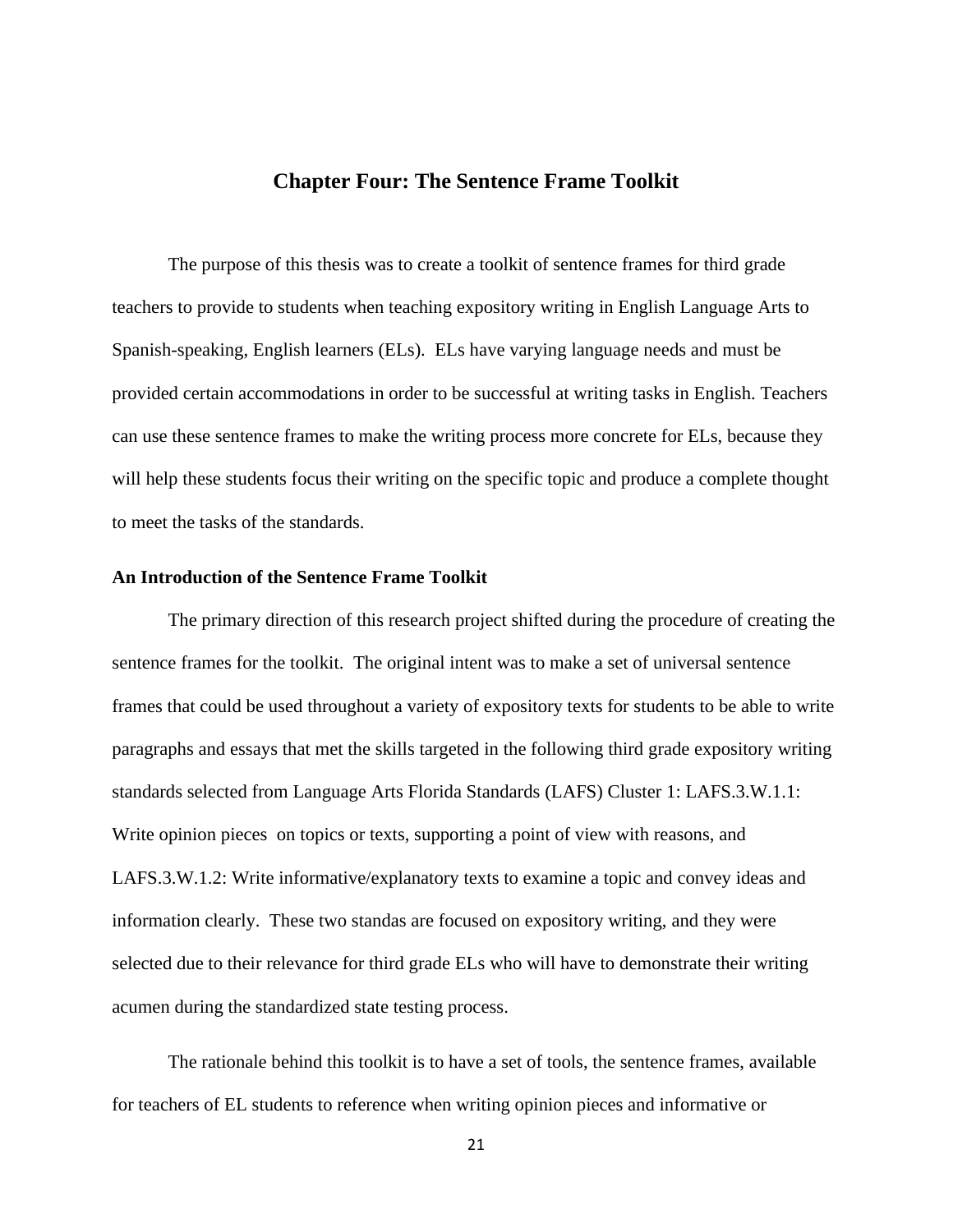# Chapter Four: The Sentence Frame Toolkit

The purpose of this thesis was to create a toolkit of sentence frames for third grade teachers to provide to students when teaching expository writing in English Language Arts to Spanish-speaking, English learners (ELs). ELs have varying language needs and must be provided certain accommodations in order to be successful at writing tasks in English. Teachers can use these sentence frames to make the writing process more concrete for ELs, because they will help these students focus their writing on the specific topic and produce a complete thought to meet the tasks of the standards.

## An Introduction of the Sentence Frame Toolkit

The primary direction of this research project shifted during the procedure of creating the sentence frames for the toolkit. The original intent was to make a set of universal sentence frames that could be used throughout a variety of expository texts for students to be able to write paragraphs and essays that met the skills targeted in the following third grade expository writing standards selected from Language Arts Florida Standards (LAFS) Cluster 1: LAFS.3.W.1.1: Write opinion pieces on topics or texts, supporting a point of view with reasons, and LAFS.3.W.1.2: Write informative/explanatory texts to examine a topic and convey ideas and information clearly. These two standas are focused on expository writing, and they were selected due to their relevance for third grade ELs who will have to demonstrate their writing acumen during the standardized state testing process.

The rationale behind this toolkit is to have a set of tools, the sentence frames, available for teachers of EL students to reference when writing opinion pieces and informative or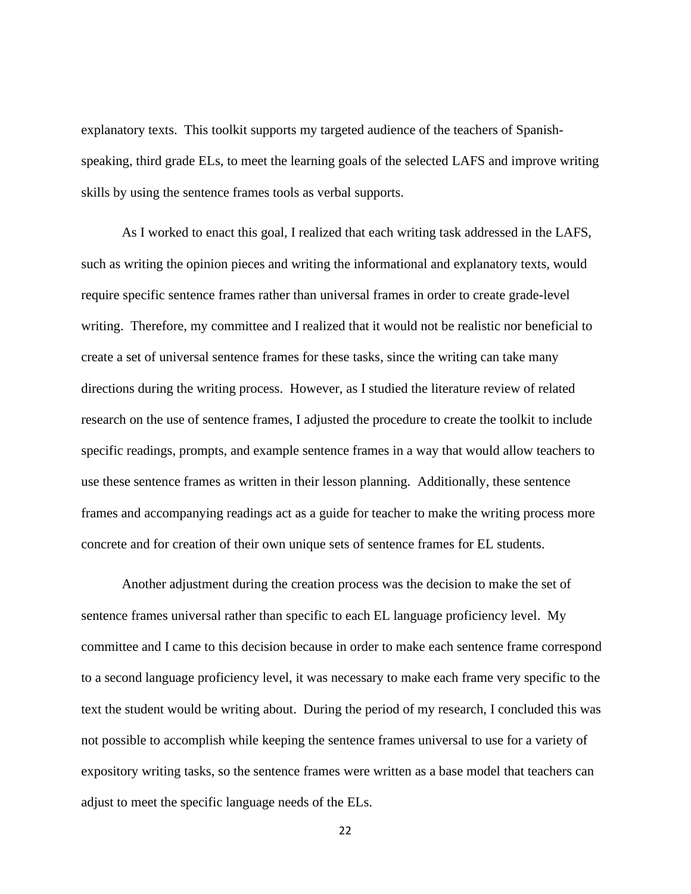explanatory texts. This toolkit supports my targeted audience of the teachers of Spanish-speaking, third grade ELs, to meet the learning goals of the selected LAFS and improve writing skills by using the sentence frames tools as verbal supports.

As I worked to enact this goal, I realized that each writing task addressed in the LAFS, such as writing the opinion pieces and writing the informational and explanatory texts, would require specific sentence frames rather than universal frames in order to create grade-level writing. Therefore, my committee and I realized that it would not be realistic nor beneficial to create a set of universal sentence frames for these tasks, since the writing can take many directions during the writing process. However, as I studied the literature review of related research on the use of sentence frames, I adjusted the procedure to create the toolkit to include specific readings, prompts, and example sentence frames in a way that would allow teachers to use these sentence frames as written in their lesson planning. Additionally, these sentence frames and accompanying readings act as a guide for teacher to make the writing process more concrete and for creation of their own unique sets of sentence frames for EL students.

Another adjustment during the creation process was the decision to make the set of sentence frames universal rather than specific to each EL language proficiency level. My committee and I came to this decision because in order to make each sentence frame correspond to a second language proficiency level, it was necessary to make each frame very specific to the text the student would be writing about. During the period of my research, I concluded this was not possible to accomplish while keeping the sentence frames universal to use for a variety of expository writing tasks, so the sentence frames were written as a base model that teachers can adjust to meet the specific language needs of the ELs.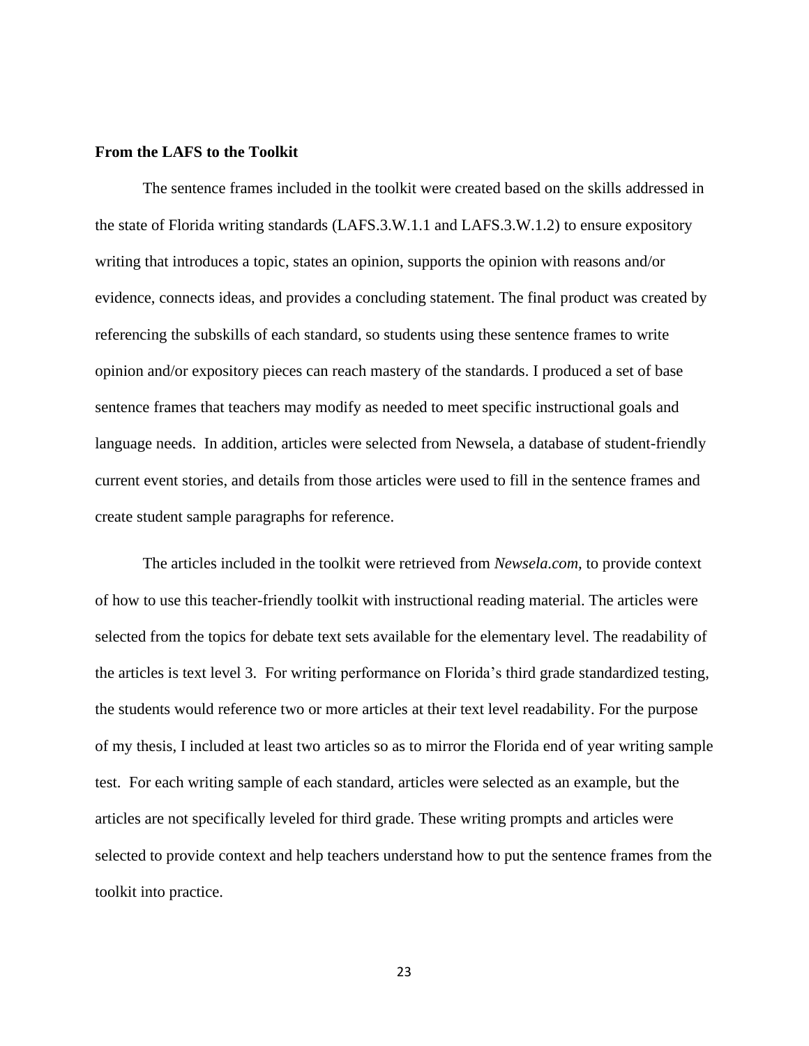**From the LAFS to the Toolkit**

The sentence frames included in the toolkit were created based on the skills addressed in the state of Florida writing standards (LAFS.3.W.1.1 and LAFS.3.W.1.2) to ensure expository writing that introduces a topic, states an opinion, supports the opinion with reasons and/or evidence, connects ideas, and provides a concluding statement. The final product was created by referencing the subskills of each standard, so students using these sentence frames to write opinion and/or expository pieces can reach mastery of the standards. I produced a set of base sentence frames that teachers may modify as needed to meet specific instructional goals and language needs. In addition, articles were selected from Newsela, a database of student-friendly current event stories, and details from those articles were used to fill in the sentence frames and create student sample paragraphs for reference.

The articles included in the toolkit were retrieved from *Newsela.com,* to provide context of how to use this teacher-friendly toolkit with instructional reading material. The articles were selected from the topics for debate text sets available for the elementary level. The readability of the articles is text level 3. For writing performance on Florida's third grade standardized testing, the students would reference two or more articles at their text level readability. For the purpose of my thesis, I included at least two articles so as to mirror the Florida end of year writing sample test. For each writing sample of each standard, articles were selected as an example, but the articles are not specifically leveled for third grade. These writing prompts and articles were selected to provide context and help teachers understand how to put the sentence frames from the toolkit into practice.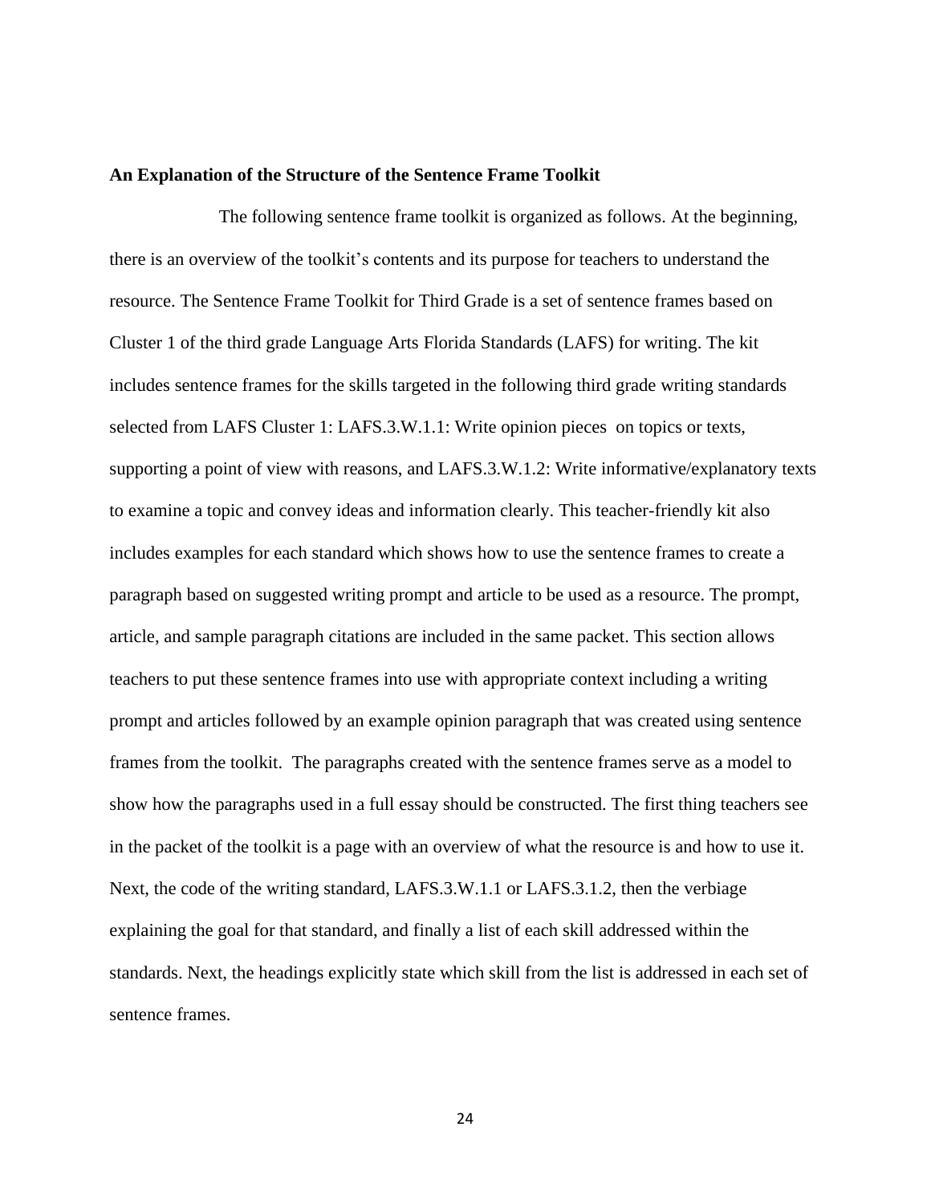**An Explanation of the Structure of the Sentence Frame Toolkit**

The following sentence frame toolkit is organized as follows. At the beginning, there is an overview of the toolkit's contents and its purpose for teachers to understand the resource. The Sentence Frame Toolkit for Third Grade is a set of sentence frames based on Cluster 1 of the third grade Language Arts Florida Standards (LAFS) for writing. The kit includes sentence frames for the skills targeted in the following third grade writing standards selected from LAFS Cluster 1: LAFS.3.W.1.1: Write opinion pieces on topics or texts, supporting a point of view with reasons, and LAFS.3.W.1.2: Write informative/explanatory texts to examine a topic and convey ideas and information clearly. This teacher-friendly kit also includes examples for each standard which shows how to use the sentence frames to create a paragraph based on suggested writing prompt and article to be used as a resource. The prompt, article, and sample paragraph citations are included in the same packet. This section allows teachers to put these sentence frames into use with appropriate context including a writing prompt and articles followed by an example opinion paragraph that was created using sentence frames from the toolkit. The paragraphs created with the sentence frames serve as a model to show how the paragraphs used in a full essay should be constructed. The first thing teachers see in the packet of the toolkit is a page with an overview of what the resource is and how to use it. Next, the code of the writing standard, LAFS.3.W.1.1 or LAFS.3.1.2, then the verbiage explaining the goal for that standard, and finally a list of each skill addressed within the standards. Next, the headings explicitly state which skill from the list is addressed in each set of sentence frames.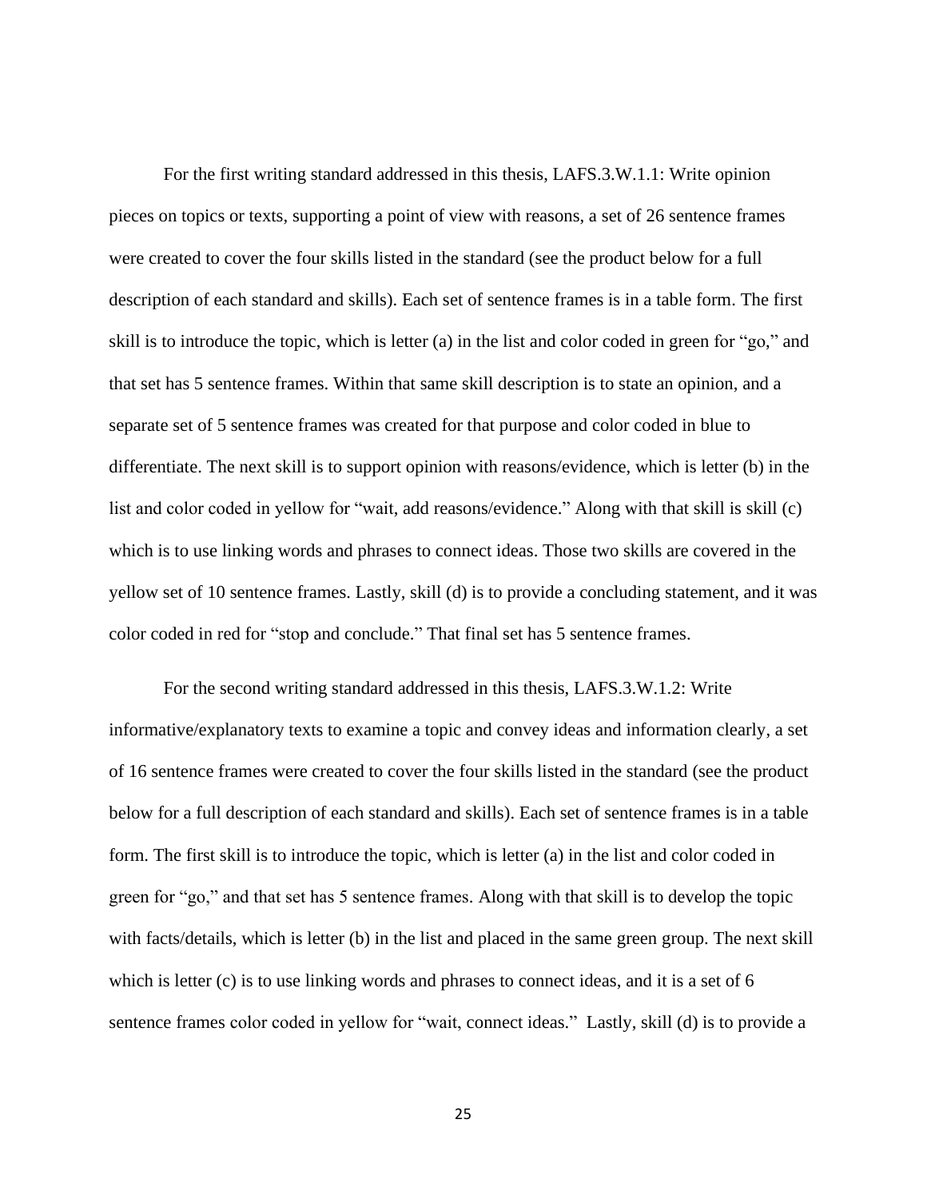For the first writing standard addressed in this thesis, LAFS.3.W.1.1: Write opinion pieces on topics or texts, supporting a point of view with reasons, a set of 26 sentence frames were created to cover the four skills listed in the standard (see the product below for a full description of each standard and skills). Each set of sentence frames is in a table form. The first skill is to introduce the topic, which is letter (a) in the list and color coded in green for "go," and that set has 5 sentence frames. Within that same skill description is to state an opinion, and a separate set of 5 sentence frames was created for that purpose and color coded in blue to differentiate. The next skill is to support opinion with reasons/evidence, which is letter (b) in the list and color coded in yellow for "wait, add reasons/evidence." Along with that skill is skill (c) which is to use linking words and phrases to connect ideas. Those two skills are covered in the yellow set of 10 sentence frames. Lastly, skill (d) is to provide a concluding statement, and it was color coded in red for "stop and conclude." That final set has 5 sentence frames.

For the second writing standard addressed in this thesis, LAFS.3.W.1.2: Write informative/explanatory texts to examine a topic and convey ideas and information clearly, a set of 16 sentence frames were created to cover the four skills listed in the standard (see the product below for a full description of each standard and skills). Each set of sentence frames is in a table form. The first skill is to introduce the topic, which is letter (a) in the list and color coded in green for "go," and that set has 5 sentence frames. Along with that skill is to develop the topic with facts/details, which is letter (b) in the list and placed in the same green group. The next skill which is letter (c) is to use linking words and phrases to connect ideas, and it is a set of 6 sentence frames color coded in yellow for "wait, connect ideas." Lastly, skill (d) is to provide a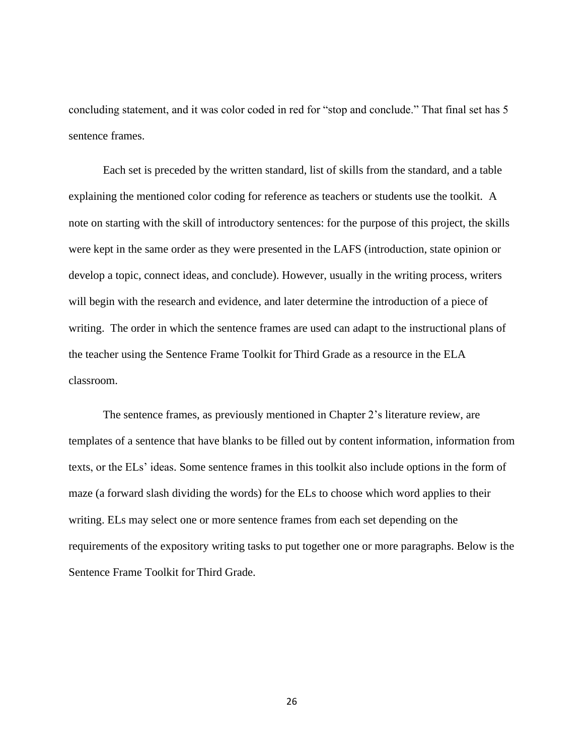concluding statement, and it was color coded in red for "stop and conclude." That final set has 5 sentence frames.

Each set is preceded by the written standard, list of skills from the standard, and a table explaining the mentioned color coding for reference as teachers or students use the toolkit. A note on starting with the skill of introductory sentences: for the purpose of this project, the skills were kept in the same order as they were presented in the LAFS (introduction, state opinion or develop a topic, connect ideas, and conclude). However, usually in the writing process, writers will begin with the research and evidence, and later determine the introduction of a piece of writing. The order in which the sentence frames are used can adapt to the instructional plans of the teacher using the Sentence Frame Toolkit for Third Grade as a resource in the ELA classroom.

The sentence frames, as previously mentioned in Chapter 2's literature review, are templates of a sentence that have blanks to be filled out by content information, information from texts, or the ELs' ideas. Some sentence frames in this toolkit also include options in the form of maze (a forward slash dividing the words) for the ELs to choose which word applies to their writing. ELs may select one or more sentence frames from each set depending on the requirements of the expository writing tasks to put together one or more paragraphs. Below is the Sentence Frame Toolkit for Third Grade.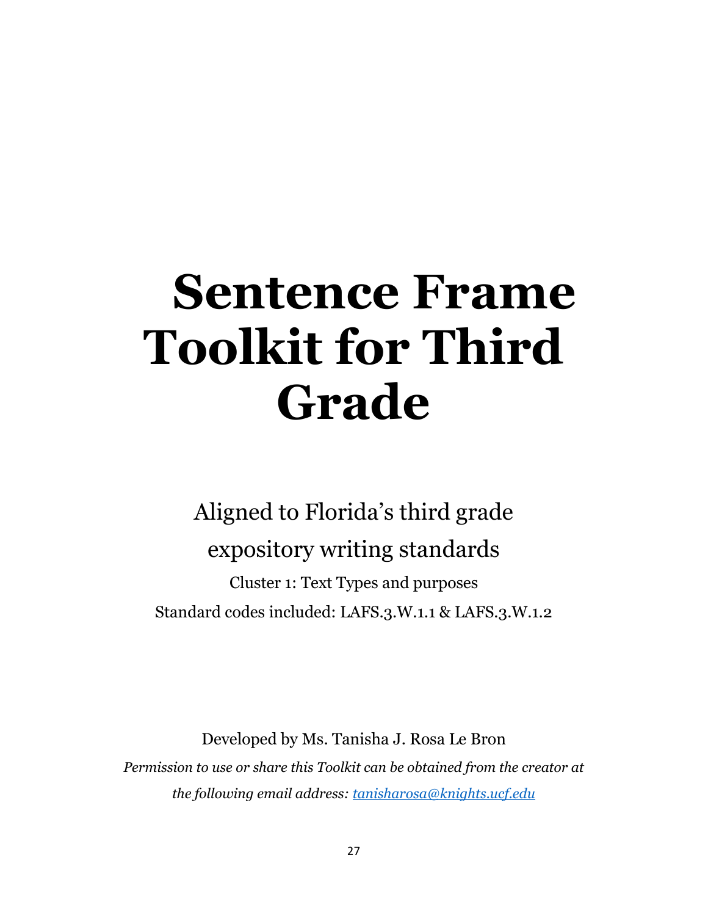# Sentence Frame Toolkit for Third Grade

Aligned to Florida's third grade expository writing standards

Cluster 1: Text Types and purposes

Standard codes included: LAFS.3.W.1.1 & LAFS.3.W.1.2

Developed by Ms. Tanisha J. Rosa Le Bron

*Permission to use or share this Toolkit can be obtained from the creator at the following email address: [tanisharosa@knights.ucf.edu](mailto:tanisharosa@knights.ucf.edu)*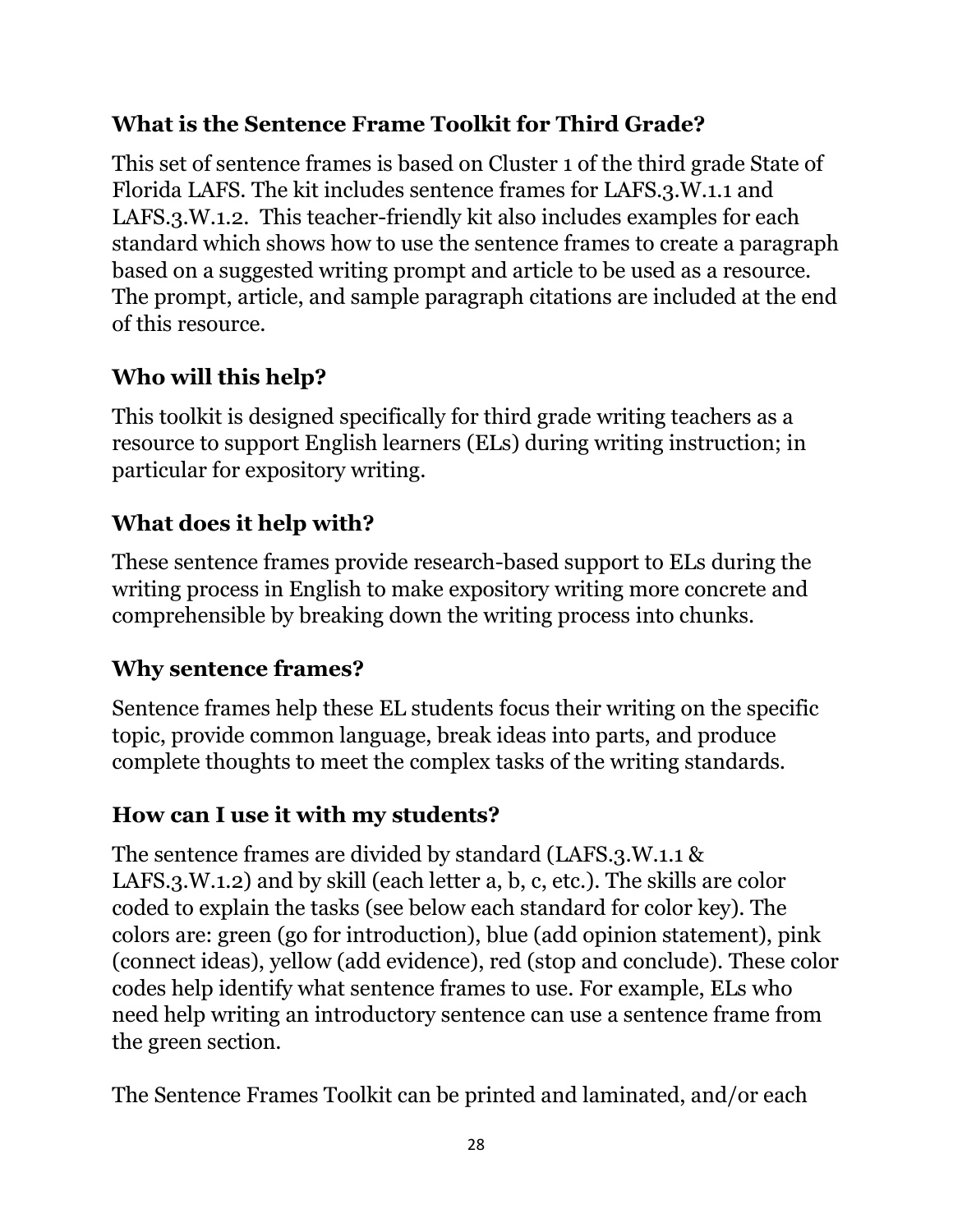### What is the Sentence Frame Toolkit for Third Grade?

This set of sentence frames is based on Cluster 1 of the third grade State of Florida LAFS. The kit includes sentence frames for LAFS.3.W.1.1 and LAFS.3.W.1.2. This teacher-friendly kit also includes examples for each standard which shows how to use the sentence frames to create a paragraph based on a suggested writing prompt and article to be used as a resource. The prompt, article, and sample paragraph citations are included at the end of this resource.

### Who will this help?

This toolkit is designed specifically for third grade writing teachers as a resource to support English learners (ELs) during writing instruction; in particular for expository writing.

### What does it help with?

These sentence frames provide research-based support to ELs during the writing process in English to make expository writing more concrete and comprehensible by breaking down the writing process into chunks.

### Why sentence frames?

Sentence frames help these EL students focus their writing on the specific topic, provide common language, break ideas into parts, and produce complete thoughts to meet the complex tasks of the writing standards.

### How can I use it with my students?

The sentence frames are divided by standard (LAFS.3.W.1.1 & LAFS.3.W.1.2) and by skill (each letter a, b, c, etc.). The skills are color coded to explain the tasks (see below each standard for color key). The colors are: green (go for introduction), blue (add opinion statement), pink (connect ideas), yellow (add evidence), red (stop and conclude). These color codes help identify what sentence frames to use. For example, ELs who need help writing an introductory sentence can use a sentence frame from the green section.

The Sentence Frames Toolkit can be printed and laminated, and/or each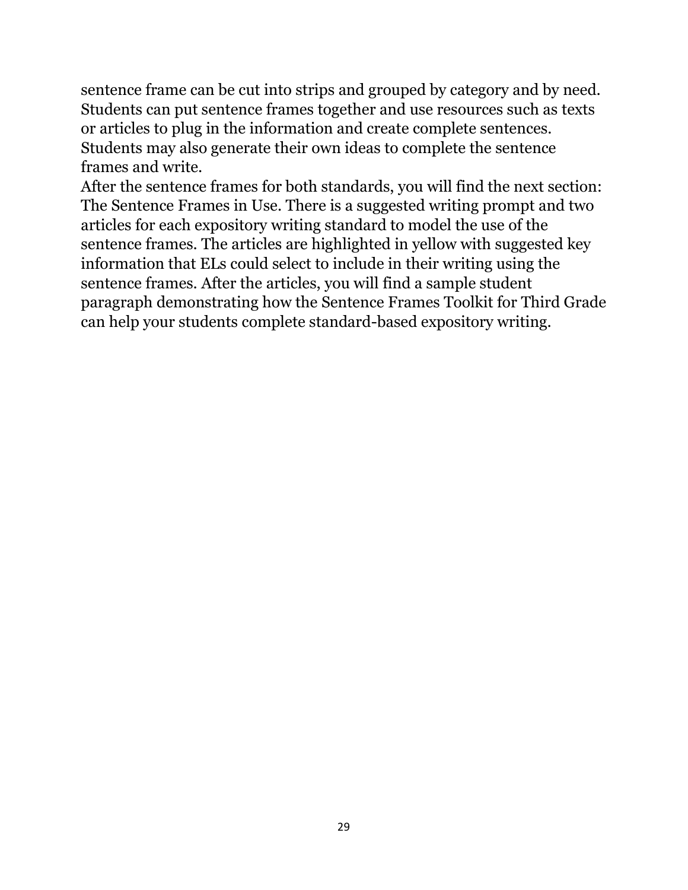sentence frame can be cut into strips and grouped by category and by need. Students can put sentence frames together and use resources such as texts or articles to plug in the information and create complete sentences. Students may also generate their own ideas to complete the sentence frames and write.

After the sentence frames for both standards, you will find the next section: The Sentence Frames in Use. There is a suggested writing prompt and two articles for each expository writing standard to model the use of the sentence frames. The articles are highlighted in yellow with suggested key information that ELs could select to include in their writing using the sentence frames. After the articles, you will find a sample student paragraph demonstrating how the Sentence Frames Toolkit for Third Grade can help your students complete standard-based expository writing.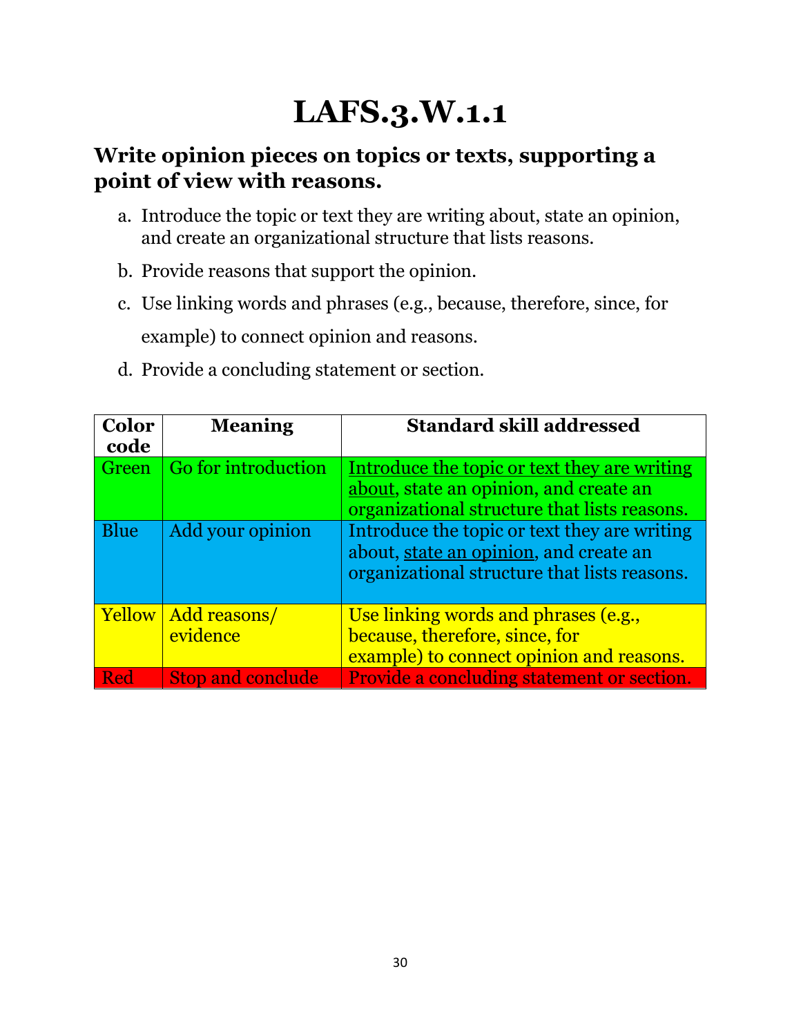# LAFS.3.W.1.1

## Write opinion pieces on topics or texts, supporting a point of view with reasons.

a. Introduce the topic or text they are writing about, state an opinion, and create an organizational structure that lists reasons.

b. Provide reasons that support the opinion.

c. Use linking words and phrases (e.g., because, therefore, since, for example) to connect opinion and reasons.

d. Provide a concluding statement or section.

| Color code | Meaning | Standard skill addressed |
|---|---|---|
| Green | Go for introduction | <u>Introduce the topic or text they are writing about</u>, state an opinion, and create an organizational structure that lists reasons. |
| Blue | Add your opinion | Introduce the topic or text they are writing about, <u>state an opinion</u>, and create an organizational structure that lists reasons. |
| Yellow | Add reasons/ evidence | Use linking words and phrases (e.g., because, therefore, since, for example) to connect opinion and reasons. |
| Red | Stop and conclude | Provide a concluding statement or section. |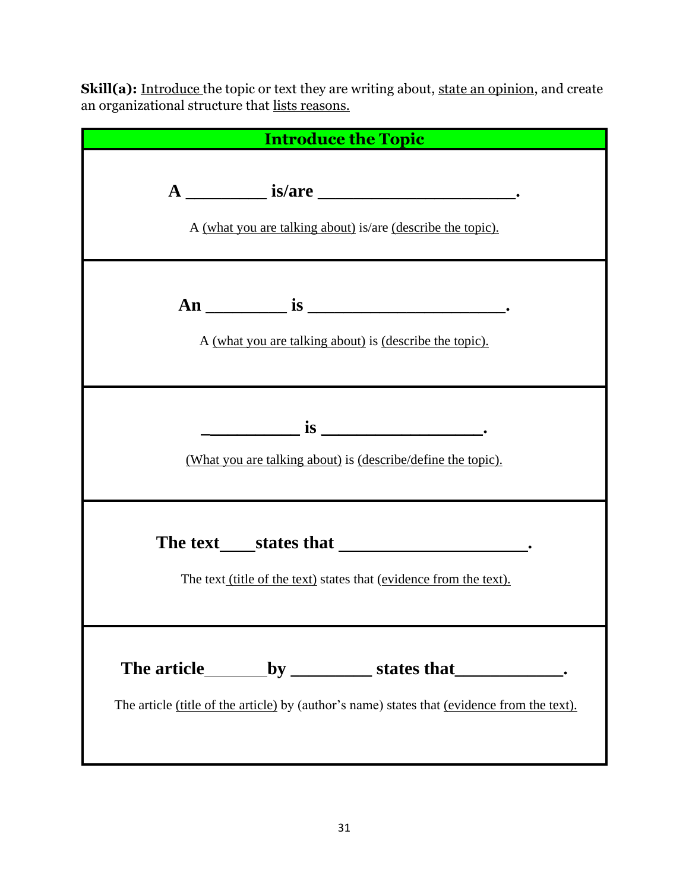**Skill(a):** Introduce the topic or text they are writing about, state an opinion, and create an organizational structure that lists reasons.

| Introduce the Topic |
|---|
| **A _________ is/are ______________________.**<br><br>A (what you are talking about) is/are (describe the topic). |
| **An _________ is ______________________.**<br><br>A (what you are talking about) is (describe the topic). |
| **___________ is ___________________.**<br><br>(What you are talking about) is (describe/define the topic). |
| **The text____states that ______________________.**<br><br>The text (title of the text) states that (evidence from the text). |
| **The article_______by _________ states that____________.**<br><br>The article (title of the article) by (author's name) states that (evidence from the text). |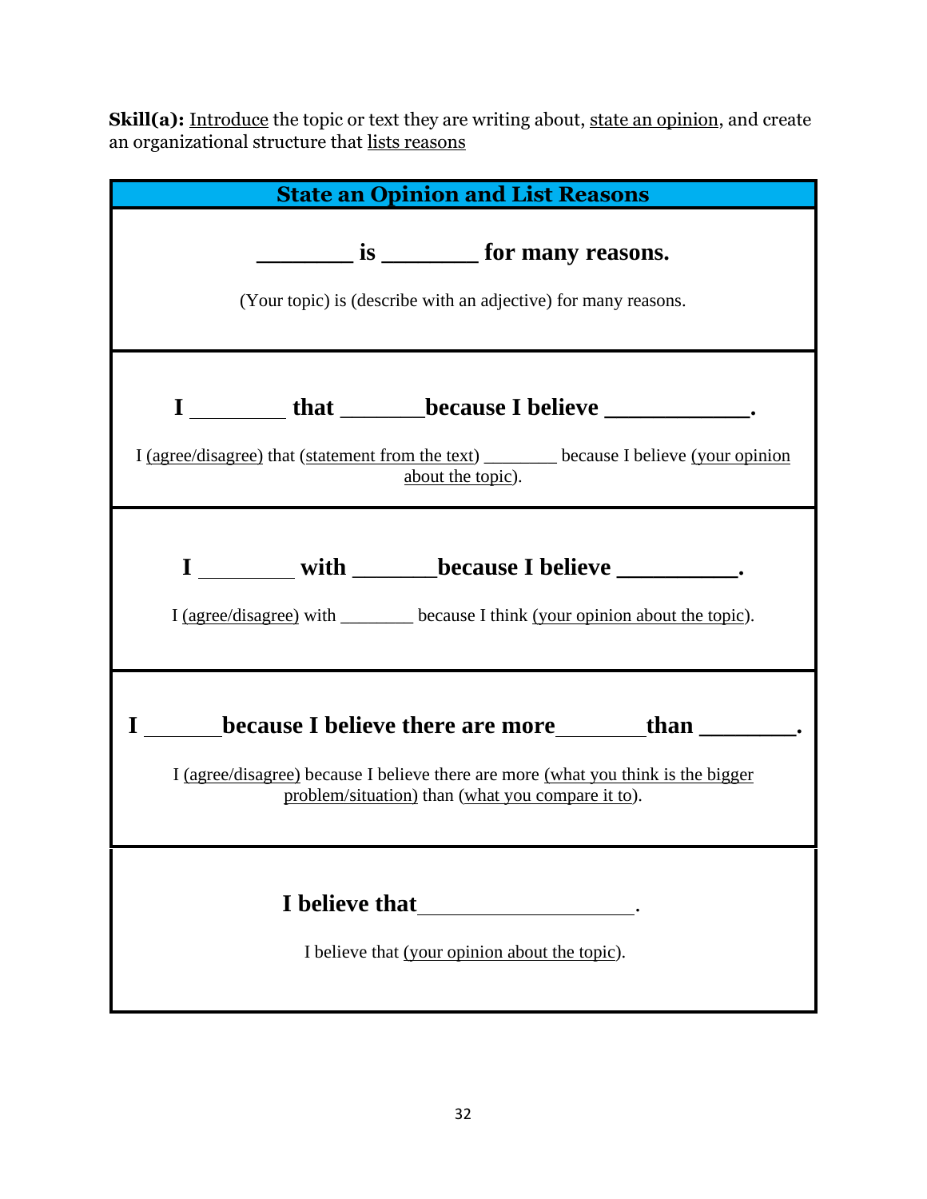**Skill(a):** <u>Introduce</u> the topic or text they are writing about, <u>state an opinion</u>, and create an organizational structure that <u>lists reasons</u>

| State an Opinion and List Reasons |
|---|
| **________ is ________ for many reasons.**<br><br>(Your topic) is (describe with an adjective) for many reasons. |
| **I ________ that _______because I believe ____________.**<br><br>I <u>(agree/disagree)</u> that (<u>statement from the text</u>) ________ because I believe <u>(your opinion about the topic</u>). |
| **I ________ with _______because I believe __________.**<br><br>I <u>(agree/disagree)</u> with ________ because I think <u>(your opinion about the topic</u>). |
| **I _______because I believe there are more________than ________.**<br><br>I <u>(agree/disagree)</u> because I believe there are more <u>(what you think is the bigger problem/situation)</u> than (<u>what you compare it to</u>). |
| **I believe that____________________.**<br><br>I believe that <u>(your opinion about the topic</u>). |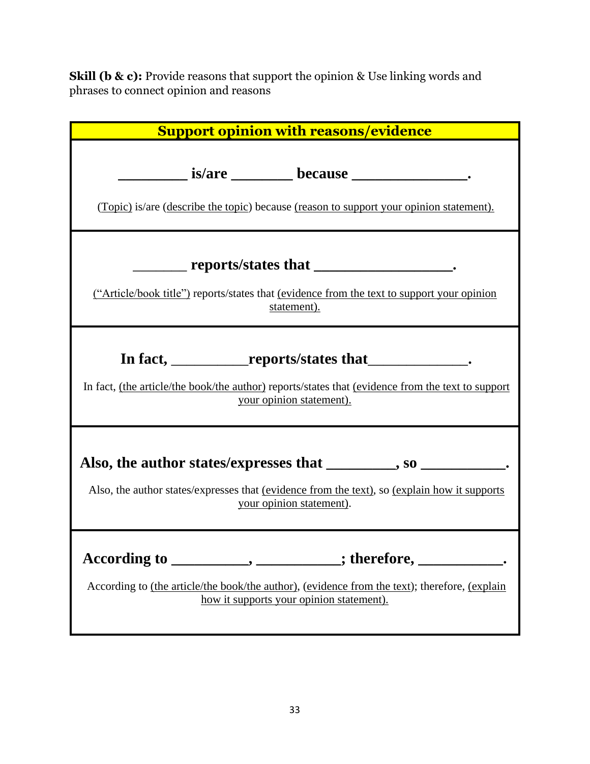**Skill (b & c):** Provide reasons that support the opinion & Use linking words and phrases to connect opinion and reasons

| Support opinion with reasons/evidence |
|---|
| **_________ is/are ________ because _______________.**<br><br>(Topic) is/are (describe the topic) because (reason to support your opinion statement). |
| **_______ reports/states that __________________.**<br><br>("Article/book title") reports/states that (evidence from the text to support your opinion statement). |
| **In fact, __________reports/states that_____________.**<br><br>In fact, (the article/the book/the author) reports/states that (evidence from the text to support your opinion statement). |
| **Also, the author states/expresses that _________, so ___________.**<br><br>Also, the author states/expresses that (evidence from the text), so (explain how it supports your opinion statement). |
| **According to __________, ___________; therefore, ___________.**<br><br>According to (the article/the book/the author), (evidence from the text); therefore, (explain how it supports your opinion statement). |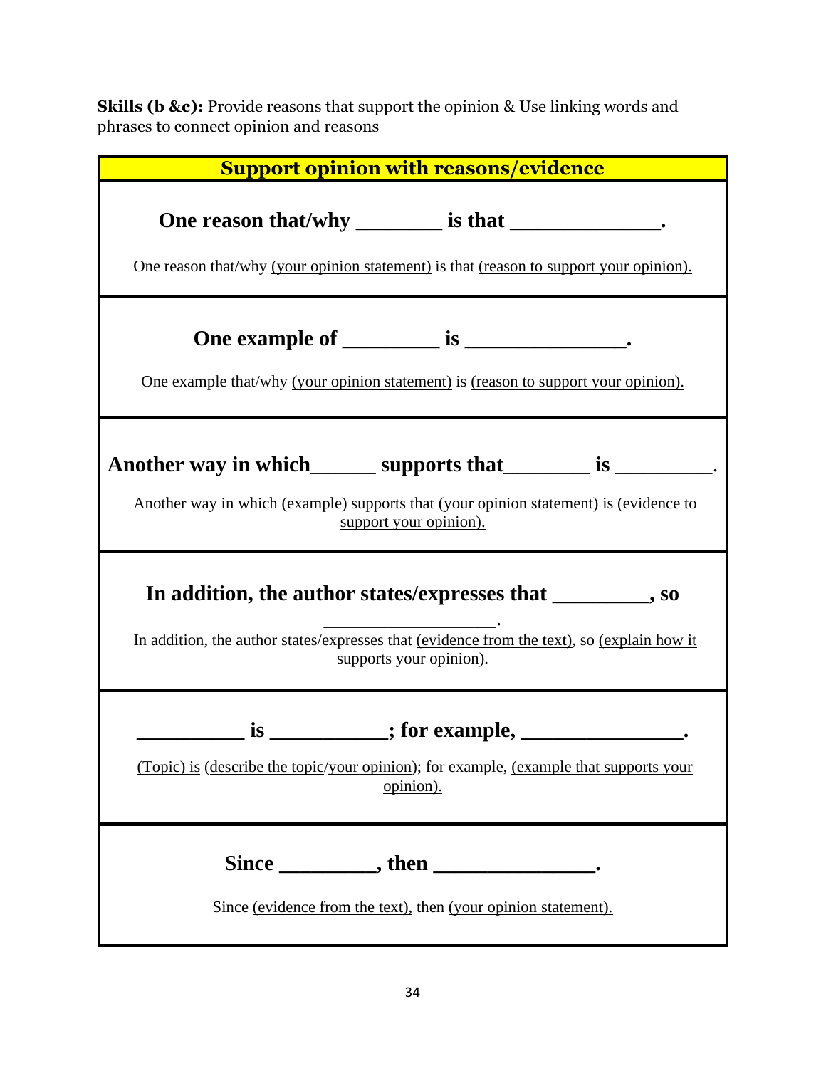**Skills (b &c):** Provide reasons that support the opinion & Use linking words and phrases to connect opinion and reasons

| Support opinion with reasons/evidence |
| --- |
| **One reason that/why ________ is that ______________.**<br><br>One reason that/why <u>(your opinion statement)</u> is that <u>(reason to support your opinion).</u> |
| **One example of _________ is ________________.**<br><br>One example that/why <u>(your opinion statement)</u> is <u>(reason to support your opinion).</u> |
| **Another way in which______ supports that________ is __________.**<br><br>Another way in which <u>(example)</u> supports that <u>(your opinion statement)</u> is <u>(evidence to support your opinion).</u> |
| **In addition, the author states/expresses that _________, so ___________________.**<br><br>In addition, the author states/expresses that <u>(evidence from the text)</u>, so <u>(explain how it supports your opinion)</u>. |
| **__________ is ___________; for example, ________________.**<br><br><u>(Topic) is</u> (<u>describe the topic/your opinion</u>); for example, <u>(example that supports your opinion).</u> |
| **Since _________, then ________________.**<br><br>Since <u>(evidence from the text),</u> then <u>(your opinion statement).</u> |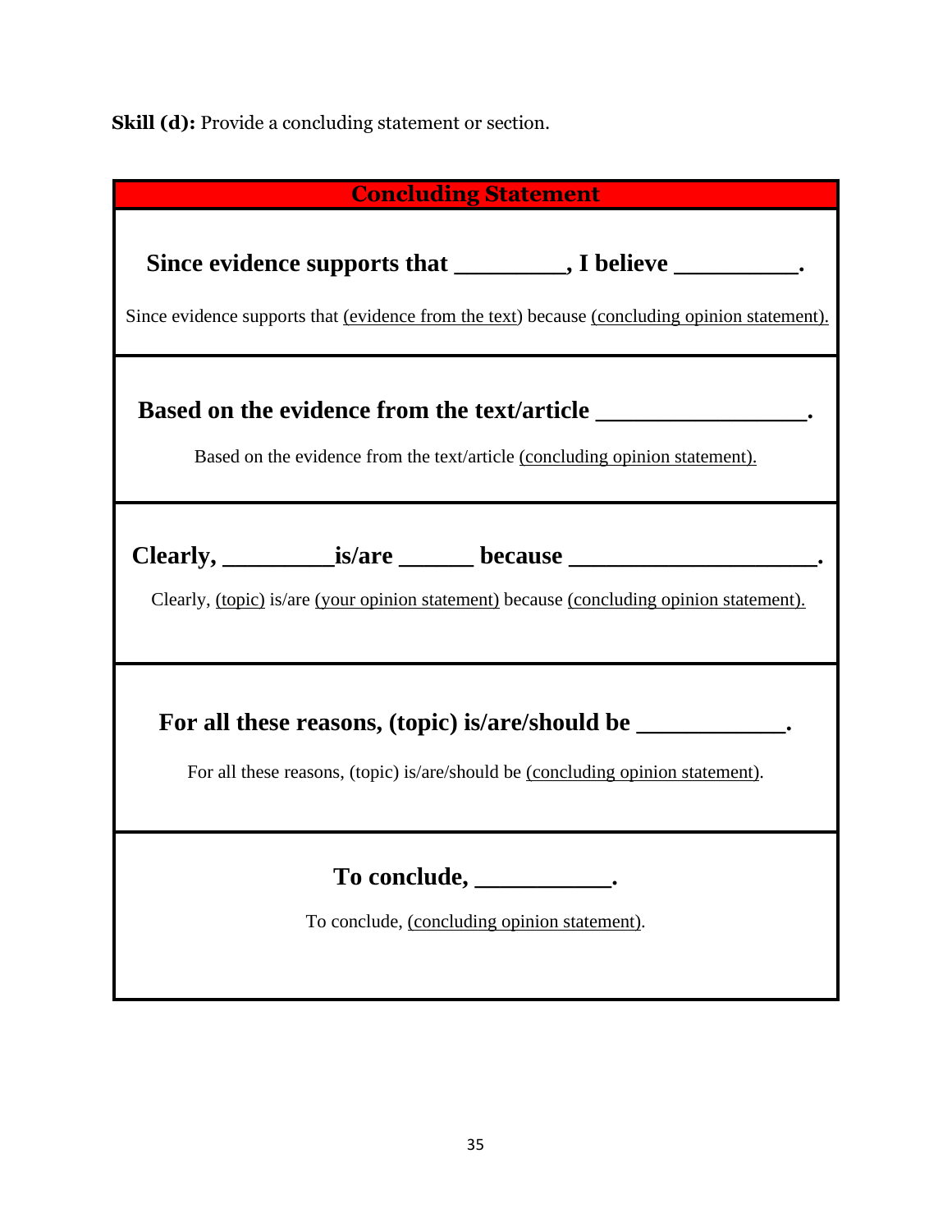**Skill (d):** Provide a concluding statement or section.

| Concluding Statement |
|---|
| **Since evidence supports that _________, I believe __________.**<br><br>Since evidence supports that <u>(evidence from the text</u>) because <u>(concluding opinion statement).</u> |
| **Based on the evidence from the text/article _________________.**<br><br>Based on the evidence from the text/article <u>(concluding opinion statement).</u> |
| **Clearly, _________is/are ______ because ____________________.**<br><br>Clearly, <u>(topic)</u> is/are <u>(your opinion statement)</u> because <u>(concluding opinion statement).</u> |
| **For all these reasons, (topic) is/are/should be ____________.**<br><br>For all these reasons, (topic) is/are/should be <u>(concluding opinion statement)</u>. |
| **To conclude, ___________.**<br><br>To conclude, <u>(concluding opinion statement)</u>. |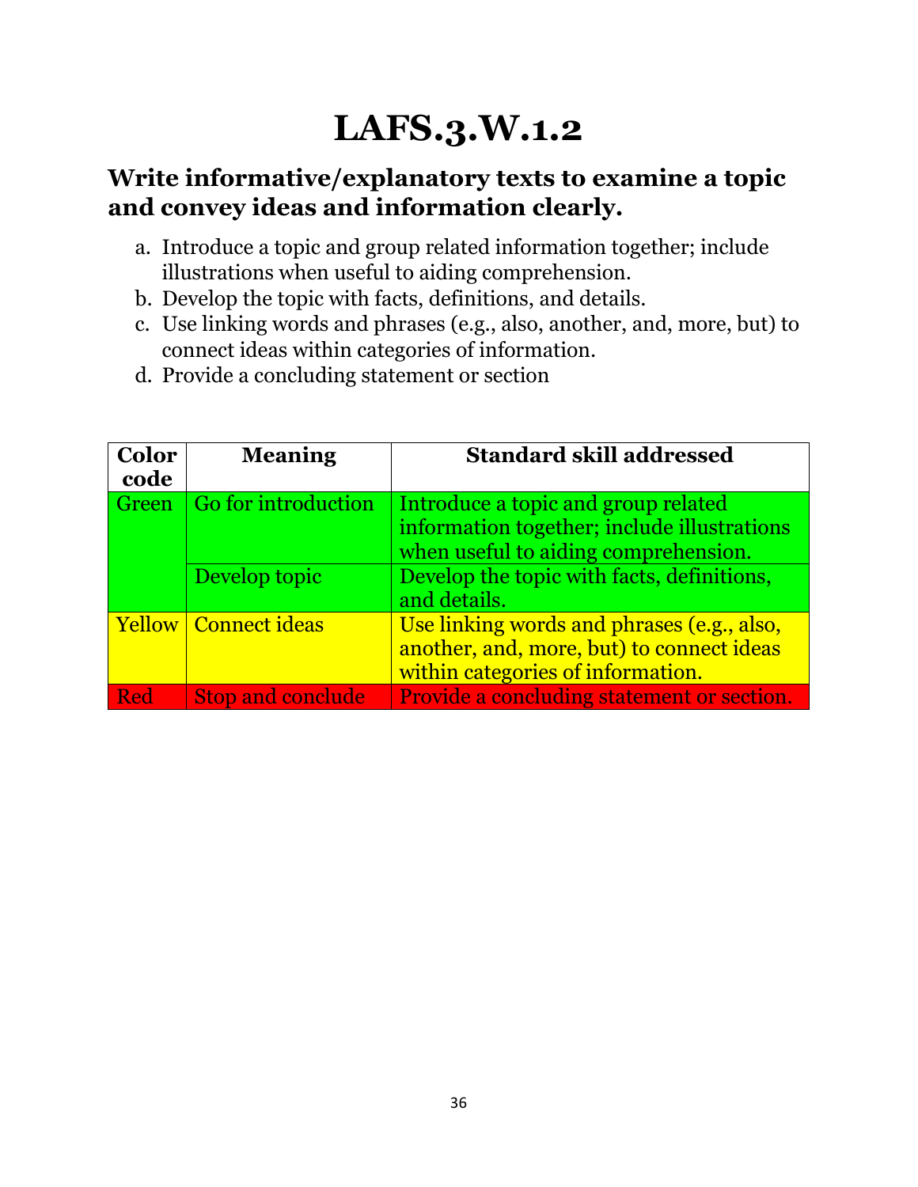# LAFS.3.W.1.2

## Write informative/explanatory texts to examine a topic and convey ideas and information clearly.

a. Introduce a topic and group related information together; include illustrations when useful to aiding comprehension.
b. Develop the topic with facts, definitions, and details.
c. Use linking words and phrases (e.g., also, another, and, more, but) to connect ideas within categories of information.
d. Provide a concluding statement or section

| Color code | Meaning | Standard skill addressed |
|---|---|---|
| Green | Go for introduction | Introduce a topic and group related information together; include illustrations when useful to aiding comprehension. |
| | Develop topic | Develop the topic with facts, definitions, and details. |
| Yellow | Connect ideas | Use linking words and phrases (e.g., also, another, and, more, but) to connect ideas within categories of information. |
| Red | Stop and conclude | Provide a concluding statement or section. |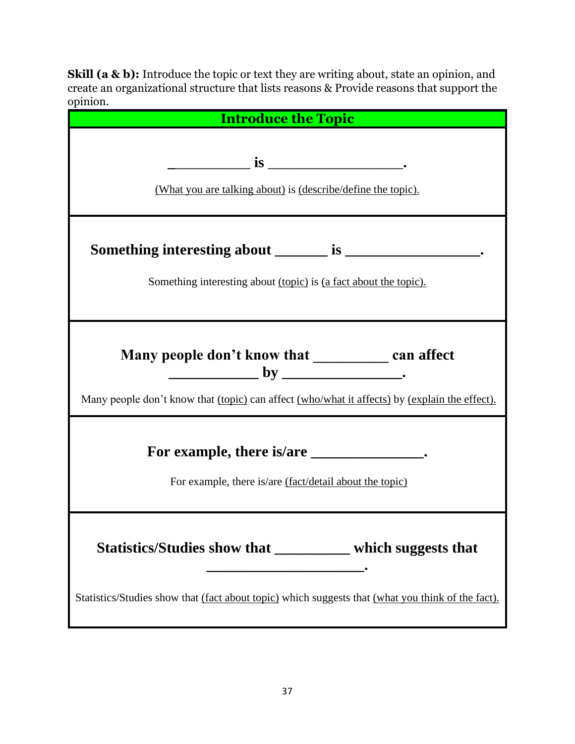**Skill (a & b):** Introduce the topic or text they are writing about, state an opinion, and create an organizational structure that lists reasons & Provide reasons that support the opinion.

| Introduce the Topic |
| --- |
| **___________ is __________________.**<br><br>(What you are talking about) is (describe/define the topic). |
| **Something interesting about _______ is _________________.**<br><br>Something interesting about (topic) is (a fact about the topic). |
| **Many people don't know that _________ can affect ___________ by _______________.**<br><br>Many people don't know that (topic) can affect (who/what it affects) by (explain the effect). |
| **For example, there is/are ______________.**<br><br>For example, there is/are (fact/detail about the topic) |
| **Statistics/Studies show that _________ which suggests that _____________________.**<br><br>Statistics/Studies show that (fact about topic) which suggests that (what you think of the fact). |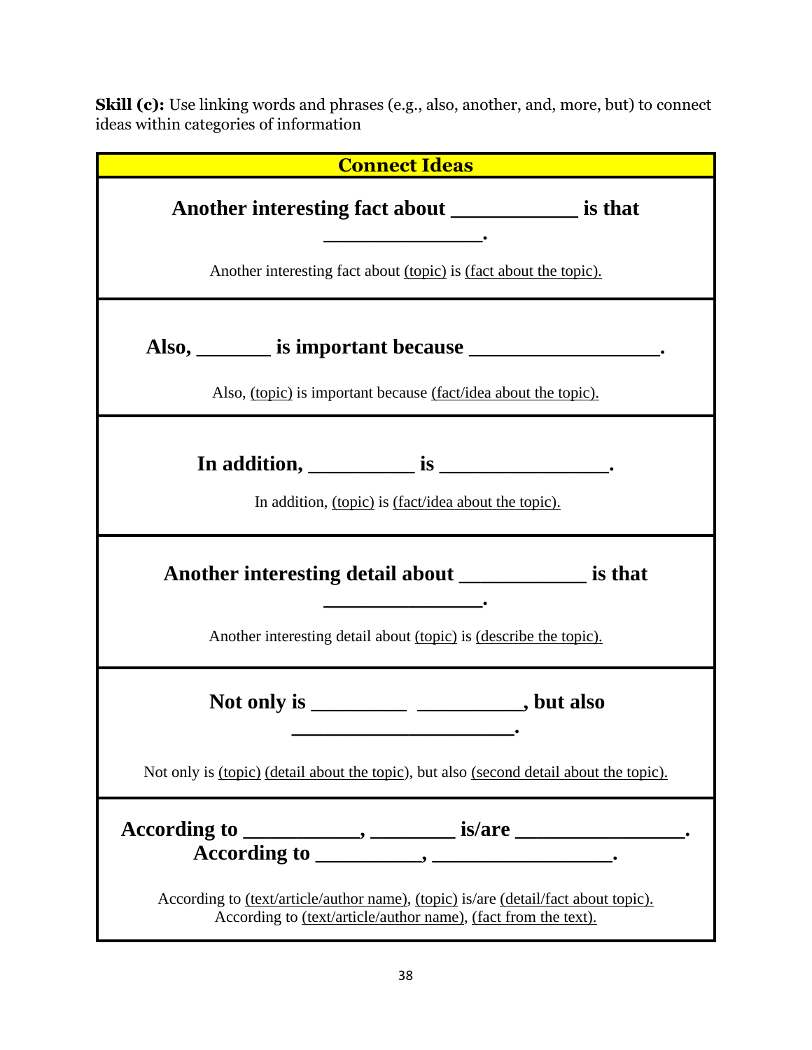**Skill (c):** Use linking words and phrases (e.g., also, another, and, more, but) to connect ideas within categories of information

| Connect Ideas |
|---|
| **Another interesting fact about ____________ is that ________________.**<br><br>Another interesting fact about <u>(topic)</u> is <u>(fact about the topic).</u> |
| **Also, _______ is important because __________________.**<br><br>Also, <u>(topic)</u> is important because <u>(fact/idea about the topic).</u> |
| **In addition, __________ is ________________.**<br><br>In addition, <u>(topic)</u> is <u>(fact/idea about the topic).</u> |
| **Another interesting detail about ____________ is that ________________.**<br><br>Another interesting detail about <u>(topic)</u> is <u>(describe the topic).</u> |
| **Not only is _________ __________, but also ______________________.**<br><br>Not only is <u>(topic)</u> <u>(detail about the topic)</u>, but also <u>(second detail about the topic).</u> |
| **According to ___________, ________ is/are ________________.**<br>**According to __________, _________________.**<br><br>According to <u>(text/article/author name)</u>, <u>(topic)</u> is/are <u>(detail/fact about topic).</u><br>According to <u>(text/article/author name)</u>, <u>(fact from the text).</u> |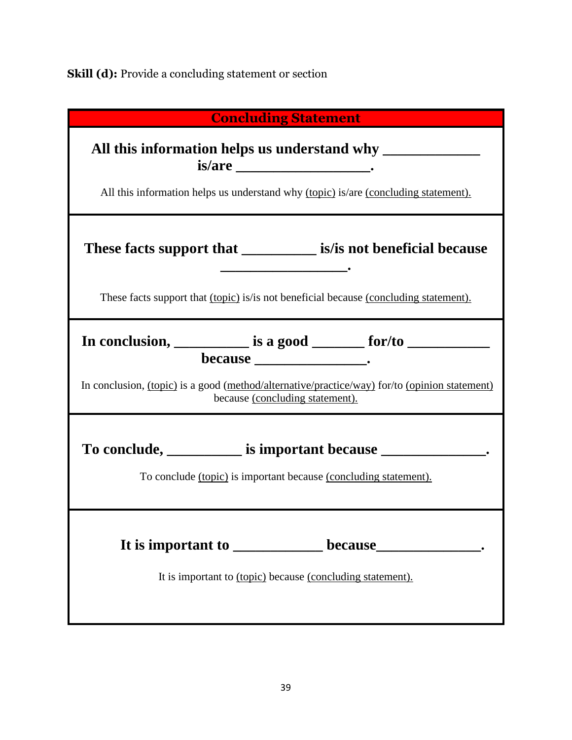**Skill (d):** Provide a concluding statement or section

| Concluding Statement |
| --- |
| **All this information helps us understand why ____________ is/are _________________.**<br><br>All this information helps us understand why <u>(topic)</u> is/are <u>(concluding statement).</u> |
| **These facts support that _________ is/is not beneficial because _________________.**<br><br>These facts support that <u>(topic)</u> is/is not beneficial because <u>(concluding statement).</u> |
| **In conclusion, _________ is a good _______ for/to ___________ because _______________.**<br><br>In conclusion, <u>(topic)</u> is a good <u>(method/alternative/practice/way)</u> for/to <u>(opinion statement)</u> because <u>(concluding statement).</u> |
| **To conclude, _________ is important because ______________.**<br><br>To conclude <u>(topic)</u> is important because <u>(concluding statement).</u> |
| **It is important to ____________ because______________.**<br><br>It is important to <u>(topic)</u> because <u>(concluding statement).</u> |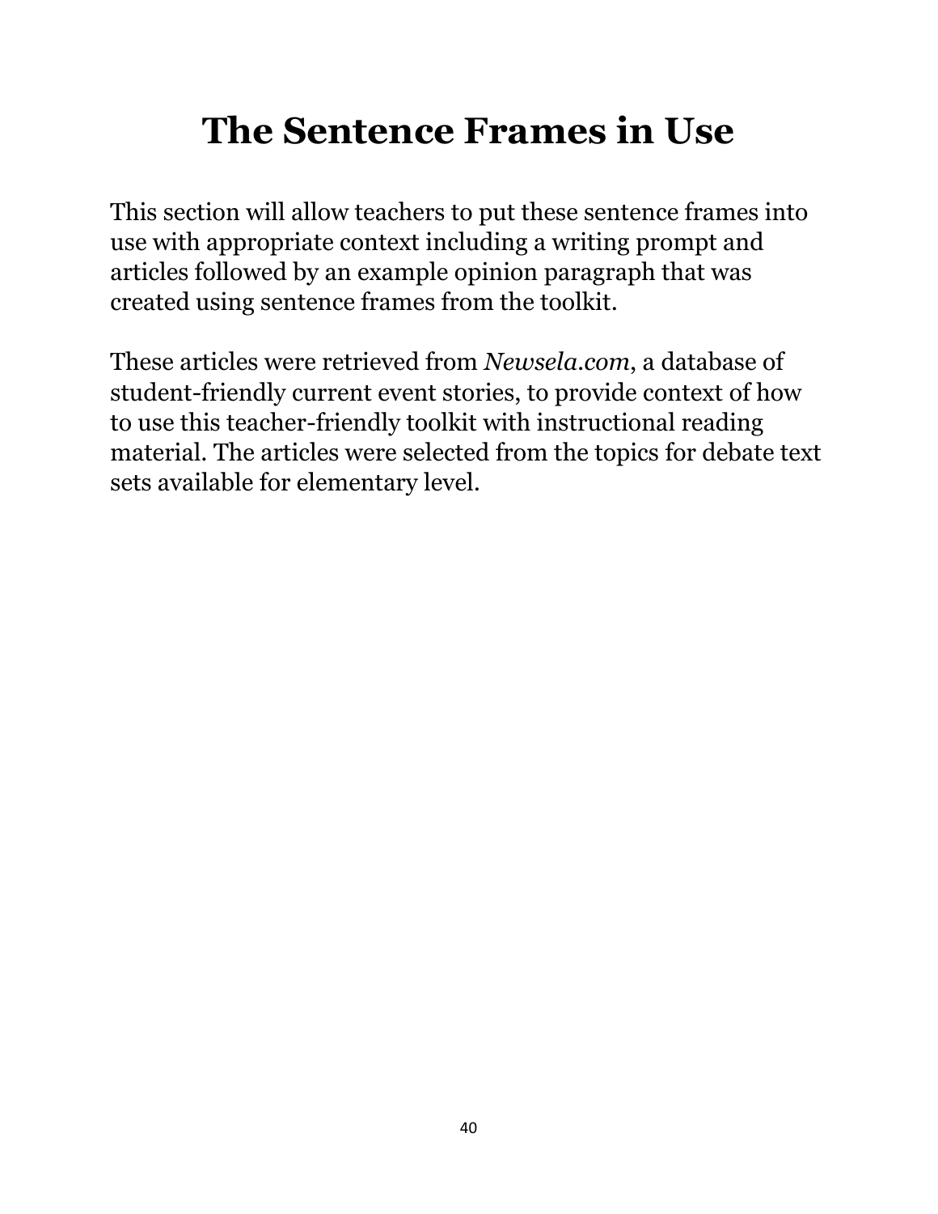# The Sentence Frames in Use

This section will allow teachers to put these sentence frames into use with appropriate context including a writing prompt and articles followed by an example opinion paragraph that was created using sentence frames from the toolkit.

These articles were retrieved from *Newsela.com*, a database of student-friendly current event stories, to provide context of how to use this teacher-friendly toolkit with instructional reading material. The articles were selected from the topics for debate text sets available for elementary level.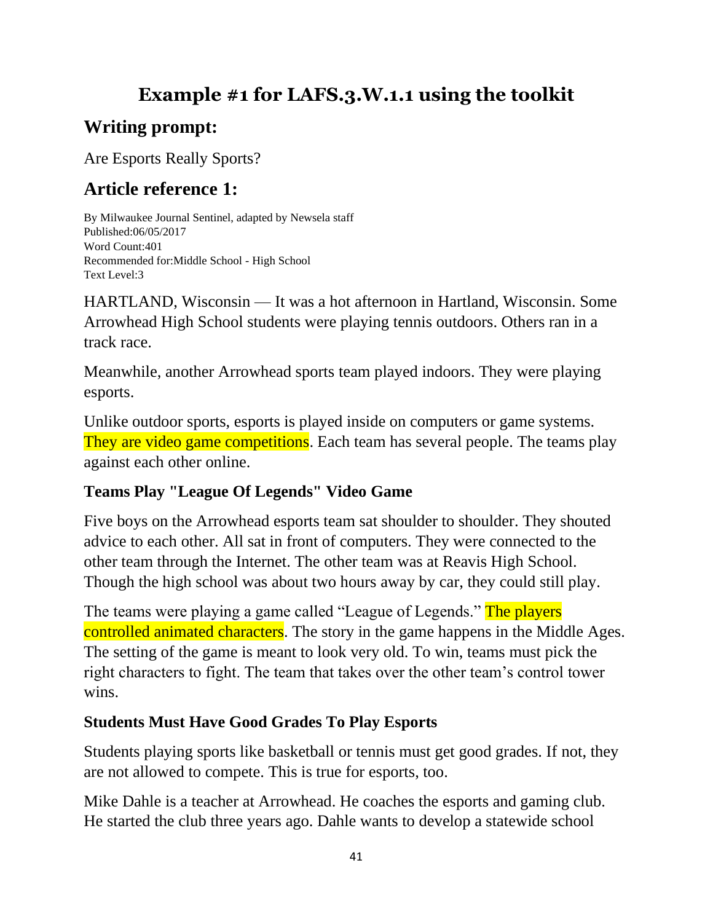# Example #1 for LAFS.3.W.1.1 using the toolkit

## Writing prompt:

Are Esports Really Sports?

## Article reference 1:

By Milwaukee Journal Sentinel, adapted by Newsela staff
Published:06/05/2017
Word Count:401
Recommended for:Middle School - High School
Text Level:3

HARTLAND, Wisconsin — It was a hot afternoon in Hartland, Wisconsin. Some Arrowhead High School students were playing tennis outdoors. Others ran in a track race.

Meanwhile, another Arrowhead sports team played indoors. They were playing esports.

Unlike outdoor sports, esports is played inside on computers or game systems. They are video game competitions. Each team has several people. The teams play against each other online.

### Teams Play "League Of Legends" Video Game

Five boys on the Arrowhead esports team sat shoulder to shoulder. They shouted advice to each other. All sat in front of computers. They were connected to the other team through the Internet. The other team was at Reavis High School. Though the high school was about two hours away by car, they could still play.

The teams were playing a game called "League of Legends." The players controlled animated characters. The story in the game happens in the Middle Ages. The setting of the game is meant to look very old. To win, teams must pick the right characters to fight. The team that takes over the other team's control tower wins.

### Students Must Have Good Grades To Play Esports

Students playing sports like basketball or tennis must get good grades. If not, they are not allowed to compete. This is true for esports, too.

Mike Dahle is a teacher at Arrowhead. He coaches the esports and gaming club. He started the club three years ago. Dahle wants to develop a statewide school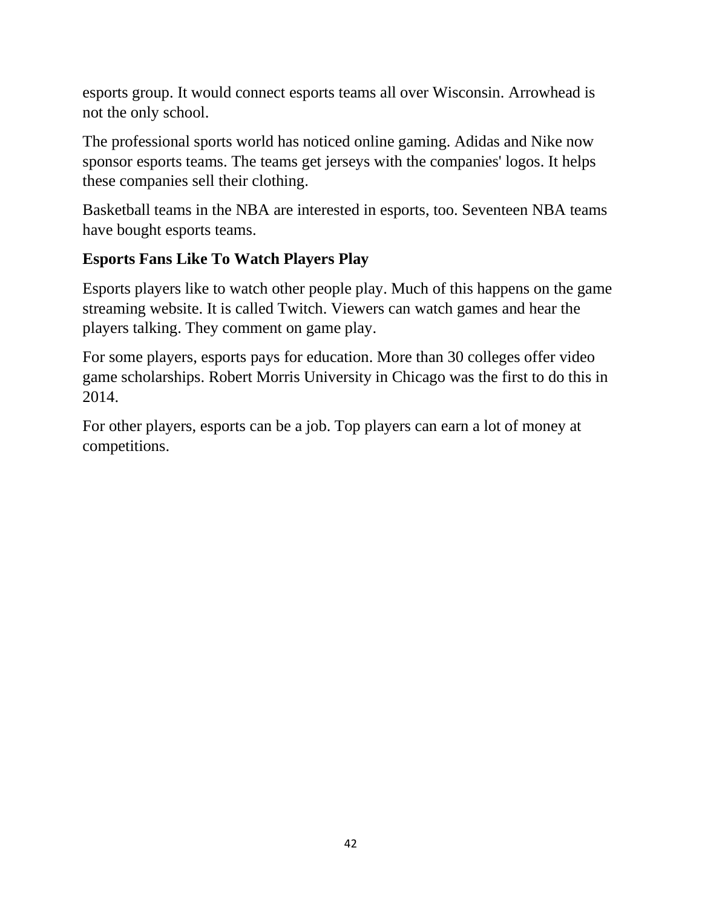esports group. It would connect esports teams all over Wisconsin. Arrowhead is not the only school.

The professional sports world has noticed online gaming. Adidas and Nike now sponsor esports teams. The teams get jerseys with the companies' logos. It helps these companies sell their clothing.

Basketball teams in the NBA are interested in esports, too. Seventeen NBA teams have bought esports teams.

**Esports Fans Like To Watch Players Play**

Esports players like to watch other people play. Much of this happens on the game streaming website. It is called Twitch. Viewers can watch games and hear the players talking. They comment on game play.

For some players, esports pays for education. More than 30 colleges offer video game scholarships. Robert Morris University in Chicago was the first to do this in 2014.

For other players, esports can be a job. Top players can earn a lot of money at competitions.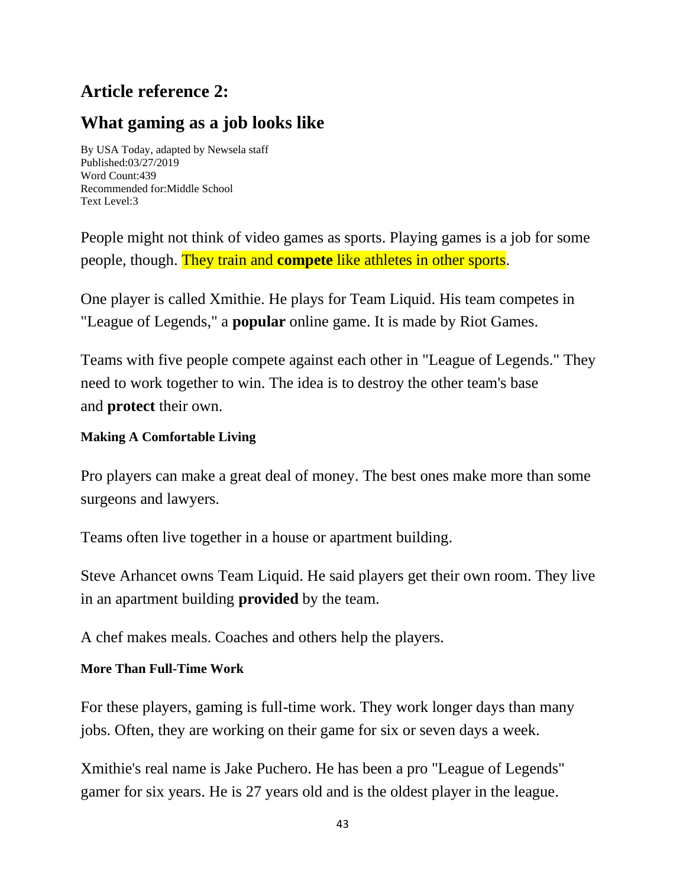## Article reference 2:

## What gaming as a job looks like

By USA Today, adapted by Newsela staff
Published:03/27/2019
Word Count:439
Recommended for:Middle School
Text Level:3

People might not think of video games as sports. Playing games is a job for some people, though. They train and **compete** like athletes in other sports.

One player is called Xmithie. He plays for Team Liquid. His team competes in "League of Legends," a **popular** online game. It is made by Riot Games.

Teams with five people compete against each other in "League of Legends." They need to work together to win. The idea is to destroy the other team's base and **protect** their own.

#### Making A Comfortable Living

Pro players can make a great deal of money. The best ones make more than some surgeons and lawyers.

Teams often live together in a house or apartment building.

Steve Arhancet owns Team Liquid. He said players get their own room. They live in an apartment building **provided** by the team.

A chef makes meals. Coaches and others help the players.

#### More Than Full-Time Work

For these players, gaming is full-time work. They work longer days than many jobs. Often, they are working on their game for six or seven days a week.

Xmithie's real name is Jake Puchero. He has been a pro "League of Legends" gamer for six years. He is 27 years old and is the oldest player in the league.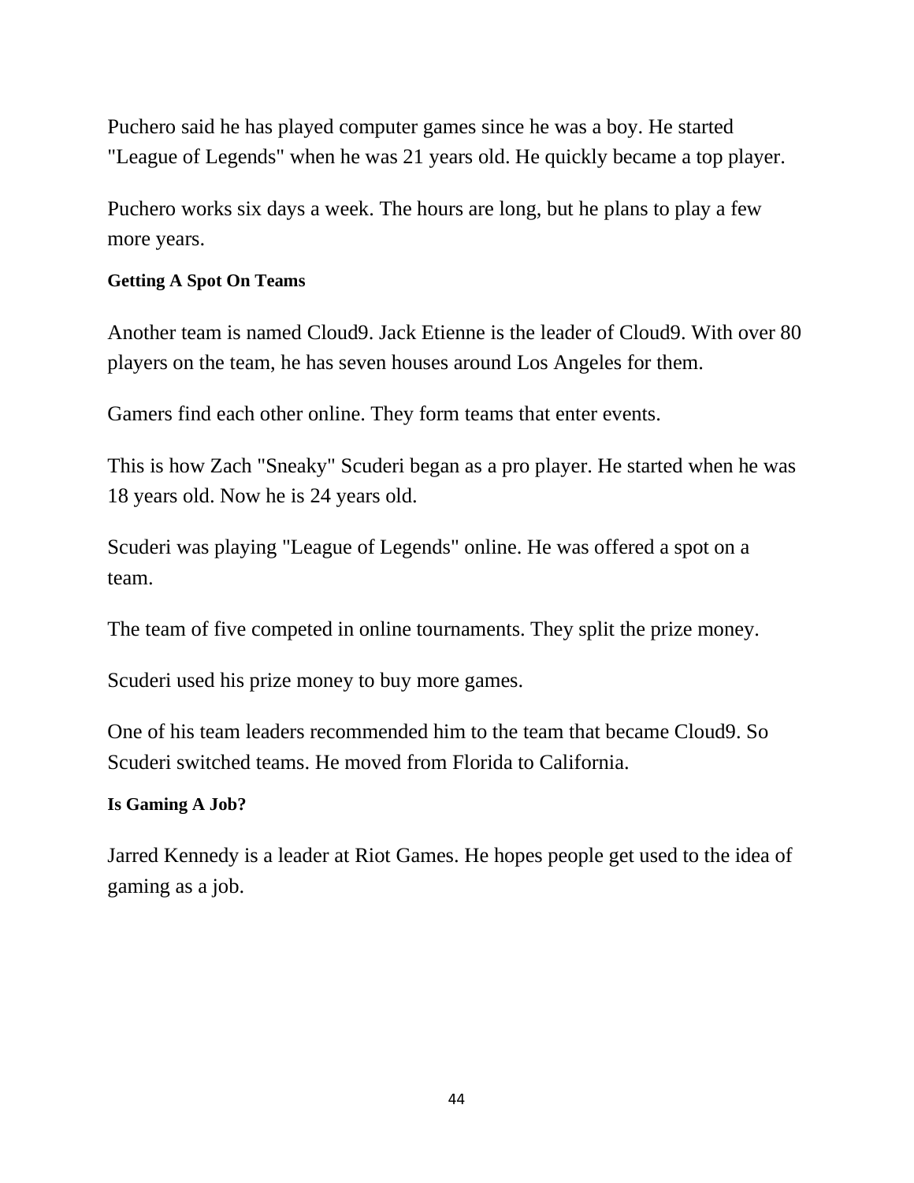Puchero said he has played computer games since he was a boy. He started "League of Legends" when he was 21 years old. He quickly became a top player.

Puchero works six days a week. The hours are long, but he plans to play a few more years.

### Getting A Spot On Teams

Another team is named Cloud9. Jack Etienne is the leader of Cloud9. With over 80 players on the team, he has seven houses around Los Angeles for them.

Gamers find each other online. They form teams that enter events.

This is how Zach "Sneaky" Scuderi began as a pro player. He started when he was 18 years old. Now he is 24 years old.

Scuderi was playing "League of Legends" online. He was offered a spot on a team.

The team of five competed in online tournaments. They split the prize money.

Scuderi used his prize money to buy more games.

One of his team leaders recommended him to the team that became Cloud9. So Scuderi switched teams. He moved from Florida to California.

### Is Gaming A Job?

Jarred Kennedy is a leader at Riot Games. He hopes people get used to the idea of gaming as a job.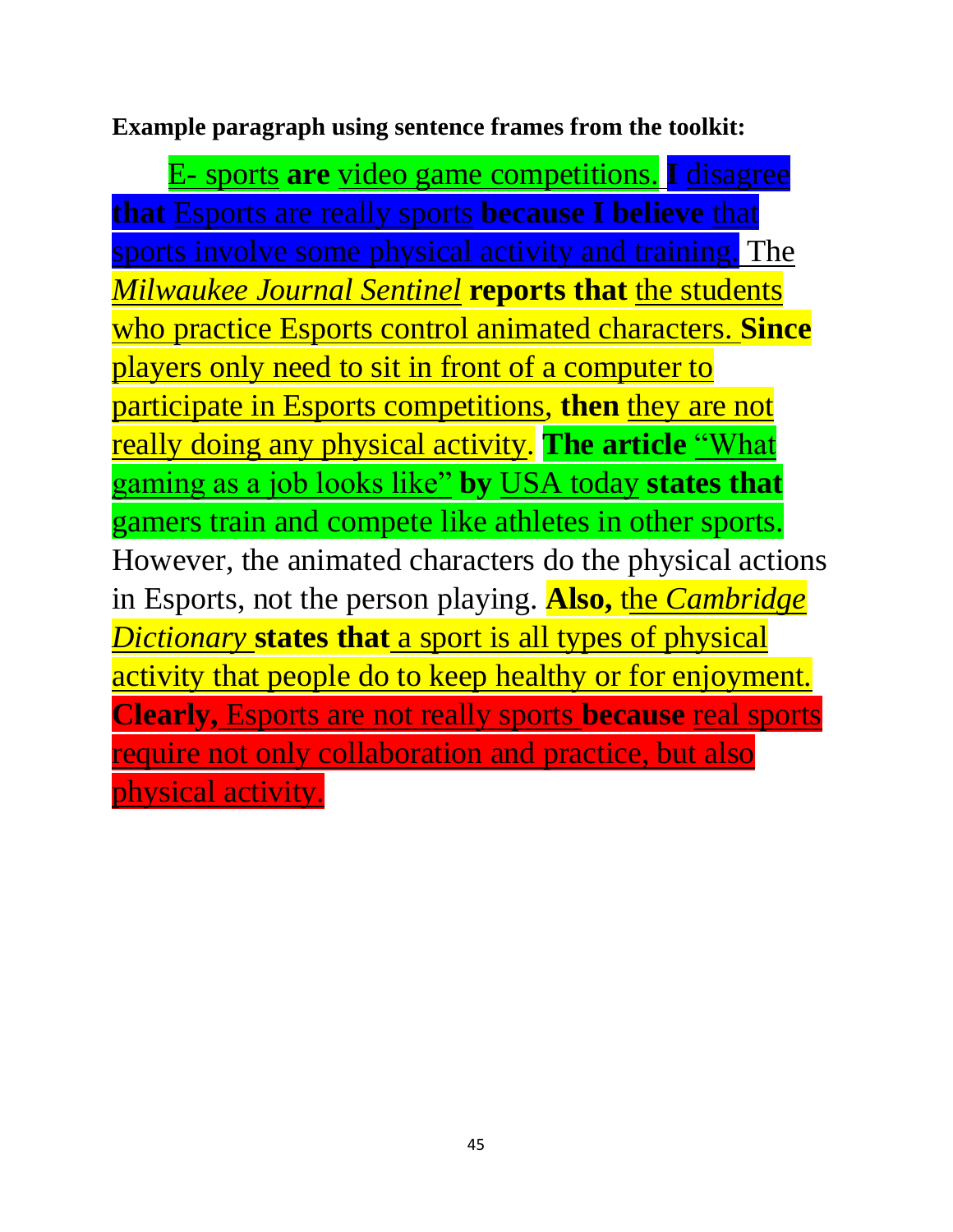**Example paragraph using sentence frames from the toolkit:**

E- sports **are** video game competitions. **I disagree that** Esports are really sports **because I believe** that sports involve some physical activity and training. The *Milwaukee Journal Sentinel* **reports that** the students who practice Esports control animated characters. **Since** players only need to sit in front of a computer to participate in Esports competitions, **then** they are not really doing any physical activity. **The article** "What gaming as a job looks like" **by** USA today **states that** gamers train and compete like athletes in other sports. However, the animated characters do the physical actions in Esports, not the person playing. **Also,** the *Cambridge Dictionary* **states that** a sport is all types of physical activity that people do to keep healthy or for enjoyment. **Clearly,** Esports are not really sports **because** real sports require not only collaboration and practice, but also physical activity.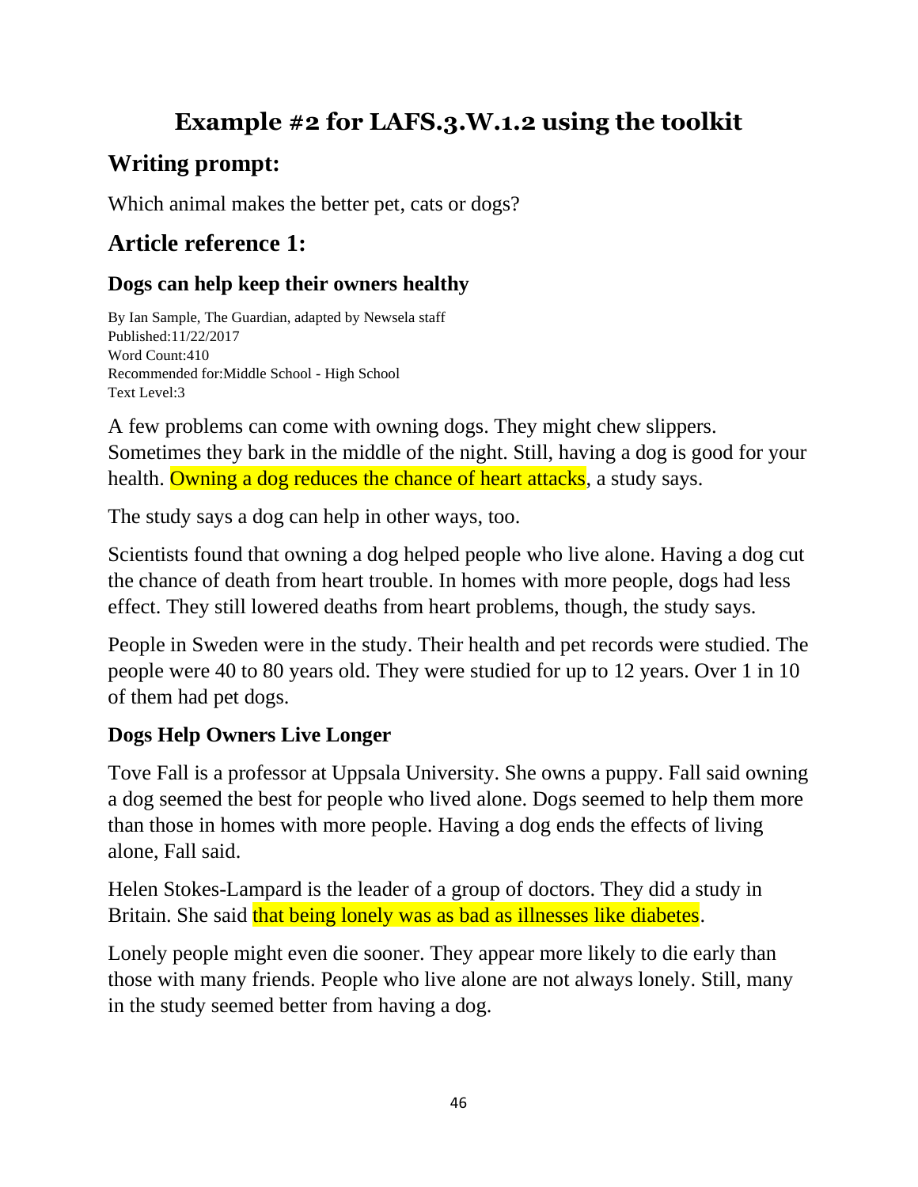# Example #2 for LAFS.3.W.1.2 using the toolkit

## Writing prompt:

Which animal makes the better pet, cats or dogs?

## Article reference 1:

### Dogs can help keep their owners healthy

By Ian Sample, The Guardian, adapted by Newsela staff
Published:11/22/2017
Word Count:410
Recommended for:Middle School - High School
Text Level:3

A few problems can come with owning dogs. They might chew slippers. Sometimes they bark in the middle of the night. Still, having a dog is good for your health. Owning a dog reduces the chance of heart attacks, a study says.

The study says a dog can help in other ways, too.

Scientists found that owning a dog helped people who live alone. Having a dog cut the chance of death from heart trouble. In homes with more people, dogs had less effect. They still lowered deaths from heart problems, though, the study says.

People in Sweden were in the study. Their health and pet records were studied. The people were 40 to 80 years old. They were studied for up to 12 years. Over 1 in 10 of them had pet dogs.

### Dogs Help Owners Live Longer

Tove Fall is a professor at Uppsala University. She owns a puppy. Fall said owning a dog seemed the best for people who lived alone. Dogs seemed to help them more than those in homes with more people. Having a dog ends the effects of living alone, Fall said.

Helen Stokes-Lampard is the leader of a group of doctors. They did a study in Britain. She said that being lonely was as bad as illnesses like diabetes.

Lonely people might even die sooner. They appear more likely to die early than those with many friends. People who live alone are not always lonely. Still, many in the study seemed better from having a dog.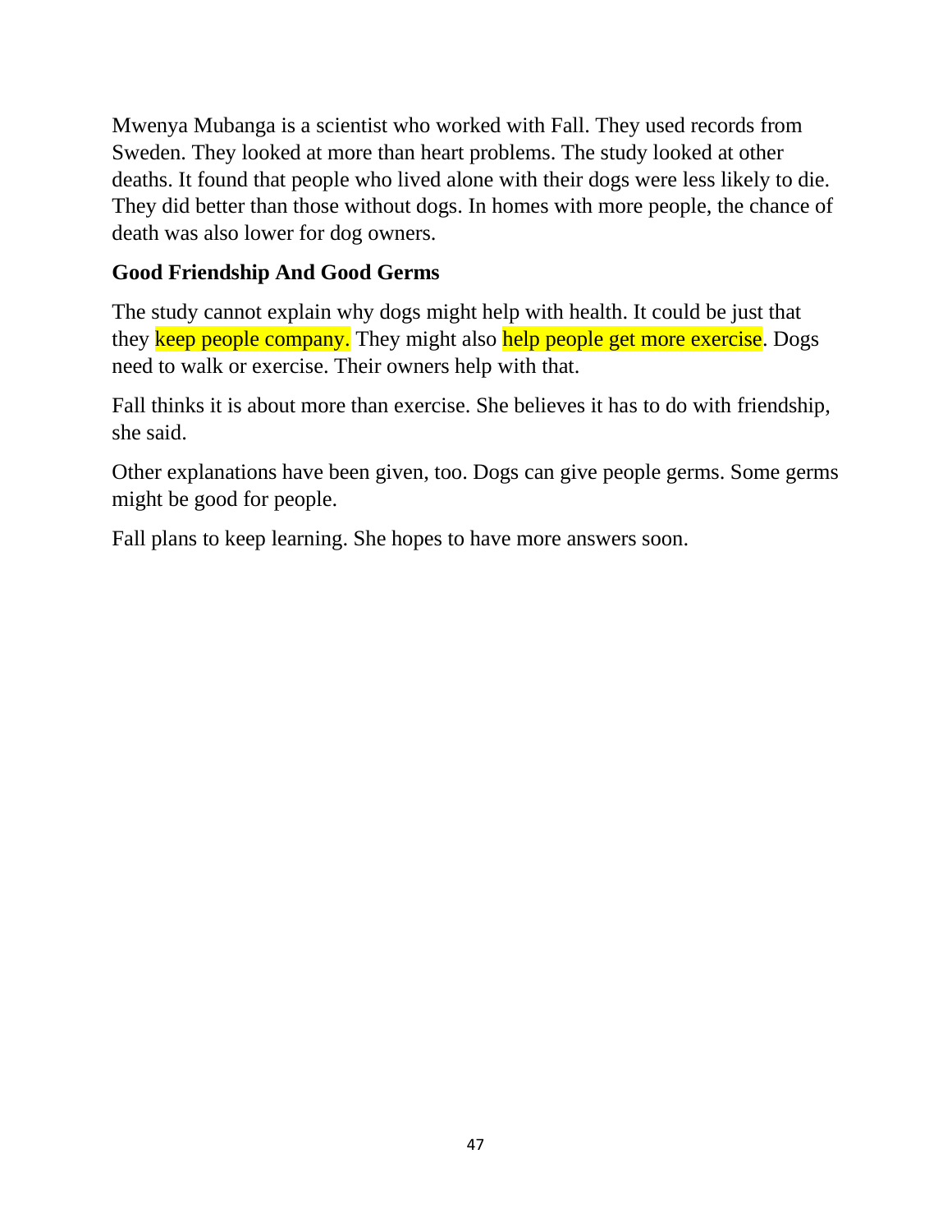Mwenya Mubanga is a scientist who worked with Fall. They used records from Sweden. They looked at more than heart problems. The study looked at other deaths. It found that people who lived alone with their dogs were less likely to die. They did better than those without dogs. In homes with more people, the chance of death was also lower for dog owners.

**Good Friendship And Good Germs**

The study cannot explain why dogs might help with health. It could be just that they keep people company. They might also help people get more exercise. Dogs need to walk or exercise. Their owners help with that.

Fall thinks it is about more than exercise. She believes it has to do with friendship, she said.

Other explanations have been given, too. Dogs can give people germs. Some germs might be good for people.

Fall plans to keep learning. She hopes to have more answers soon.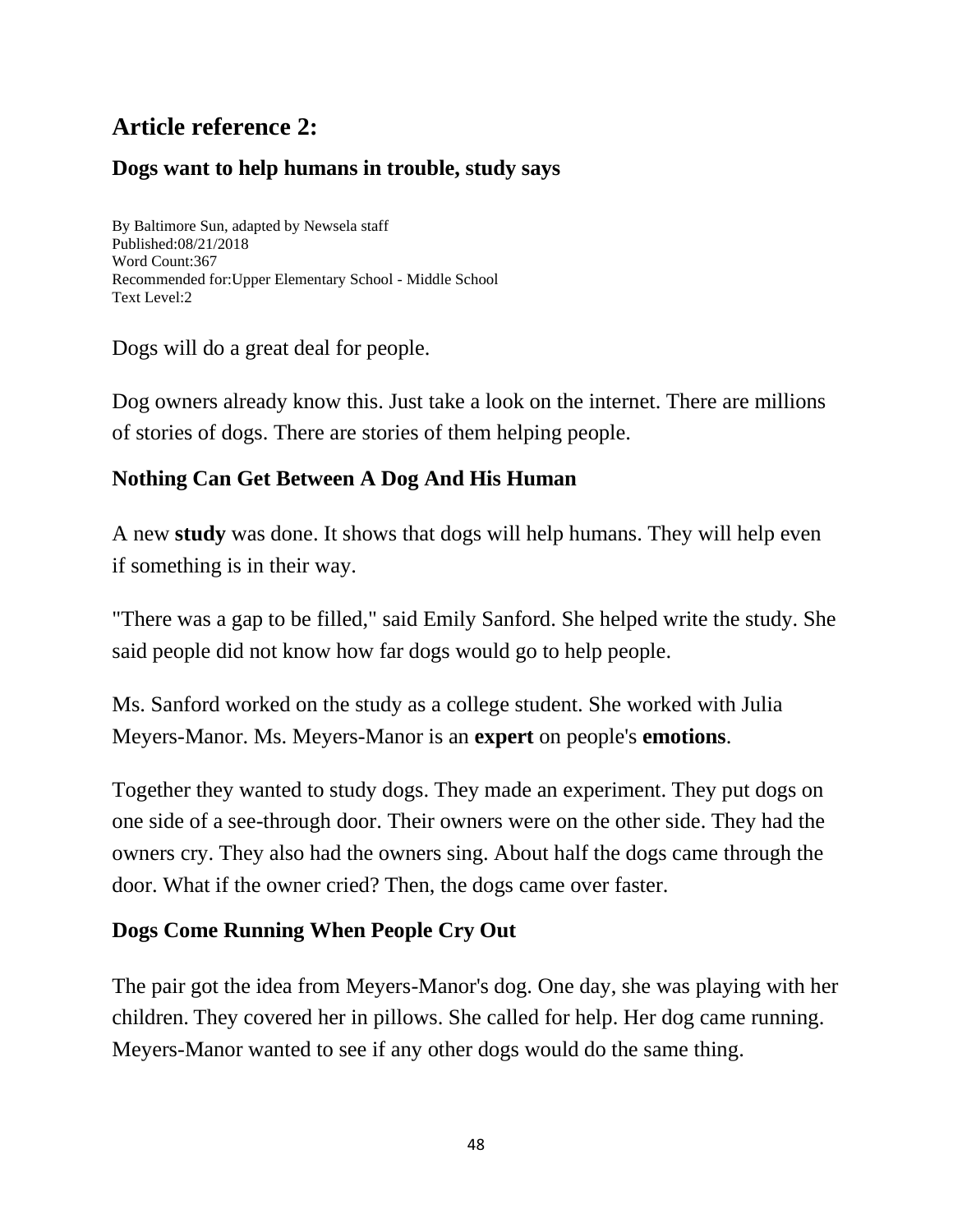## Article reference 2:

### Dogs want to help humans in trouble, study says

By Baltimore Sun, adapted by Newsela staff
Published:08/21/2018
Word Count:367
Recommended for:Upper Elementary School - Middle School
Text Level:2

Dogs will do a great deal for people.

Dog owners already know this. Just take a look on the internet. There are millions of stories of dogs. There are stories of them helping people.

### Nothing Can Get Between A Dog And His Human

A new **study** was done. It shows that dogs will help humans. They will help even if something is in their way.

"There was a gap to be filled," said Emily Sanford. She helped write the study. She said people did not know how far dogs would go to help people.

Ms. Sanford worked on the study as a college student. She worked with Julia Meyers-Manor. Ms. Meyers-Manor is an **expert** on people's **emotions**.

Together they wanted to study dogs. They made an experiment. They put dogs on one side of a see-through door. Their owners were on the other side. They had the owners cry. They also had the owners sing. About half the dogs came through the door. What if the owner cried? Then, the dogs came over faster.

### Dogs Come Running When People Cry Out

The pair got the idea from Meyers-Manor's dog. One day, she was playing with her children. They covered her in pillows. She called for help. Her dog came running. Meyers-Manor wanted to see if any other dogs would do the same thing.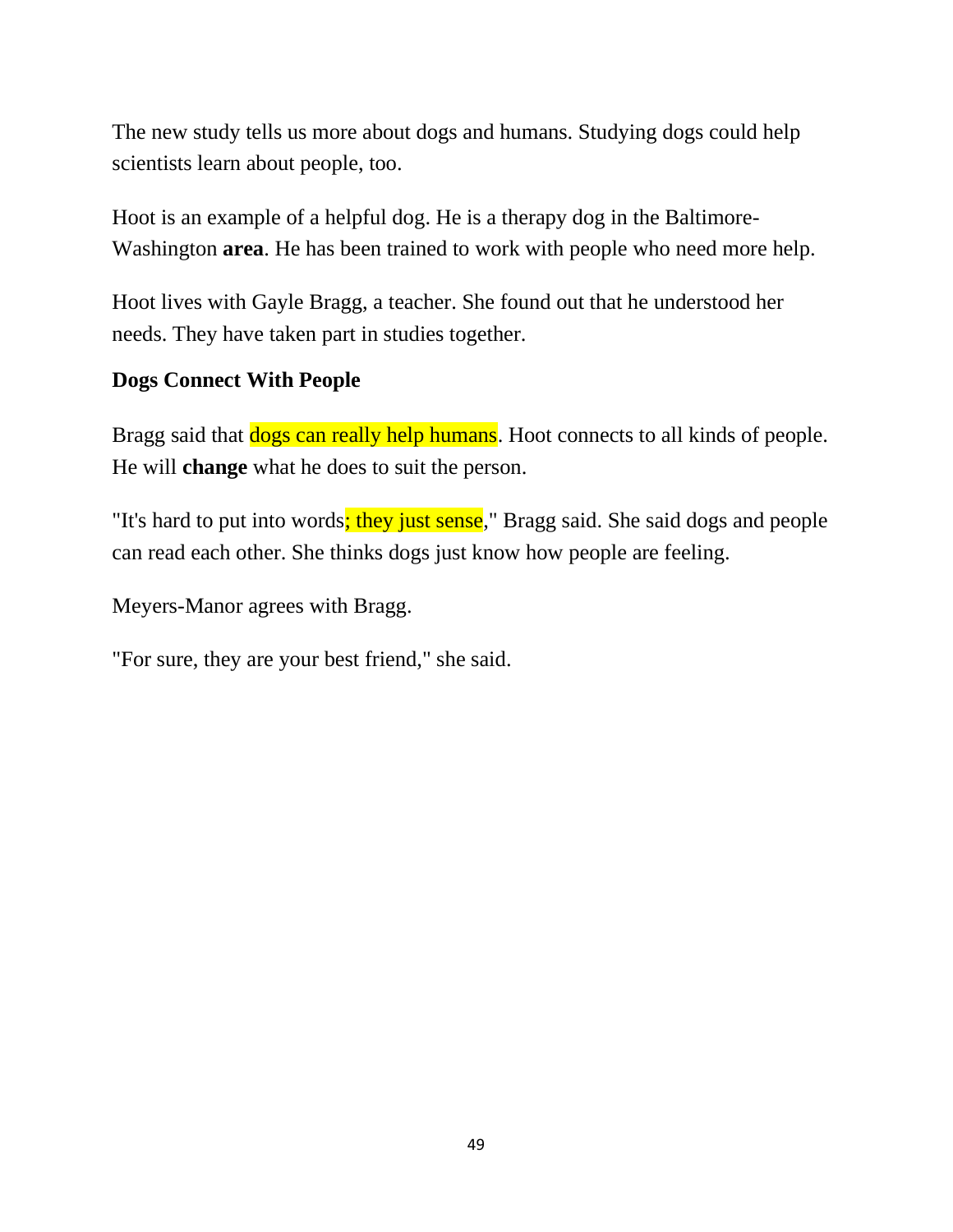The new study tells us more about dogs and humans. Studying dogs could help scientists learn about people, too.

Hoot is an example of a helpful dog. He is a therapy dog in the Baltimore-Washington **area**. He has been trained to work with people who need more help.

Hoot lives with Gayle Bragg, a teacher. She found out that he understood her needs. They have taken part in studies together.

## Dogs Connect With People

Bragg said that dogs can really help humans. Hoot connects to all kinds of people. He will **change** what he does to suit the person.

"It's hard to put into words; they just sense," Bragg said. She said dogs and people can read each other. She thinks dogs just know how people are feeling.

Meyers-Manor agrees with Bragg.

"For sure, they are your best friend," she said.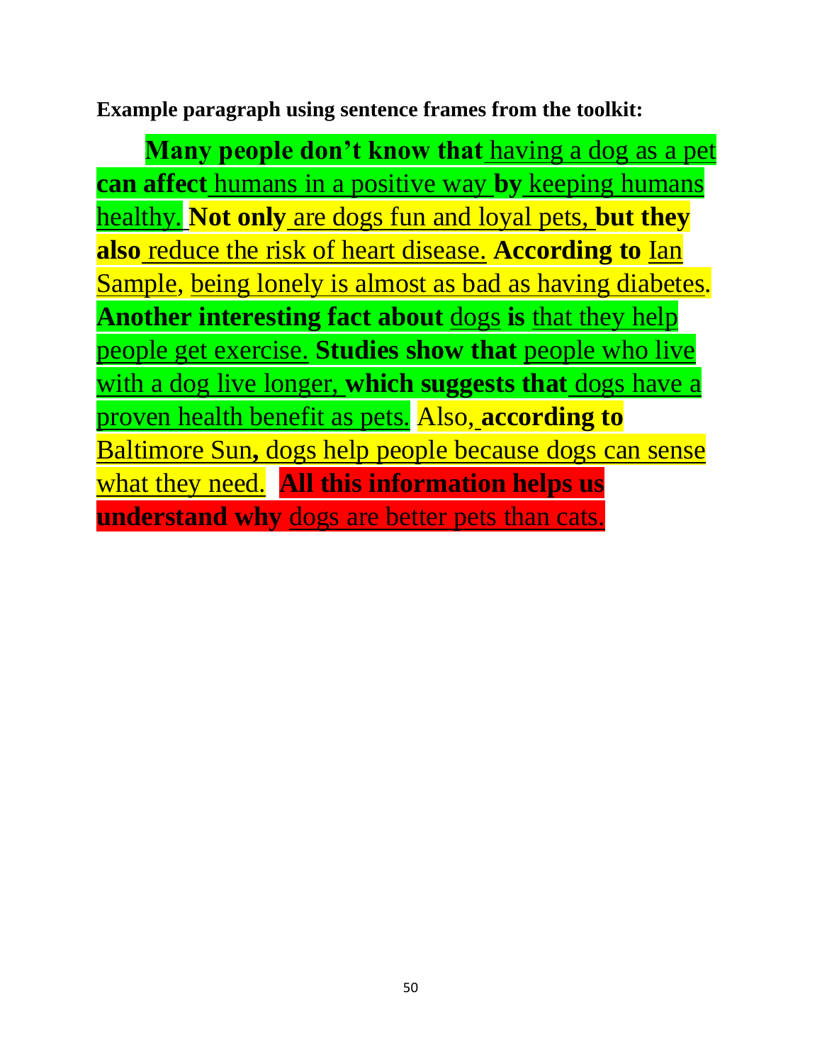**Example paragraph using sentence frames from the toolkit:**

**Many people don't know that** having a dog as a pet **can affect** humans in a positive way **by** keeping humans healthy. **Not only** are dogs fun and loyal pets, **but they also** reduce the risk of heart disease. **According to** Ian Sample, being lonely is almost as bad as having diabetes. **Another interesting fact about** dogs **is** that they help people get exercise. **Studies show that** people who live with a dog live longer, **which suggests that** dogs have a proven health benefit as pets. Also, **according to** Baltimore Sun**,** dogs help people because dogs can sense what they need. **All this information helps us understand why** dogs are better pets than cats.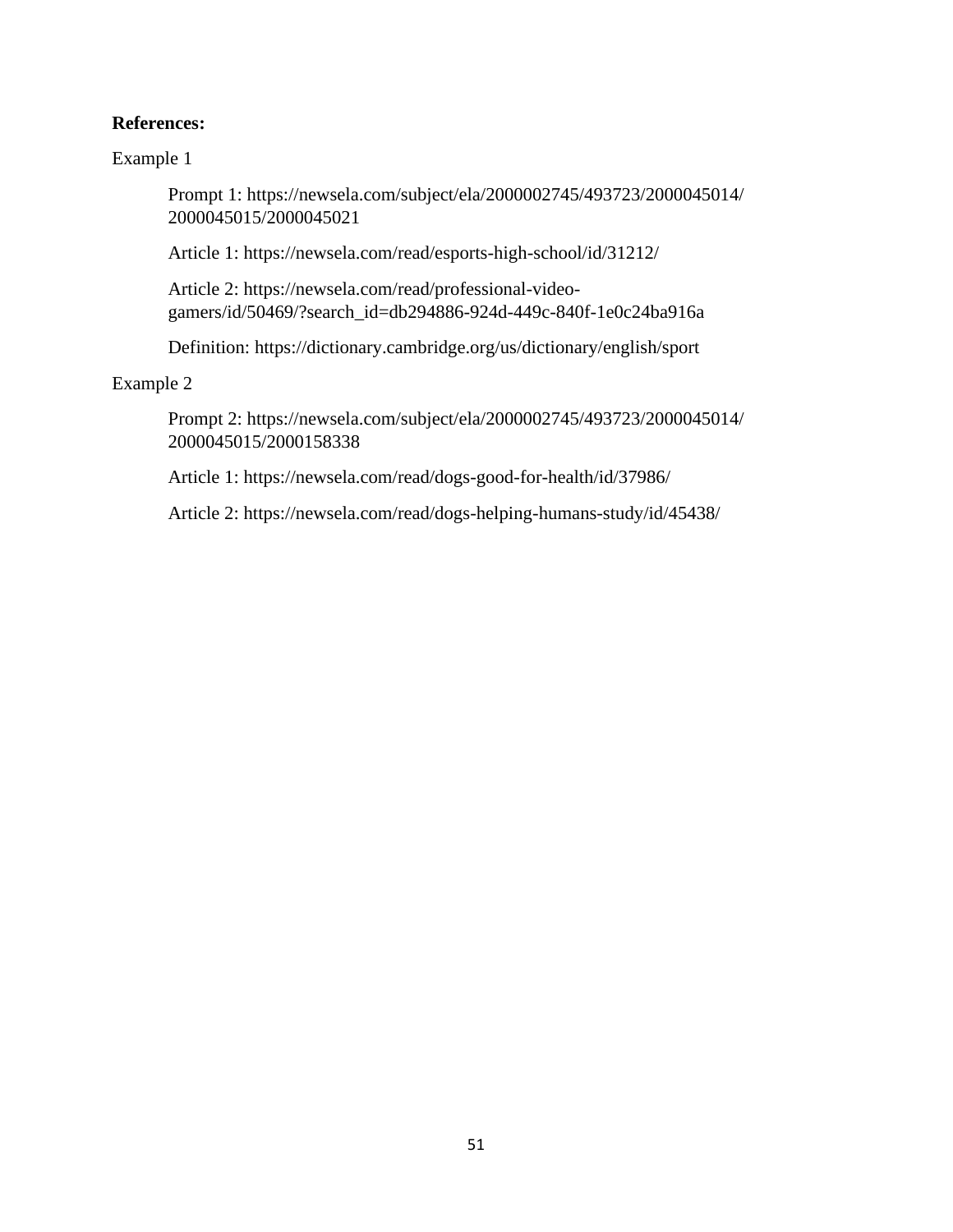**References:**

Example 1

Prompt 1: https://newsela.com/subject/ela/2000002745/493723/2000045014/2000045015/2000045021

Article 1: https://newsela.com/read/esports-high-school/id/31212/

Article 2: https://newsela.com/read/professional-video-gamers/id/50469/?search_id=db294886-924d-449c-840f-1e0c24ba916a

Definition: https://dictionary.cambridge.org/us/dictionary/english/sport

Example 2

Prompt 2: https://newsela.com/subject/ela/2000002745/493723/2000045014/2000045015/2000158338

Article 1: https://newsela.com/read/dogs-good-for-health/id/37986/

Article 2: https://newsela.com/read/dogs-helping-humans-study/id/45438/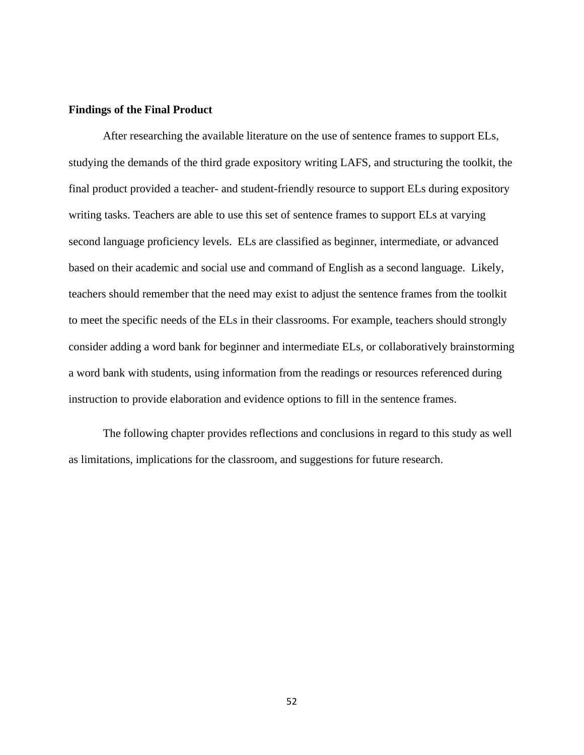**Findings of the Final Product**

After researching the available literature on the use of sentence frames to support ELs, studying the demands of the third grade expository writing LAFS, and structuring the toolkit, the final product provided a teacher- and student-friendly resource to support ELs during expository writing tasks. Teachers are able to use this set of sentence frames to support ELs at varying second language proficiency levels. ELs are classified as beginner, intermediate, or advanced based on their academic and social use and command of English as a second language. Likely, teachers should remember that the need may exist to adjust the sentence frames from the toolkit to meet the specific needs of the ELs in their classrooms. For example, teachers should strongly consider adding a word bank for beginner and intermediate ELs, or collaboratively brainstorming a word bank with students, using information from the readings or resources referenced during instruction to provide elaboration and evidence options to fill in the sentence frames.

The following chapter provides reflections and conclusions in regard to this study as well as limitations, implications for the classroom, and suggestions for future research.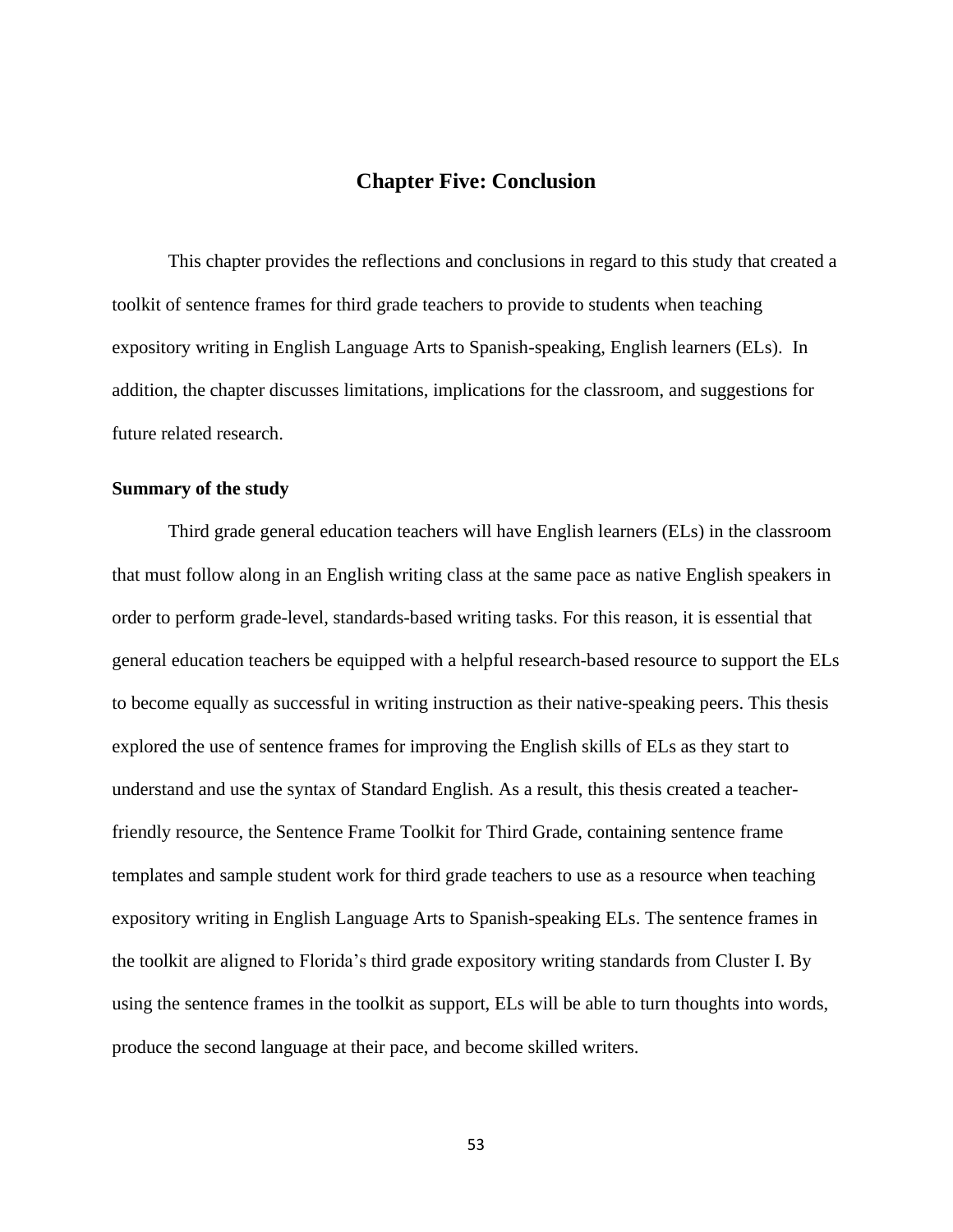# Chapter Five: Conclusion

This chapter provides the reflections and conclusions in regard to this study that created a toolkit of sentence frames for third grade teachers to provide to students when teaching expository writing in English Language Arts to Spanish-speaking, English learners (ELs). In addition, the chapter discusses limitations, implications for the classroom, and suggestions for future related research.

**Summary of the study**

Third grade general education teachers will have English learners (ELs) in the classroom that must follow along in an English writing class at the same pace as native English speakers in order to perform grade-level, standards-based writing tasks. For this reason, it is essential that general education teachers be equipped with a helpful research-based resource to support the ELs to become equally as successful in writing instruction as their native-speaking peers. This thesis explored the use of sentence frames for improving the English skills of ELs as they start to understand and use the syntax of Standard English. As a result, this thesis created a teacher-friendly resource, the Sentence Frame Toolkit for Third Grade, containing sentence frame templates and sample student work for third grade teachers to use as a resource when teaching expository writing in English Language Arts to Spanish-speaking ELs. The sentence frames in the toolkit are aligned to Florida's third grade expository writing standards from Cluster I. By using the sentence frames in the toolkit as support, ELs will be able to turn thoughts into words, produce the second language at their pace, and become skilled writers.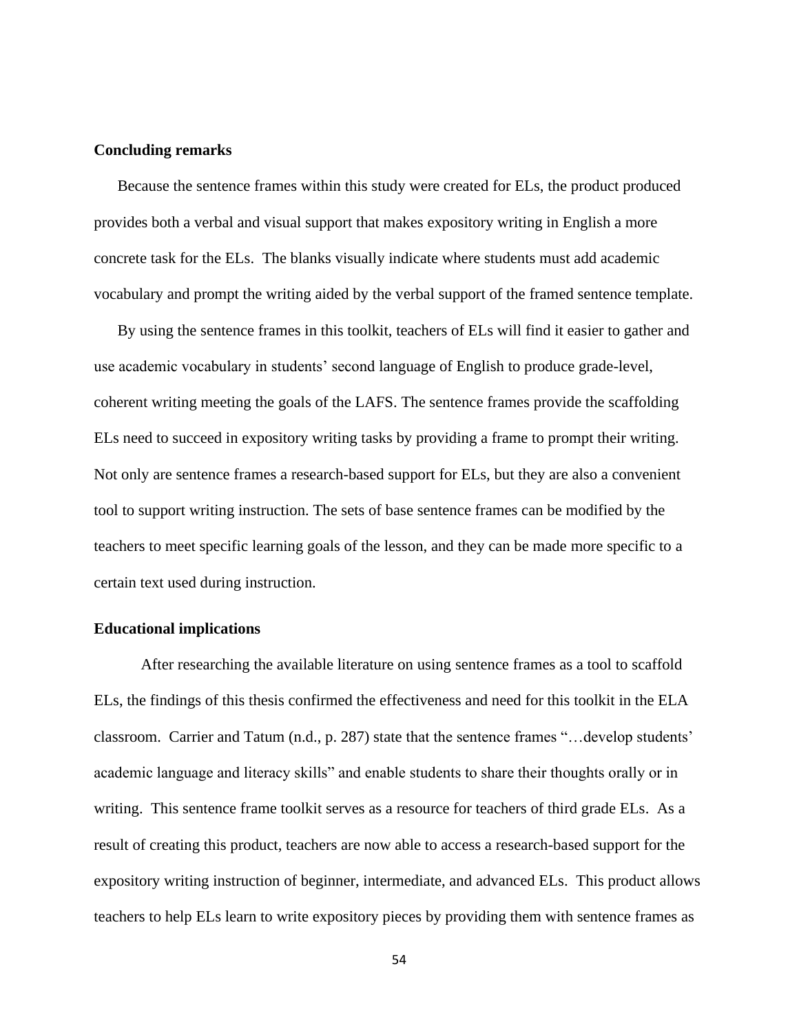**Concluding remarks**

Because the sentence frames within this study were created for ELs, the product produced provides both a verbal and visual support that makes expository writing in English a more concrete task for the ELs. The blanks visually indicate where students must add academic vocabulary and prompt the writing aided by the verbal support of the framed sentence template.

By using the sentence frames in this toolkit, teachers of ELs will find it easier to gather and use academic vocabulary in students' second language of English to produce grade-level, coherent writing meeting the goals of the LAFS. The sentence frames provide the scaffolding ELs need to succeed in expository writing tasks by providing a frame to prompt their writing. Not only are sentence frames a research-based support for ELs, but they are also a convenient tool to support writing instruction. The sets of base sentence frames can be modified by the teachers to meet specific learning goals of the lesson, and they can be made more specific to a certain text used during instruction.

**Educational implications**

After researching the available literature on using sentence frames as a tool to scaffold ELs, the findings of this thesis confirmed the effectiveness and need for this toolkit in the ELA classroom. Carrier and Tatum (n.d., p. 287) state that the sentence frames "…develop students' academic language and literacy skills" and enable students to share their thoughts orally or in writing. This sentence frame toolkit serves as a resource for teachers of third grade ELs. As a result of creating this product, teachers are now able to access a research-based support for the expository writing instruction of beginner, intermediate, and advanced ELs. This product allows teachers to help ELs learn to write expository pieces by providing them with sentence frames as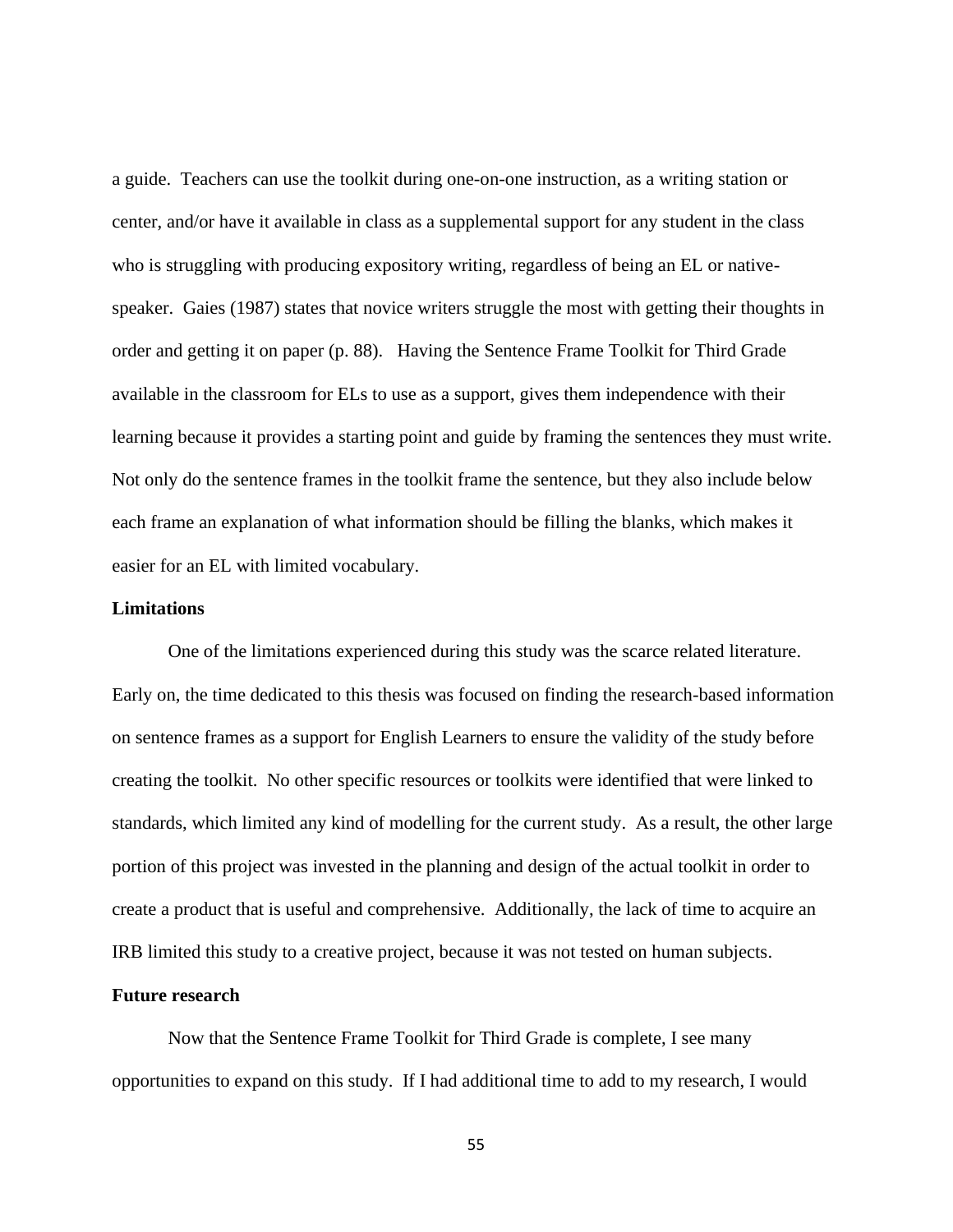a guide. Teachers can use the toolkit during one-on-one instruction, as a writing station or center, and/or have it available in class as a supplemental support for any student in the class who is struggling with producing expository writing, regardless of being an EL or native-speaker. Gaies (1987) states that novice writers struggle the most with getting their thoughts in order and getting it on paper (p. 88). Having the Sentence Frame Toolkit for Third Grade available in the classroom for ELs to use as a support, gives them independence with their learning because it provides a starting point and guide by framing the sentences they must write. Not only do the sentence frames in the toolkit frame the sentence, but they also include below each frame an explanation of what information should be filling the blanks, which makes it easier for an EL with limited vocabulary.

**Limitations**

One of the limitations experienced during this study was the scarce related literature. Early on, the time dedicated to this thesis was focused on finding the research-based information on sentence frames as a support for English Learners to ensure the validity of the study before creating the toolkit. No other specific resources or toolkits were identified that were linked to standards, which limited any kind of modelling for the current study. As a result, the other large portion of this project was invested in the planning and design of the actual toolkit in order to create a product that is useful and comprehensive. Additionally, the lack of time to acquire an IRB limited this study to a creative project, because it was not tested on human subjects.

**Future research**

Now that the Sentence Frame Toolkit for Third Grade is complete, I see many opportunities to expand on this study. If I had additional time to add to my research, I would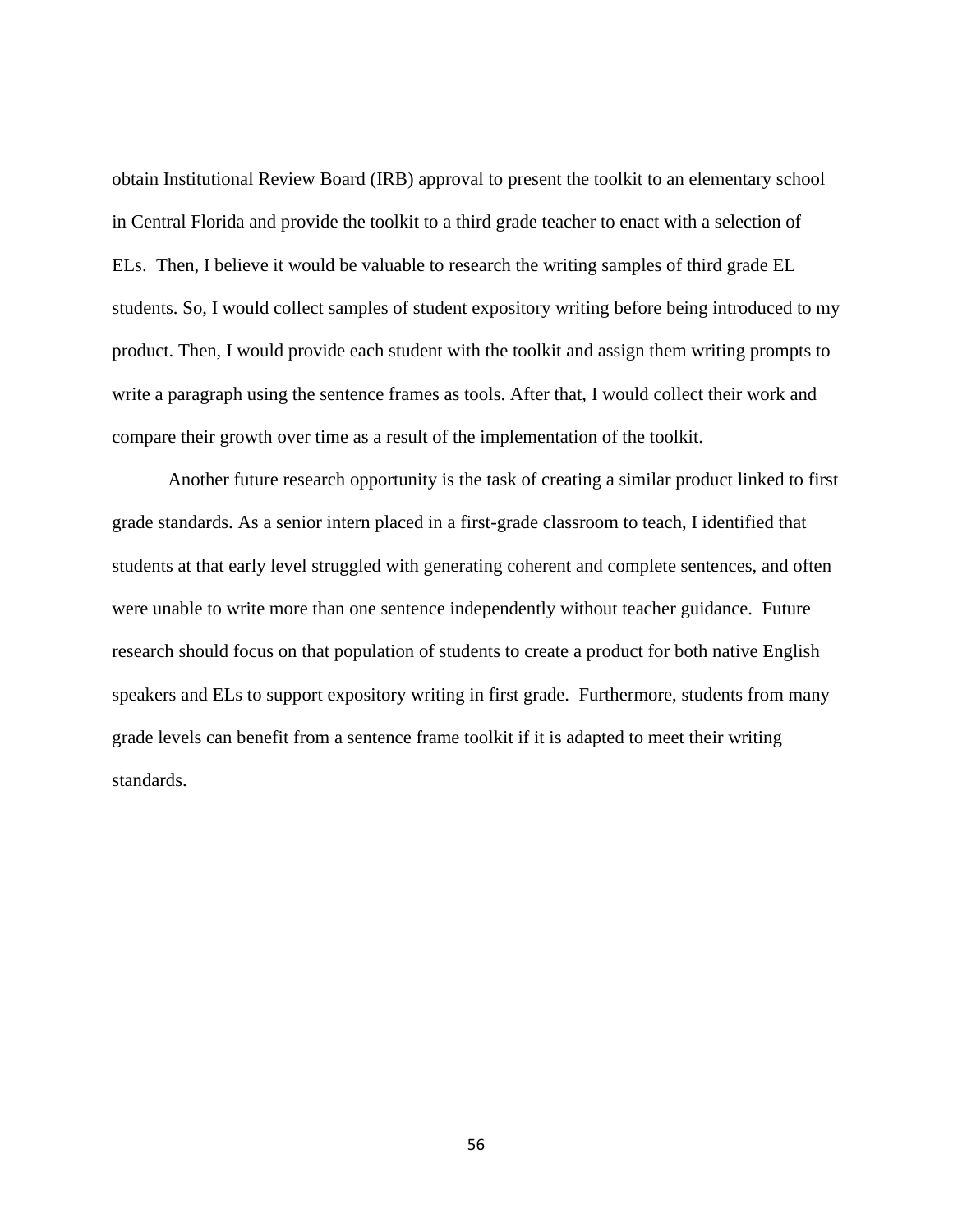obtain Institutional Review Board (IRB) approval to present the toolkit to an elementary school in Central Florida and provide the toolkit to a third grade teacher to enact with a selection of ELs. Then, I believe it would be valuable to research the writing samples of third grade EL students. So, I would collect samples of student expository writing before being introduced to my product. Then, I would provide each student with the toolkit and assign them writing prompts to write a paragraph using the sentence frames as tools. After that, I would collect their work and compare their growth over time as a result of the implementation of the toolkit.

Another future research opportunity is the task of creating a similar product linked to first grade standards. As a senior intern placed in a first-grade classroom to teach, I identified that students at that early level struggled with generating coherent and complete sentences, and often were unable to write more than one sentence independently without teacher guidance. Future research should focus on that population of students to create a product for both native English speakers and ELs to support expository writing in first grade. Furthermore, students from many grade levels can benefit from a sentence frame toolkit if it is adapted to meet their writing standards.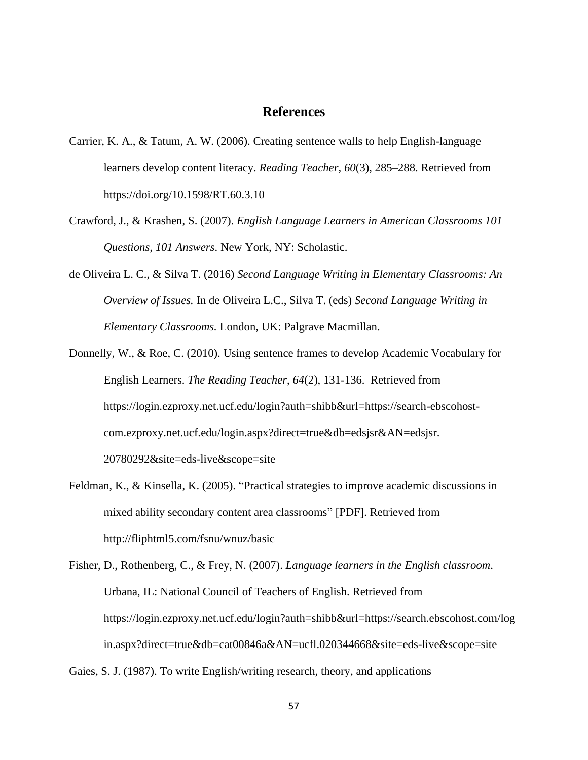# References

Carrier, K. A., & Tatum, A. W. (2006). Creating sentence walls to help English-language learners develop content literacy. *Reading Teacher, 60*(3), 285–288. Retrieved from https://doi.org/10.1598/RT.60.3.10

Crawford, J., & Krashen, S. (2007). *English Language Learners in American Classrooms 101 Questions, 101 Answers*. New York, NY: Scholastic.

de Oliveira L. C., & Silva T. (2016) *Second Language Writing in Elementary Classrooms: An Overview of Issues.* In de Oliveira L.C., Silva T. (eds) *Second Language Writing in Elementary Classrooms.* London, UK: Palgrave Macmillan.

Donnelly, W., & Roe, C. (2010). Using sentence frames to develop Academic Vocabulary for English Learners. *The Reading Teacher*, *64*(2), 131-136. Retrieved from https://login.ezproxy.net.ucf.edu/login?auth=shibb&url=https://search-ebscohost-com.ezproxy.net.ucf.edu/login.aspx?direct=true&db=edsjsr&AN=edsjsr.20780292&site=eds-live&scope=site

Feldman, K., & Kinsella, K. (2005). "Practical strategies to improve academic discussions in mixed ability secondary content area classrooms" [PDF]. Retrieved from http://fliphtml5.com/fsnu/wnuz/basic

Fisher, D., Rothenberg, C., & Frey, N. (2007). *Language learners in the English classroom*. Urbana, IL: National Council of Teachers of English. Retrieved from https://login.ezproxy.net.ucf.edu/login?auth=shibb&url=https://search.ebscohost.com/login.aspx?direct=true&db=cat00846a&AN=ucfl.020344668&site=eds-live&scope=site

Gaies, S. J. (1987). To write English/writing research, theory, and applications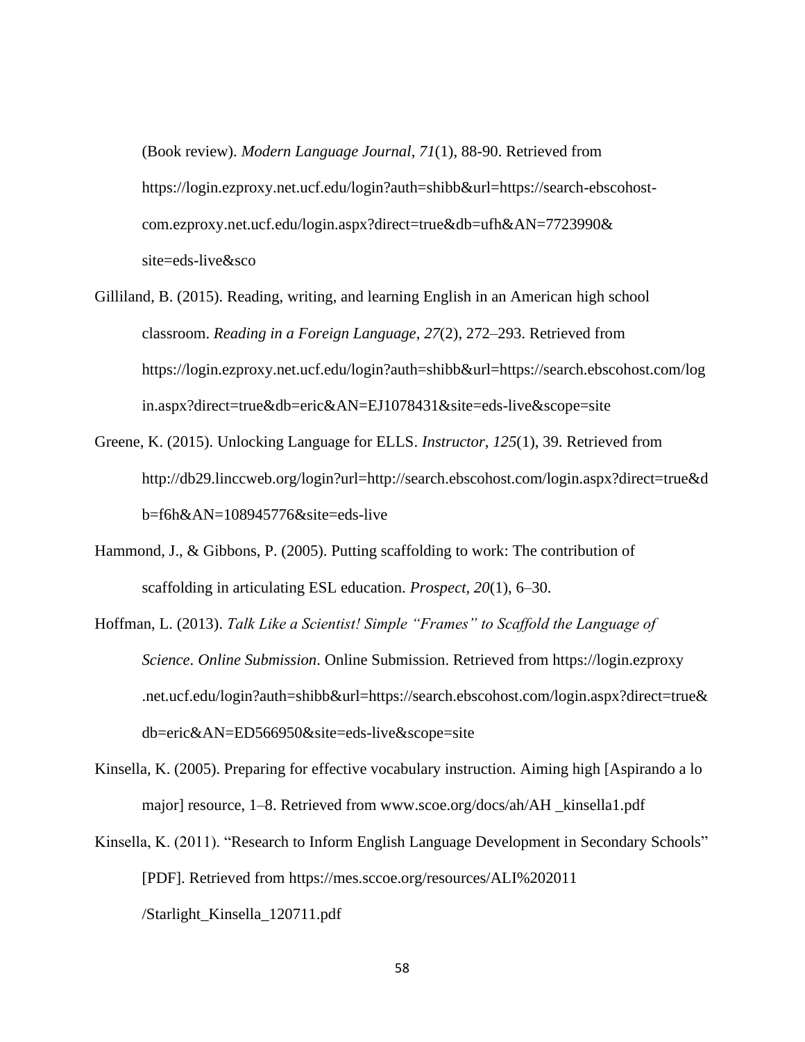(Book review). *Modern Language Journal*, *71*(1), 88-90. Retrieved from https://login.ezproxy.net.ucf.edu/login?auth=shibb&url=https://search-ebscohost-com.ezproxy.net.ucf.edu/login.aspx?direct=true&db=ufh&AN=7723990& site=eds-live&sco

Gilliland, B. (2015). Reading, writing, and learning English in an American high school classroom. *Reading in a Foreign Language*, *27*(2), 272–293. Retrieved from https://login.ezproxy.net.ucf.edu/login?auth=shibb&url=https://search.ebscohost.com/login.aspx?direct=true&db=eric&AN=EJ1078431&site=eds-live&scope=site

Greene, K. (2015). Unlocking Language for ELLS. *Instructor*, *125*(1), 39. Retrieved from http://db29.linccweb.org/login?url=http://search.ebscohost.com/login.aspx?direct=true&db=f6h&AN=108945776&site=eds-live

Hammond, J., & Gibbons, P. (2005). Putting scaffolding to work: The contribution of scaffolding in articulating ESL education. *Prospect*, *20*(1), 6–30.

Hoffman, L. (2013). *Talk Like a Scientist! Simple "Frames" to Scaffold the Language of Science*. *Online Submission*. Online Submission. Retrieved from https://login.ezproxy .net.ucf.edu/login?auth=shibb&url=https://search.ebscohost.com/login.aspx?direct=true& db=eric&AN=ED566950&site=eds-live&scope=site

Kinsella, K. (2005). Preparing for effective vocabulary instruction. Aiming high [Aspirando a lo major] resource, 1–8. Retrieved from www.scoe.org/docs/ah/AH _kinsella1.pdf

Kinsella, K. (2011). "Research to Inform English Language Development in Secondary Schools" [PDF]. Retrieved from https://mes.sccoe.org/resources/ALI%202011 /Starlight_Kinsella_120711.pdf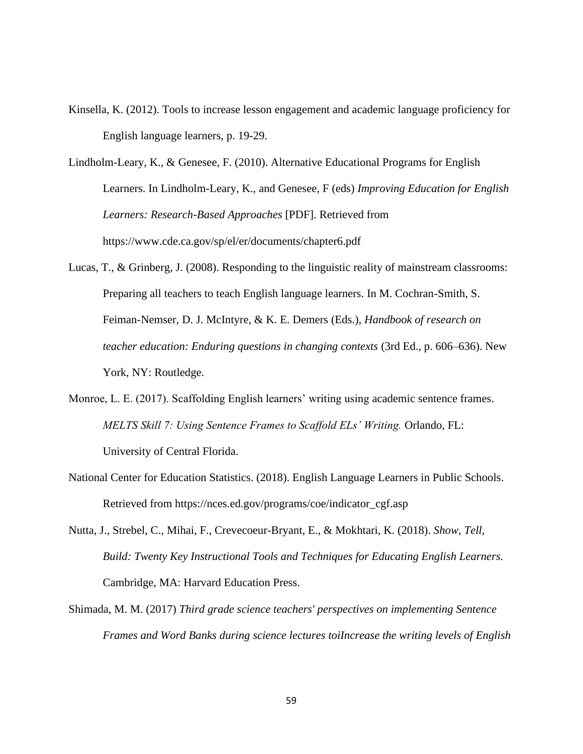Kinsella, K. (2012). Tools to increase lesson engagement and academic language proficiency for English language learners, p. 19-29.

Lindholm-Leary, K., & Genesee, F. (2010). Alternative Educational Programs for English Learners. In Lindholm-Leary, K., and Genesee, F (eds) *Improving Education for English Learners: Research-Based Approaches* [PDF]. Retrieved from https://www.cde.ca.gov/sp/el/er/documents/chapter6.pdf

Lucas, T., & Grinberg, J. (2008). Responding to the linguistic reality of mainstream classrooms: Preparing all teachers to teach English language learners. In M. Cochran-Smith, S. Feiman-Nemser, D. J. McIntyre, & K. E. Demers (Eds.), *Handbook of research on teacher education: Enduring questions in changing contexts* (3rd Ed., p. 606–636). New York, NY: Routledge.

Monroe, L. E. (2017). Scaffolding English learners' writing using academic sentence frames. *MELTS Skill 7: Using Sentence Frames to Scaffold ELs' Writing.* Orlando, FL: University of Central Florida.

National Center for Education Statistics. (2018). English Language Learners in Public Schools. Retrieved from https://nces.ed.gov/programs/coe/indicator_cgf.asp

Nutta, J., Strebel, C., Mihai, F., Crevecoeur-Bryant, E., & Mokhtari, K. (2018). *Show, Tell, Build: Twenty Key Instructional Tools and Techniques for Educating English Learners.* Cambridge, MA: Harvard Education Press.

Shimada, M. M. (2017) *Third grade science teachers' perspectives on implementing Sentence Frames and Word Banks during science lectures toiIncrease the writing levels of English*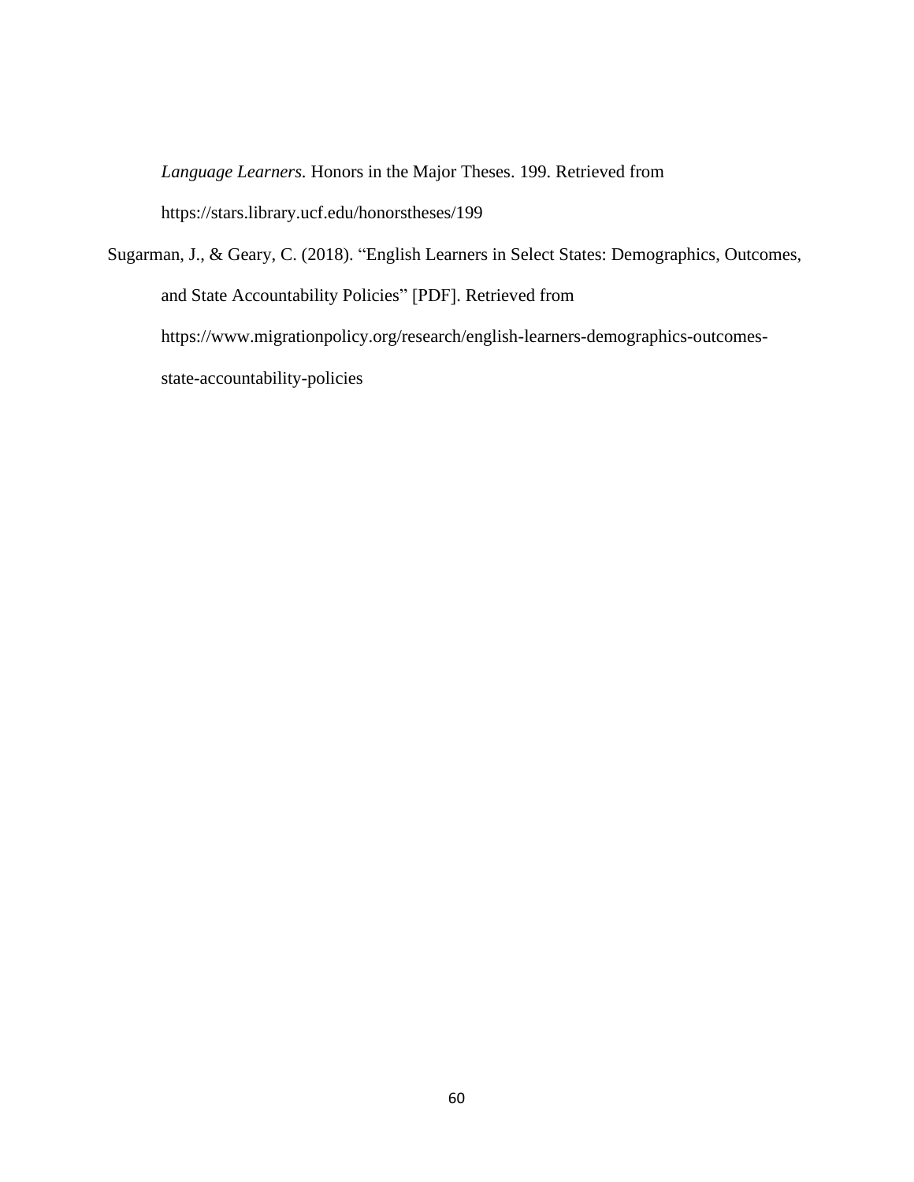*Language Learners.* Honors in the Major Theses. 199. Retrieved from https://stars.library.ucf.edu/honorstheses/199

Sugarman, J., & Geary, C. (2018). “English Learners in Select States: Demographics, Outcomes, and State Accountability Policies” [PDF]. Retrieved from https://www.migrationpolicy.org/research/english-learners-demographics-outcomes-state-accountability-policies